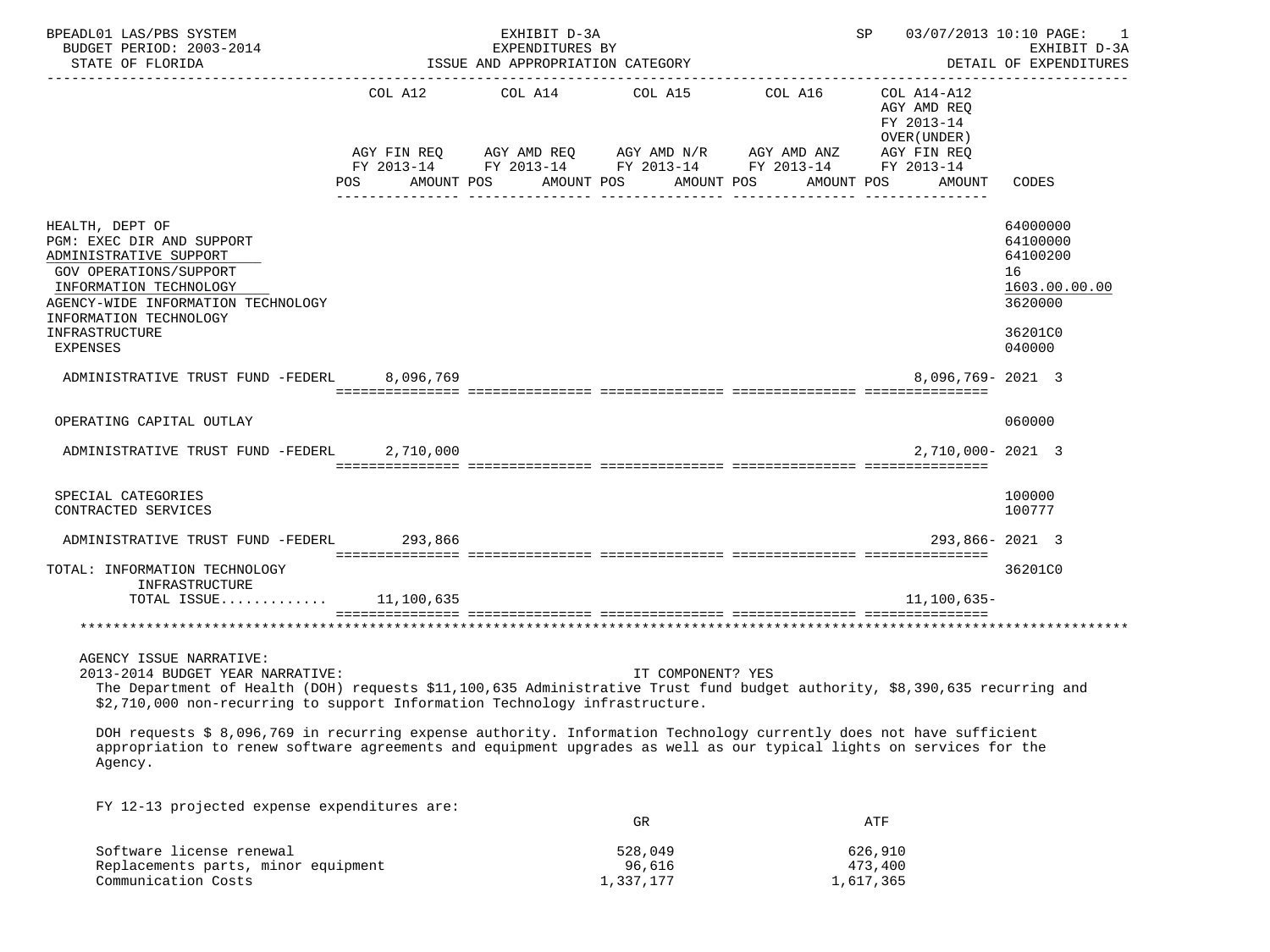BPEADL01 LAS/PBS SYSTEM — EXHIBIT D-3A — EXPENDITURES BY ISSUE AND APPROPRIATION CATEGORY — SP 03/07/2013 10:10 PAGE: 1
BUDGET PERIOD: 2003-2014 — EXHIBIT D-3A
STATE OF FLORIDA — DETAIL OF EXPENDITURES

| | COL A12 AGY FIN REQ FY 2013-14 POS AMOUNT | COL A14 AGY AMD REQ FY 2013-14 POS AMOUNT | COL A15 AGY AMD N/R FY 2013-14 POS AMOUNT | COL A16 AGY AMD ANZ FY 2013-14 POS AMOUNT | COL A14-A12 AGY AMD REQ FY 2013-14 OVER(UNDER) AGY FIN REQ FY 2013-14 POS AMOUNT | CODES |
|---|---|---|---|---|---|---|
| HEALTH, DEPT OF | | | | | | 64000000 |
| PGM: EXEC DIR AND SUPPORT | | | | | | 64100000 |
| ADMINISTRATIVE SUPPORT | | | | | | 64100200 |
| GOV OPERATIONS/SUPPORT | | | | | | 16 |
| INFORMATION TECHNOLOGY | | | | | | 1603.00.00.00 |
| AGENCY-WIDE INFORMATION TECHNOLOGY | | | | | | 3620000 |
| INFORMATION TECHNOLOGY INFRASTRUCTURE | | | | | | 36201C0 |
| EXPENSES | | | | | | 040000 |
| ADMINISTRATIVE TRUST FUND -FEDERL | 8,096,769 | | | | 8,096,769- | 2021 3 |
| OPERATING CAPITAL OUTLAY | | | | | | 060000 |
| ADMINISTRATIVE TRUST FUND -FEDERL | 2,710,000 | | | | 2,710,000- | 2021 3 |
| SPECIAL CATEGORIES | | | | | | 100000 |
| CONTRACTED SERVICES | | | | | | 100777 |
| ADMINISTRATIVE TRUST FUND -FEDERL | 293,866 | | | | 293,866- | 2021 3 |
| TOTAL: INFORMATION TECHNOLOGY INFRASTRUCTURE | | | | | | 36201C0 |
| TOTAL ISSUE............ | 11,100,635 | | | | 11,100,635- | |

AGENCY ISSUE NARRATIVE:
2013-2014 BUDGET YEAR NARRATIVE: IT COMPONENT? YES

The Department of Health (DOH) requests $11,100,635 Administrative Trust fund budget authority, $8,390,635 recurring and $2,710,000 non-recurring to support Information Technology infrastructure.

DOH requests $ 8,096,769 in recurring expense authority. Information Technology currently does not have sufficient appropriation to renew software agreements and equipment upgrades as well as our typical lights on services for the Agency.

FY 12-13 projected expense expenditures are:

| | GR | ATF |
|---|---|---|
| Software license renewal | 528,049 | 626,910 |
| Replacements parts, minor equipment | 96,616 | 473,400 |
| Communication Costs | 1,337,177 | 1,617,365 |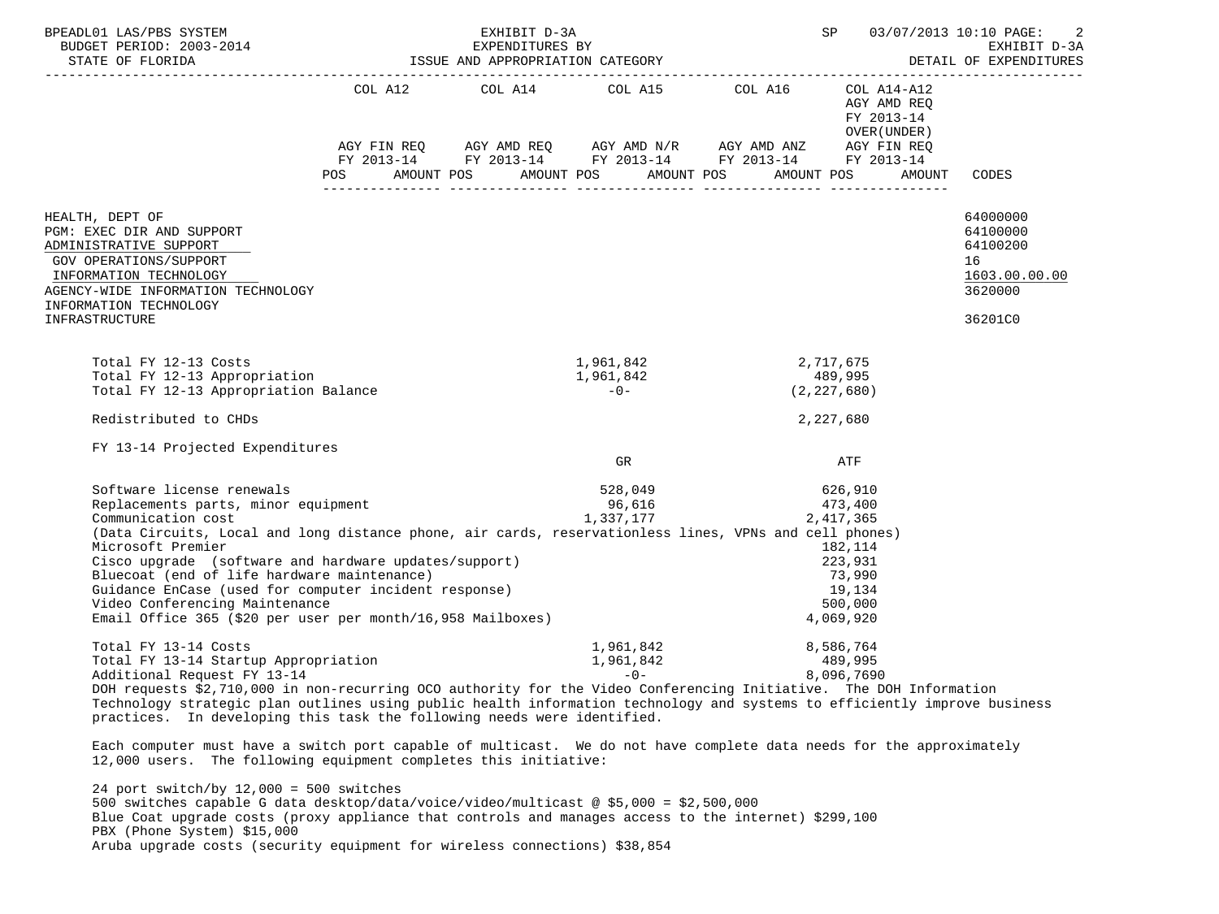BPEADL01 LAS/PBS SYSTEM — EXHIBIT D-3A — EXPENDITURES BY ISSUE AND APPROPRIATION CATEGORY
BUDGET PERIOD: 2003-2014 — STATE OF FLORIDA — DETAIL OF EXPENDITURES
SP 03/07/2013 10:10

| | COL A12 AGY FIN REQ FY 2013-14 POS AMOUNT | COL A14 AGY AMD REQ FY 2013-14 POS AMOUNT | COL A15 AGY AMD N/R FY 2013-14 POS AMOUNT | COL A16 AGY AMD ANZ FY 2013-14 POS AMOUNT | COL A14-A12 AGY AMD REQ FY 2013-14 OVER(UNDER) AGY FIN REQ FY 2013-14 POS AMOUNT | CODES |
|---|---|---|---|---|---|---|
| HEALTH, DEPT OF | | | | | | 64000000 |
| PGM: EXEC DIR AND SUPPORT | | | | | | 64100000 |
| ADMINISTRATIVE SUPPORT | | | | | | 64100200 |
| GOV OPERATIONS/SUPPORT | | | | | | 16 |
| INFORMATION TECHNOLOGY | | | | | | 1603.00.00.00 |
| AGENCY-WIDE INFORMATION TECHNOLOGY | | | | | | 3620000 |
| INFORMATION TECHNOLOGY INFRASTRUCTURE | | | | | | 36201C0 |

| | GR | ATF |
|---|---|---|
| Total FY 12-13 Costs | 1,961,842 | 2,717,675 |
| Total FY 12-13 Appropriation | 1,961,842 | 489,995 |
| Total FY 12-13 Appropriation Balance | -0- | (2,227,680) |
| Redistributed to CHDs | | 2,227,680 |

FY 13-14 Projected Expenditures

| | GR | ATF |
|---|---|---|
| Software license renewals | 528,049 | 626,910 |
| Replacements parts, minor equipment | 96,616 | 473,400 |
| Communication cost (Data Circuits, Local and long distance phone, air cards, reservationless lines, VPNs and cell phones) | 1,337,177 | 2,417,365 |
| Microsoft Premier | | 182,114 |
| Cisco upgrade (software and hardware updates/support) | | 223,931 |
| Bluecoat (end of life hardware maintenance) | | 73,990 |
| Guidance EnCase (used for computer incident response) | | 19,134 |
| Video Conferencing Maintenance | | 500,000 |
| Email Office 365 ($20 per user per month/16,958 Mailboxes) | | 4,069,920 |
| Total FY 13-14 Costs | 1,961,842 | 8,586,764 |
| Total FY 13-14 Startup Appropriation | 1,961,842 | 489,995 |
| Additional Request FY 13-14 | -0- | 8,096,7690 |

DOH requests $2,710,000 in non-recurring OCO authority for the Video Conferencing Initiative. The DOH Information Technology strategic plan outlines using public health information technology and systems to efficiently improve business practices. In developing this task the following needs were identified.

Each computer must have a switch port capable of multicast. We do not have complete data needs for the approximately 12,000 users. The following equipment completes this initiative:

24 port switch/by 12,000 = 500 switches
500 switches capable G data desktop/data/voice/video/multicast @ $5,000 = $2,500,000
Blue Coat upgrade costs (proxy appliance that controls and manages access to the internet) $299,100
PBX (Phone System) $15,000
Aruba upgrade costs (security equipment for wireless connections) $38,854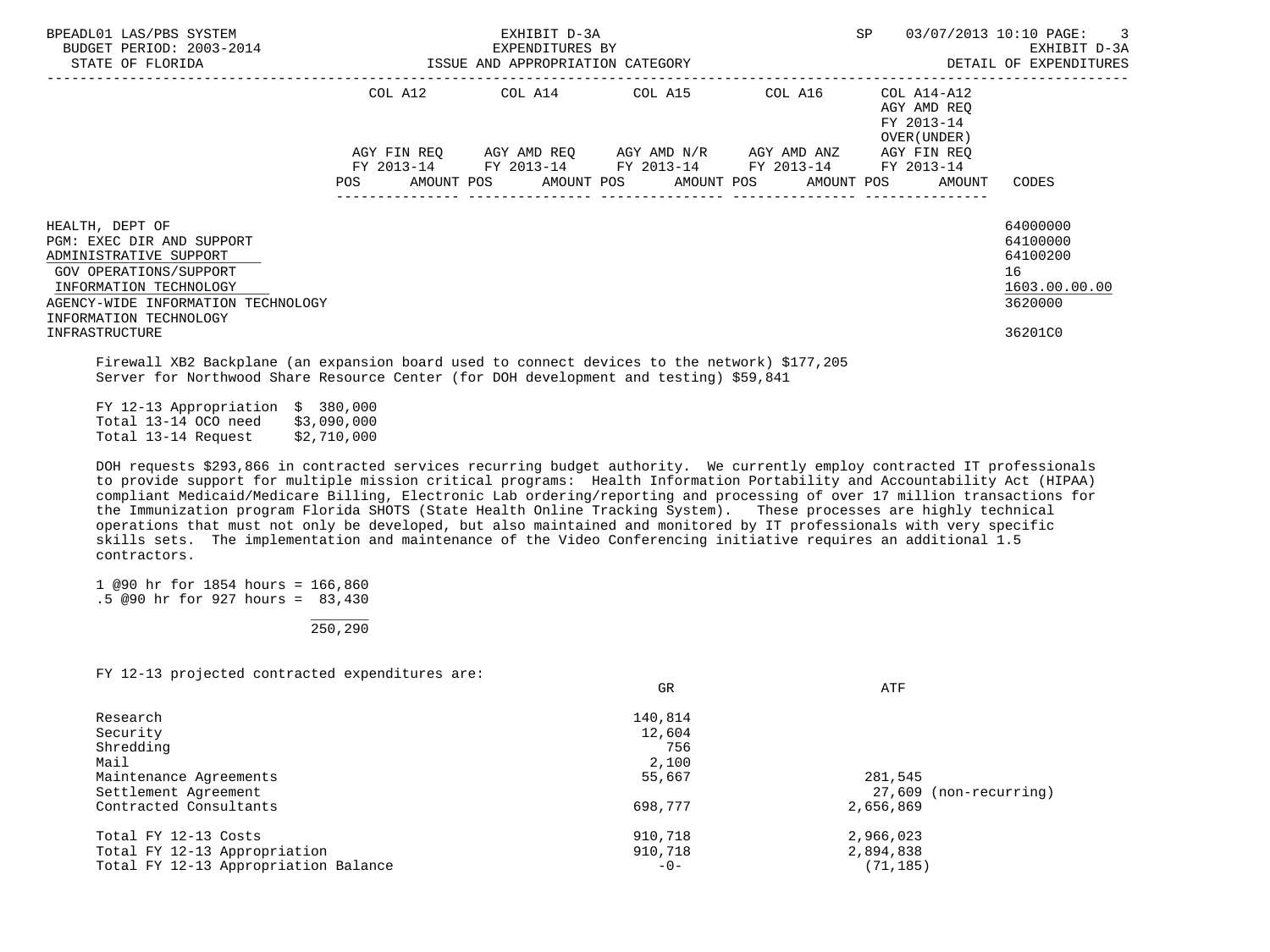| | COL A12 | COL A14 | COL A15 | COL A16 | COL A14-A12 AGY AMD REQ FY 2013-14 OVER(UNDER) | |
|---|---|---|---|---|---|---|
| | AGY FIN REQ FY 2013-14 | AGY AMD REQ FY 2013-14 | AGY AMD N/R FY 2013-14 | AGY AMD ANZ FY 2013-14 | AGY FIN REQ FY 2013-14 | |
| | POS AMOUNT | POS AMOUNT | POS AMOUNT | POS AMOUNT | POS AMOUNT | CODES |

HEALTH, DEPT OF — 64000000
PGM: EXEC DIR AND SUPPORT — 64100000
ADMINISTRATIVE SUPPORT — 64100200
GOV OPERATIONS/SUPPORT — 16
INFORMATION TECHNOLOGY — 1603.00.00.00
AGENCY-WIDE INFORMATION TECHNOLOGY — 3620000
INFORMATION TECHNOLOGY
INFRASTRUCTURE — 36201C0

Firewall XB2 Backplane (an expansion board used to connect devices to the network) $177,205
Server for Northwood Share Resource Center (for DOH development and testing) $59,841

FY 12-13 Appropriation $ 380,000
Total 13-14 OCO need $3,090,000
Total 13-14 Request $2,710,000

DOH requests $293,866 in contracted services recurring budget authority. We currently employ contracted IT professionals to provide support for multiple mission critical programs: Health Information Portability and Accountability Act (HIPAA) compliant Medicaid/Medicare Billing, Electronic Lab ordering/reporting and processing of over 17 million transactions for the Immunization program Florida SHOTS (State Health Online Tracking System). These processes are highly technical operations that must not only be developed, but also maintained and monitored by IT professionals with very specific skills sets. The implementation and maintenance of the Video Conferencing initiative requires an additional 1.5 contractors.

1 @90 hr for 1854 hours = 166,860
.5 @90 hr for 927 hours = 83,430
250,290

FY 12-13 projected contracted expenditures are:

| | GR | ATF |
|---|---|---|
| Research | 140,814 | |
| Security | 12,604 | |
| Shredding | 756 | |
| Mail | 2,100 | |
| Maintenance Agreements | 55,667 | 281,545 |
| Settlement Agreement | | 27,609 (non-recurring) |
| Contracted Consultants | 698,777 | 2,656,869 |
| Total FY 12-13 Costs | 910,718 | 2,966,023 |
| Total FY 12-13 Appropriation | 910,718 | 2,894,838 |
| Total FY 12-13 Appropriation Balance | -0- | (71,185) |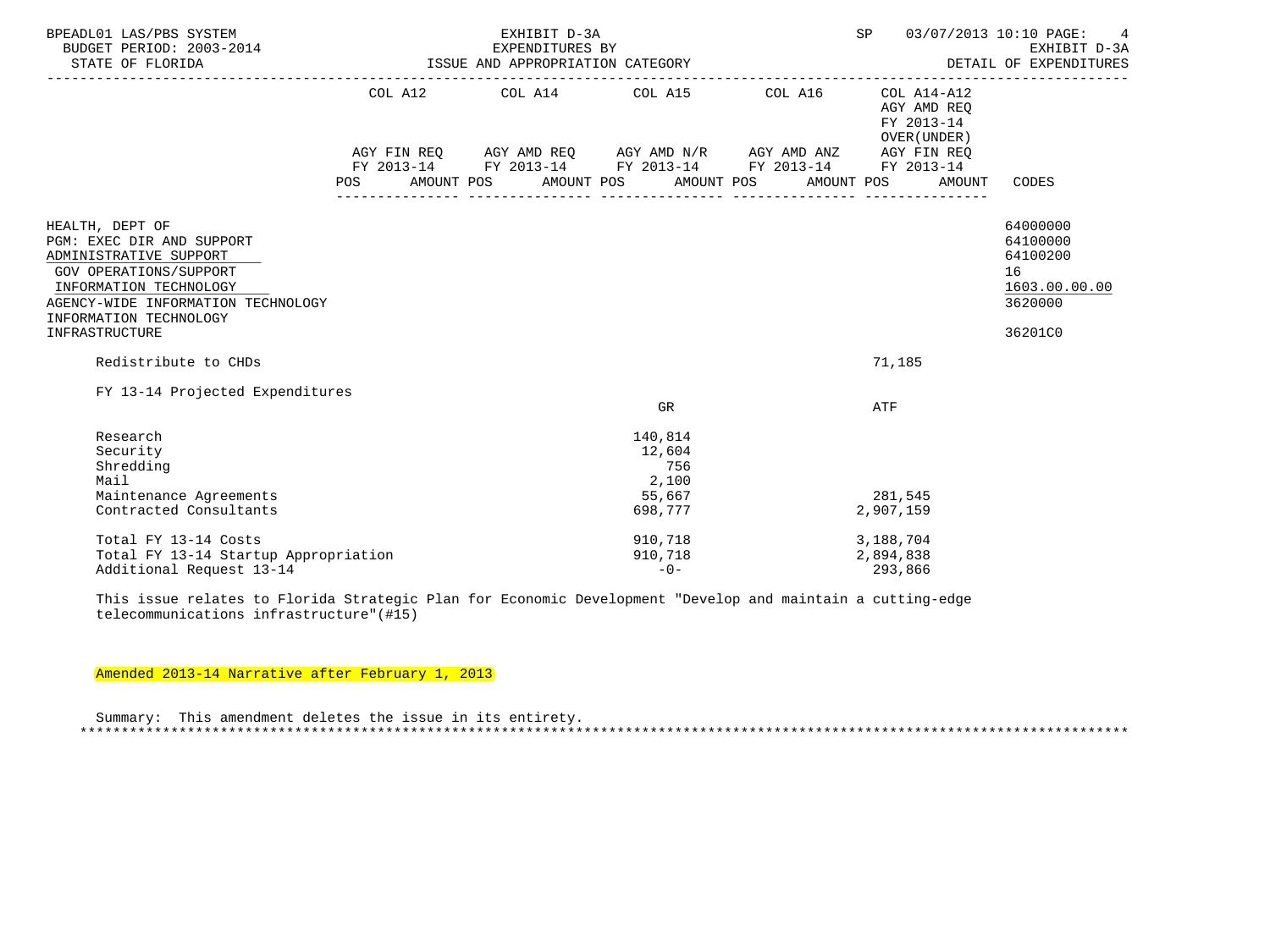| | COL A12 | COL A14 | COL A15 | COL A16 | COL A14-A12 AGY AMD REQ FY 2013-14 OVER(UNDER) | |
|---|---|---|---|---|---|---|
| | AGY FIN REQ FY 2013-14 | AGY AMD REQ FY 2013-14 | AGY AMD N/R FY 2013-14 | AGY AMD ANZ FY 2013-14 | AGY FIN REQ FY 2013-14 | |
| | POS AMOUNT | POS AMOUNT | POS AMOUNT | POS AMOUNT | POS AMOUNT | CODES |

HEALTH, DEPT OF — 64000000
PGM: EXEC DIR AND SUPPORT — 64100000
ADMINISTRATIVE SUPPORT — 64100200
GOV OPERATIONS/SUPPORT — 16
INFORMATION TECHNOLOGY — 1603.00.00.00
AGENCY-WIDE INFORMATION TECHNOLOGY — 3620000
INFORMATION TECHNOLOGY INFRASTRUCTURE — 36201C0

| | | |
|---|---|---|
| Redistribute to CHDs | | 71,185 |

FY 13-14 Projected Expenditures

| | GR | ATF |
|---|---|---|
| Research | 140,814 | |
| Security | 12,604 | |
| Shredding | 756 | |
| Mail | 2,100 | |
| Maintenance Agreements | 55,667 | 281,545 |
| Contracted Consultants | 698,777 | 2,907,159 |
| Total FY 13-14 Costs | 910,718 | 3,188,704 |
| Total FY 13-14 Startup Appropriation | 910,718 | 2,894,838 |
| Additional Request 13-14 | -0- | 293,866 |

This issue relates to Florida Strategic Plan for Economic Development "Develop and maintain a cutting-edge telecommunications infrastructure"(#15)

Amended 2013-14 Narrative after February 1, 2013

Summary: This amendment deletes the issue in its entirety.

*******************************************************************************************************************************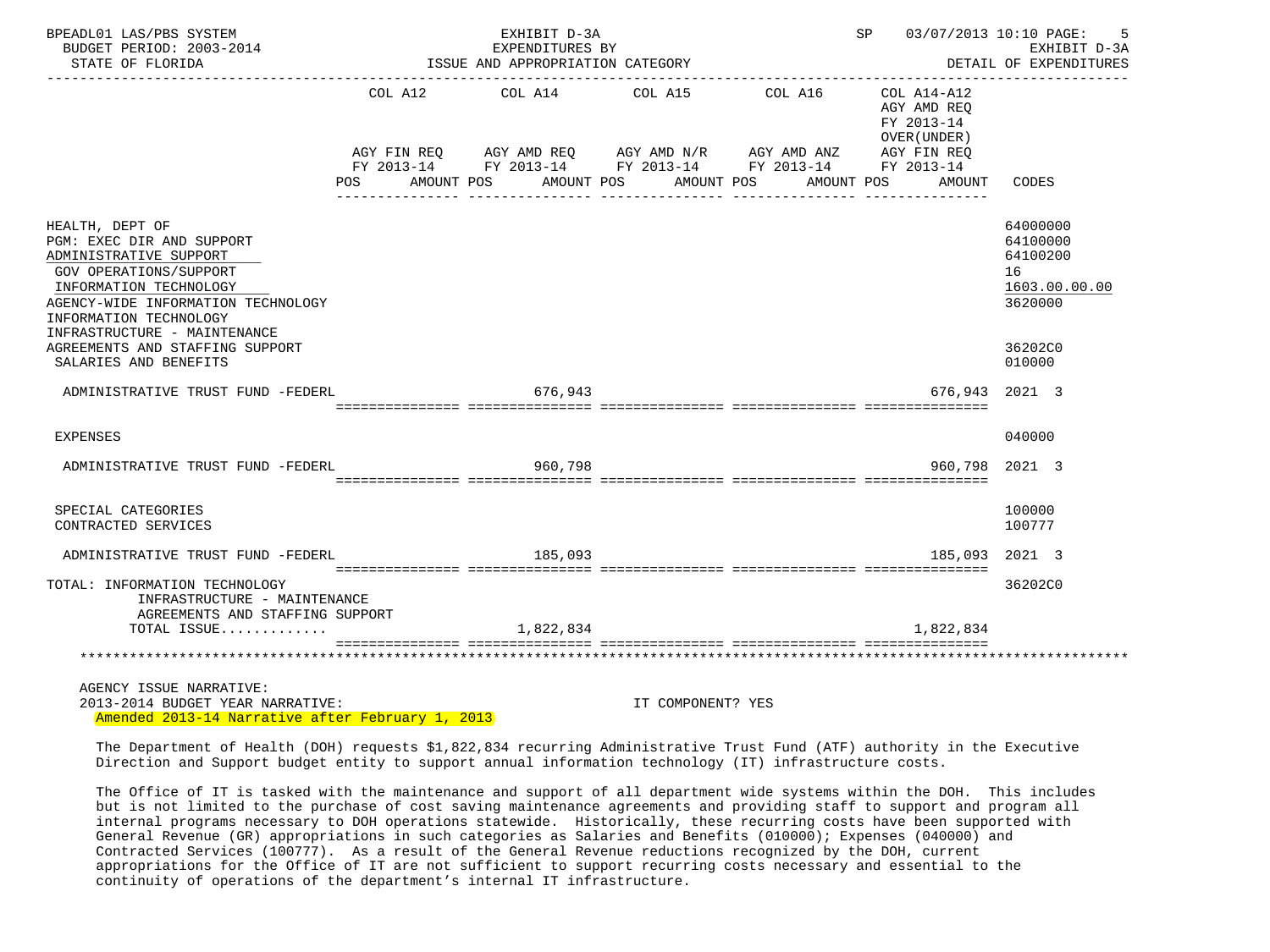BPEADL01 LAS/PBS SYSTEM | EXHIBIT D-3A | SP 03/07/2013 10:10

BUDGET PERIOD: 2003-2014 | EXPENDITURES BY | EXHIBIT D-3A

STATE OF FLORIDA | ISSUE AND APPROPRIATION CATEGORY | DETAIL OF EXPENDITURES

| | COL A12 AGY FIN REQ FY 2013-14 POS AMOUNT | COL A14 AGY AMD REQ FY 2013-14 POS AMOUNT | COL A15 AGY AMD N/R FY 2013-14 POS AMOUNT | COL A16 AGY AMD ANZ FY 2013-14 POS AMOUNT | COL A14-A12 AGY AMD REQ FY 2013-14 OVER(UNDER) AGY FIN REQ FY 2013-14 POS AMOUNT | CODES |
|---|---|---|---|---|---|---|
| HEALTH, DEPT OF | | | | | | 64000000 |
| PGM: EXEC DIR AND SUPPORT | | | | | | 64100000 |
| ADMINISTRATIVE SUPPORT | | | | | | 64100200 |
| GOV OPERATIONS/SUPPORT | | | | | | 16 |
| INFORMATION TECHNOLOGY | | | | | | 1603.00.00.00 |
| AGENCY-WIDE INFORMATION TECHNOLOGY | | | | | | 3620000 |
| INFORMATION TECHNOLOGY INFRASTRUCTURE - MAINTENANCE AGREEMENTS AND STAFFING SUPPORT | | | | | | 36202C0 |
| SALARIES AND BENEFITS | | | | | | 010000 |
| ADMINISTRATIVE TRUST FUND -FEDERL | | 676,943 | | | 676,943 | 2021 3 |
| EXPENSES | | | | | | 040000 |
| ADMINISTRATIVE TRUST FUND -FEDERL | | 960,798 | | | 960,798 | 2021 3 |
| SPECIAL CATEGORIES | | | | | | 100000 |
| CONTRACTED SERVICES | | | | | | 100777 |
| ADMINISTRATIVE TRUST FUND -FEDERL | | 185,093 | | | 185,093 | 2021 3 |
| TOTAL: INFORMATION TECHNOLOGY INFRASTRUCTURE - MAINTENANCE AGREEMENTS AND STAFFING SUPPORT | | | | | | 36202C0 |
| TOTAL ISSUE............ | | 1,822,834 | | | 1,822,834 | |

AGENCY ISSUE NARRATIVE:

2013-2014 BUDGET YEAR NARRATIVE: IT COMPONENT? YES

Amended 2013-14 Narrative after February 1, 2013

The Department of Health (DOH) requests $1,822,834 recurring Administrative Trust Fund (ATF) authority in the Executive Direction and Support budget entity to support annual information technology (IT) infrastructure costs.

The Office of IT is tasked with the maintenance and support of all department wide systems within the DOH. This includes but is not limited to the purchase of cost saving maintenance agreements and providing staff to support and program all internal programs necessary to DOH operations statewide. Historically, these recurring costs have been supported with General Revenue (GR) appropriations in such categories as Salaries and Benefits (010000); Expenses (040000) and Contracted Services (100777). As a result of the General Revenue reductions recognized by the DOH, current appropriations for the Office of IT are not sufficient to support recurring costs necessary and essential to the continuity of operations of the department's internal IT infrastructure.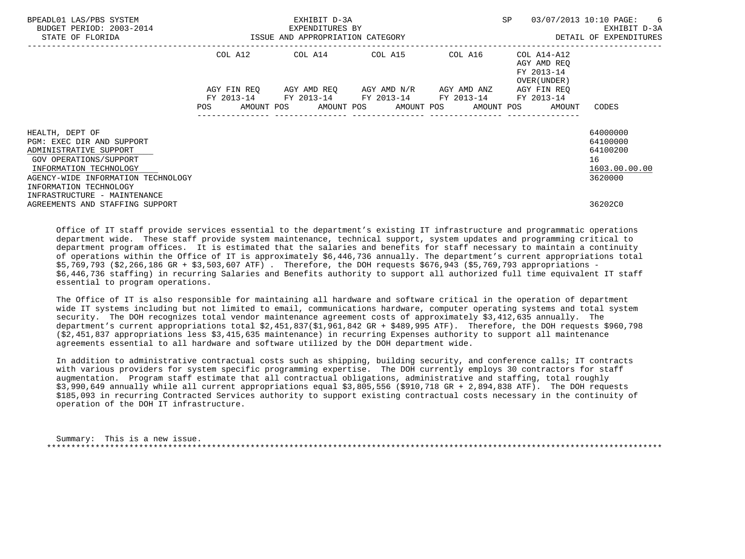| | COL A12 | | COL A14 | | COL A15 | | COL A16 | | COL A14-A12 AGY AMD REQ FY 2013-14 OVER(UNDER) | | |
|---|---|---|---|---|---|---|---|---|---|---|---|
| | AGY FIN REQ FY 2013-14 | | AGY AMD REQ FY 2013-14 | | AGY AMD N/R FY 2013-14 | | AGY AMD ANZ FY 2013-14 | | AGY FIN REQ FY 2013-14 | | |
| | POS | AMOUNT | POS | AMOUNT | POS | AMOUNT | POS | AMOUNT | POS | AMOUNT | CODES |
| HEALTH, DEPT OF | | | | | | | | | | | 64000000 |
| PGM: EXEC DIR AND SUPPORT | | | | | | | | | | | 64100000 |
| ADMINISTRATIVE SUPPORT | | | | | | | | | | | 64100200 |
| GOV OPERATIONS/SUPPORT | | | | | | | | | | | 16 |
| INFORMATION TECHNOLOGY | | | | | | | | | | | 1603.00.00.00 |
| AGENCY-WIDE INFORMATION TECHNOLOGY | | | | | | | | | | | 3620000 |
| INFORMATION TECHNOLOGY INFRASTRUCTURE - MAINTENANCE AGREEMENTS AND STAFFING SUPPORT | | | | | | | | | | | 36202C0 |

Office of IT staff provide services essential to the department's existing IT infrastructure and programmatic operations department wide. These staff provide system maintenance, technical support, system updates and programming critical to department program offices. It is estimated that the salaries and benefits for staff necessary to maintain a continuity of operations within the Office of IT is approximately $6,446,736 annually. The department's current appropriations total $5,769,793 ($2,266,186 GR + $3,503,607 ATF) . Therefore, the DOH requests $676,943 ($5,769,793 appropriations - $6,446,736 staffing) in recurring Salaries and Benefits authority to support all authorized full time equivalent IT staff essential to program operations.

The Office of IT is also responsible for maintaining all hardware and software critical in the operation of department wide IT systems including but not limited to email, communications hardware, computer operating systems and total system security. The DOH recognizes total vendor maintenance agreement costs of approximately $3,412,635 annually. The department's current appropriations total $2,451,837($1,961,842 GR + $489,995 ATF). Therefore, the DOH requests $960,798 ($2,451,837 appropriations less $3,415,635 maintenance) in recurring Expenses authority to support all maintenance agreements essential to all hardware and software utilized by the DOH department wide.

In addition to administrative contractual costs such as shipping, building security, and conference calls; IT contracts with various providers for system specific programming expertise. The DOH currently employs 30 contractors for staff augmentation. Program staff estimate that all contractual obligations, administrative and staffing, total roughly $3,990,649 annually while all current appropriations equal $3,805,556 ($910,718 GR + 2,894,838 ATF). The DOH requests $185,093 in recurring Contracted Services authority to support existing contractual costs necessary in the continuity of operation of the DOH IT infrastructure.

Summary: This is a new issue.

*******************************************************************************************************************************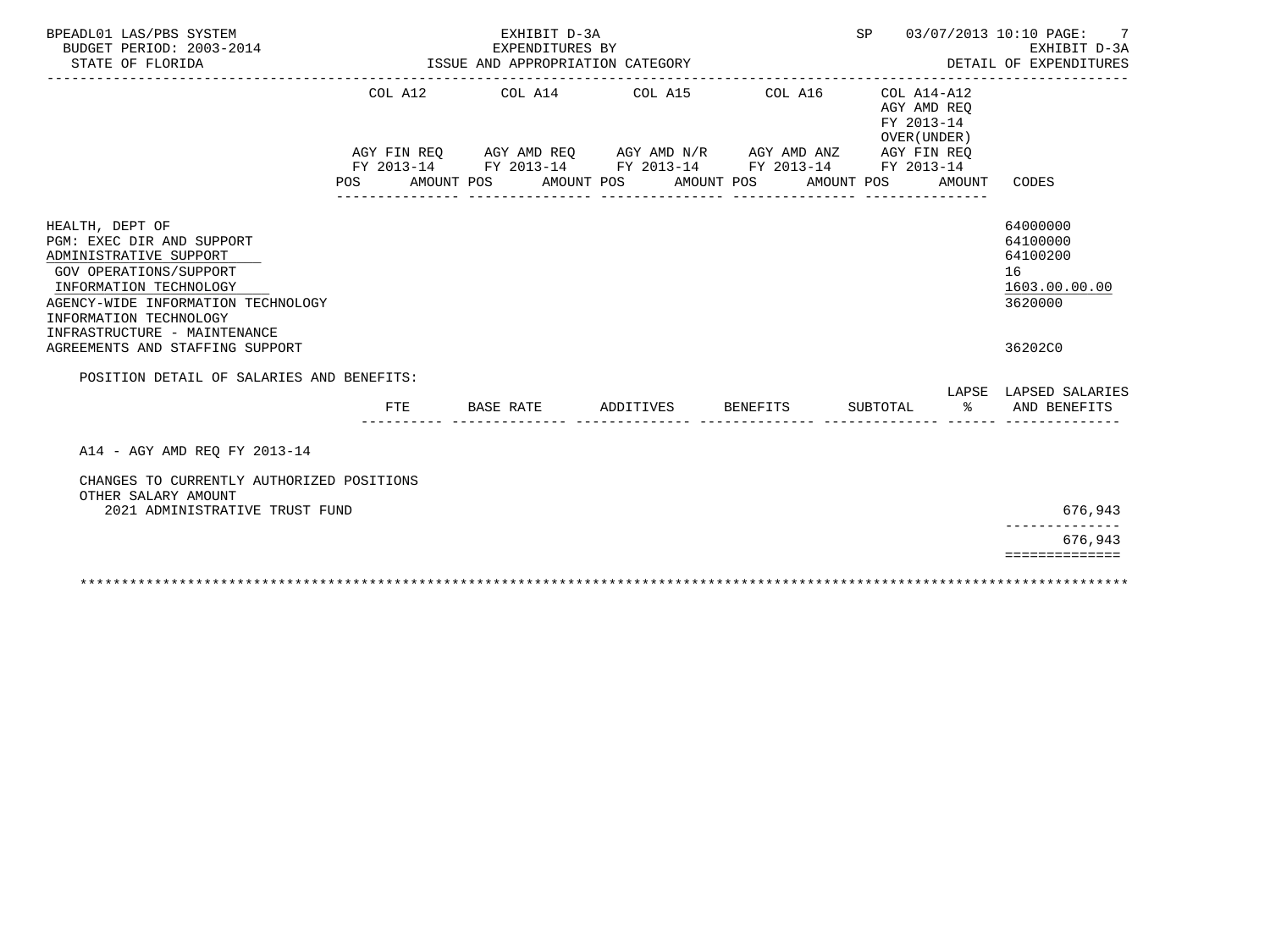BPEADL01 LAS/PBS SYSTEM — EXHIBIT D-3A — EXPENDITURES BY ISSUE AND APPROPRIATION CATEGORY — SP 03/07/2013 10:10

BUDGET PERIOD: 2003-2014 — STATE OF FLORIDA — EXHIBIT D-3A DETAIL OF EXPENDITURES

| | COL A12 AGY FIN REQ FY 2013-14 POS AMOUNT | COL A14 AGY AMD REQ FY 2013-14 POS AMOUNT | COL A15 AGY AMD N/R FY 2013-14 POS AMOUNT | COL A16 AGY AMD ANZ FY 2013-14 POS AMOUNT | COL A14-A12 AGY AMD REQ FY 2013-14 OVER(UNDER) AGY FIN REQ FY 2013-14 POS AMOUNT | CODES |
|---|---|---|---|---|---|---|
| HEALTH, DEPT OF | | | | | | 64000000 |
| PGM: EXEC DIR AND SUPPORT | | | | | | 64100000 |
| ADMINISTRATIVE SUPPORT | | | | | | 64100200 |
| GOV OPERATIONS/SUPPORT | | | | | | 16 |
| INFORMATION TECHNOLOGY | | | | | | 1603.00.00.00 |
| AGENCY-WIDE INFORMATION TECHNOLOGY | | | | | | 3620000 |
| INFORMATION TECHNOLOGY INFRASTRUCTURE - MAINTENANCE AGREEMENTS AND STAFFING SUPPORT | | | | | | 36202C0 |

POSITION DETAIL OF SALARIES AND BENEFITS:

| | FTE | BASE RATE | ADDITIVES | BENEFITS | SUBTOTAL | LAPSE % | LAPSED SALARIES AND BENEFITS |
|---|---|---|---|---|---|---|---|
| A14 - AGY AMD REQ FY 2013-14 | | | | | | | |
| CHANGES TO CURRENTLY AUTHORIZED POSITIONS | | | | | | | |
| OTHER SALARY AMOUNT | | | | | | | |
| 2021 ADMINISTRATIVE TRUST FUND | | | | | | | 676,943 |
| | | | | | | | 676,943 |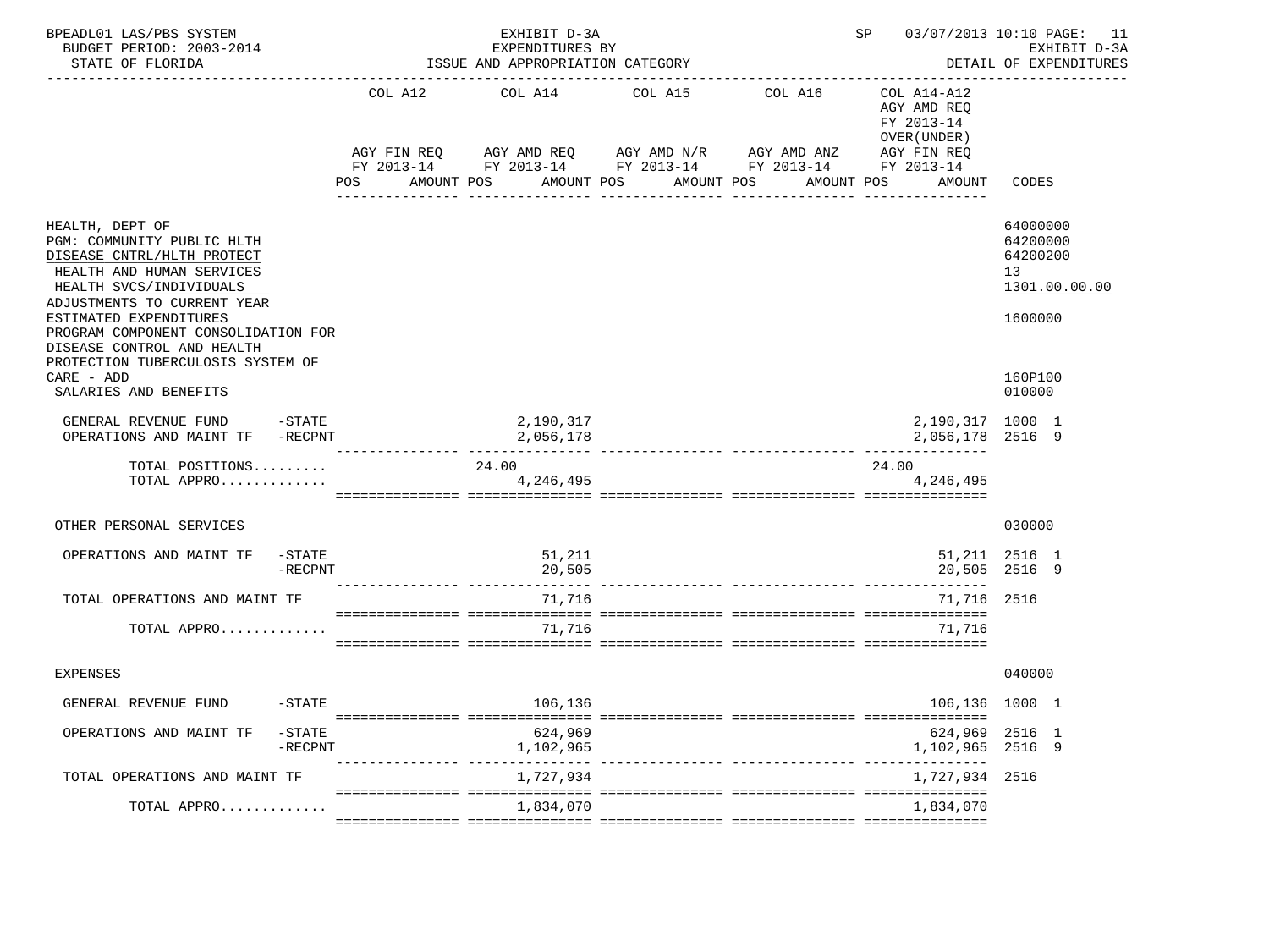BPEADL01 LAS/PBS SYSTEM — EXHIBIT D-3A — SP 03/07/2013 10:10 PAGE: 11
BUDGET PERIOD: 2003-2014 — EXPENDITURES BY — EXHIBIT D-3A
STATE OF FLORIDA — ISSUE AND APPROPRIATION CATEGORY — DETAIL OF EXPENDITURES

| | COL A12 AGY FIN REQ FY 2013-14 POS AMOUNT | COL A14 AGY AMD REQ FY 2013-14 POS AMOUNT | COL A15 AGY AMD N/R FY 2013-14 POS AMOUNT | COL A16 AGY AMD ANZ FY 2013-14 POS AMOUNT | COL A14-A12 AGY AMD REQ FY 2013-14 OVER(UNDER) AGY FIN REQ FY 2013-14 POS AMOUNT | CODES |
|---|---|---|---|---|---|---|
| HEALTH, DEPT OF | | | | | | 64000000 |
| PGM: COMMUNITY PUBLIC HLTH | | | | | | 64200000 |
| DISEASE CNTRL/HLTH PROTECT | | | | | | 64200200 |
| HEALTH AND HUMAN SERVICES | | | | | | 13 |
| HEALTH SVCS/INDIVIDUALS | | | | | | 1301.00.00.00 |
| ADJUSTMENTS TO CURRENT YEAR ESTIMATED EXPENDITURES | | | | | | 1600000 |
| PROGRAM COMPONENT CONSOLIDATION FOR DISEASE CONTROL AND HEALTH PROTECTION TUBERCULOSIS SYSTEM OF CARE - ADD | | | | | | 160P100 |
| SALARIES AND BENEFITS | | | | | | 010000 |
| GENERAL REVENUE FUND -STATE | | 2,190,317 | | | 2,190,317 | 1000 1 |
| OPERATIONS AND MAINT TF -RECPNT | | 2,056,178 | | | 2,056,178 | 2516 9 |
| TOTAL POSITIONS......... | | 24.00 | | | 24.00 | |
| TOTAL APPRO............. | | 4,246,495 | | | 4,246,495 | |
| OTHER PERSONAL SERVICES | | | | | | 030000 |
| OPERATIONS AND MAINT TF -STATE | | 51,211 | | | 51,211 | 2516 1 |
| -RECPNT | | 20,505 | | | 20,505 | 2516 9 |
| TOTAL OPERATIONS AND MAINT TF | | 71,716 | | | 71,716 | 2516 |
| TOTAL APPRO............. | | 71,716 | | | 71,716 | |
| EXPENSES | | | | | | 040000 |
| GENERAL REVENUE FUND -STATE | | 106,136 | | | 106,136 | 1000 1 |
| OPERATIONS AND MAINT TF -STATE | | 624,969 | | | 624,969 | 2516 1 |
| -RECPNT | | 1,102,965 | | | 1,102,965 | 2516 9 |
| TOTAL OPERATIONS AND MAINT TF | | 1,727,934 | | | 1,727,934 | 2516 |
| TOTAL APPRO............. | | 1,834,070 | | | 1,834,070 | |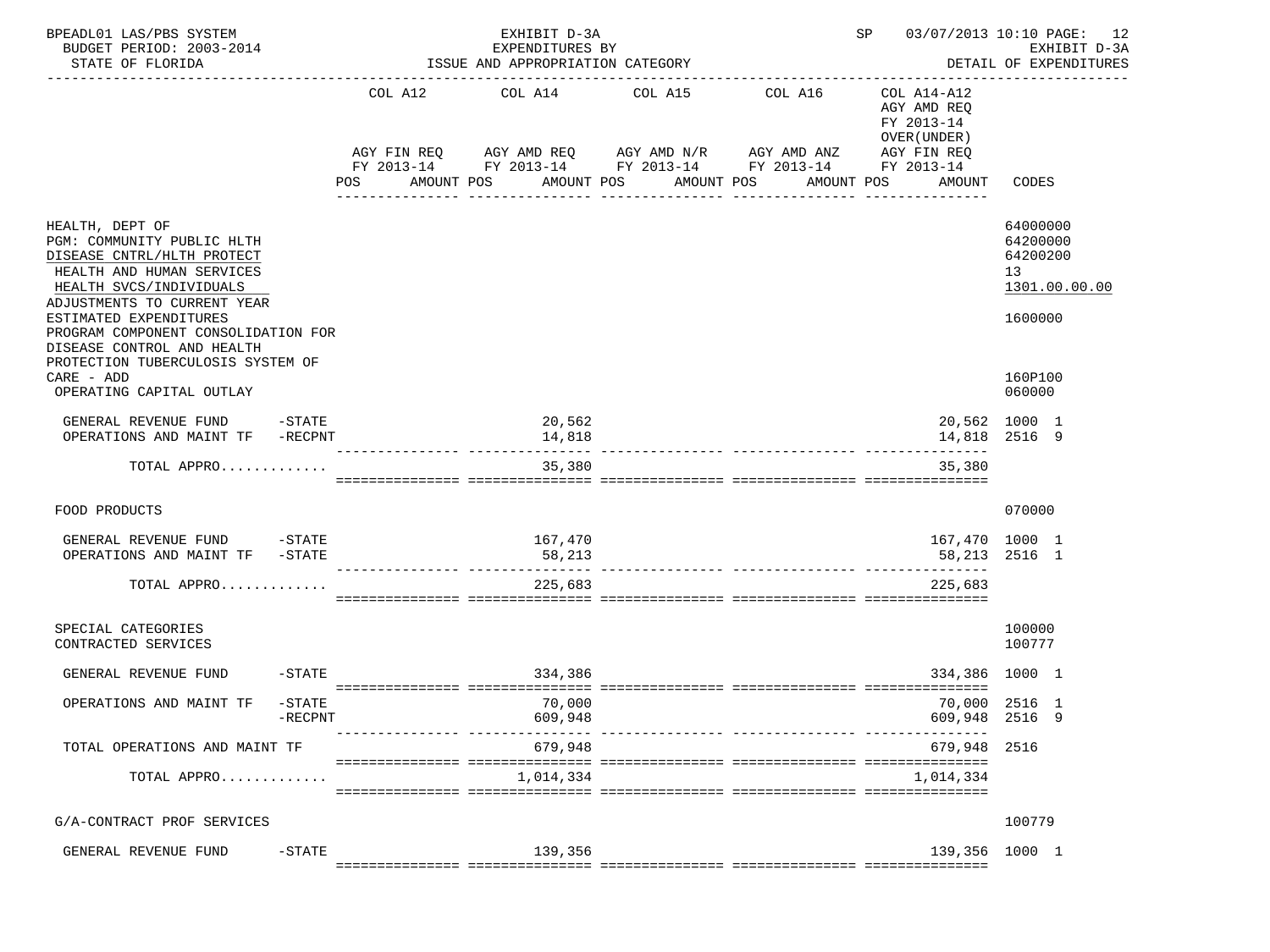BPEADL01 LAS/PBS SYSTEM | EXHIBIT D-3A | SP 03/07/2013 10:10

BUDGET PERIOD: 2003-2014 | EXPENDITURES BY | EXHIBIT D-3A

STATE OF FLORIDA | ISSUE AND APPROPRIATION CATEGORY | DETAIL OF EXPENDITURES

| | COL A12 AGY FIN REQ FY 2013-14 POS AMOUNT | COL A14 AGY AMD REQ FY 2013-14 POS AMOUNT | COL A15 AGY AMD N/R FY 2013-14 POS AMOUNT | COL A16 AGY AMD ANZ FY 2013-14 POS AMOUNT | COL A14-A12 AGY AMD REQ FY 2013-14 OVER(UNDER) AGY FIN REQ FY 2013-14 POS AMOUNT | CODES |
|---|---|---|---|---|---|---|
| HEALTH, DEPT OF | | | | | | 64000000 |
| PGM: COMMUNITY PUBLIC HLTH | | | | | | 64200000 |
| DISEASE CNTRL/HLTH PROTECT | | | | | | 64200200 |
| HEALTH AND HUMAN SERVICES | | | | | | 13 |
| HEALTH SVCS/INDIVIDUALS | | | | | | 1301.00.00.00 |
| ADJUSTMENTS TO CURRENT YEAR ESTIMATED EXPENDITURES | | | | | | 1600000 |
| PROGRAM COMPONENT CONSOLIDATION FOR DISEASE CONTROL AND HEALTH PROTECTION TUBERCULOSIS SYSTEM OF CARE - ADD | | | | | | 160P100 |
| OPERATING CAPITAL OUTLAY | | | | | | 060000 |
| GENERAL REVENUE FUND -STATE | | 20,562 | | | 20,562 | 1000 1 |
| OPERATIONS AND MAINT TF -RECPNT | | 14,818 | | | 14,818 | 2516 9 |
| TOTAL APPRO............ | | 35,380 | | | 35,380 | |
| FOOD PRODUCTS | | | | | | 070000 |
| GENERAL REVENUE FUND -STATE | | 167,470 | | | 167,470 | 1000 1 |
| OPERATIONS AND MAINT TF -STATE | | 58,213 | | | 58,213 | 2516 1 |
| TOTAL APPRO............ | | 225,683 | | | 225,683 | |
| SPECIAL CATEGORIES | | | | | | 100000 |
| CONTRACTED SERVICES | | | | | | 100777 |
| GENERAL REVENUE FUND -STATE | | 334,386 | | | 334,386 | 1000 1 |
| OPERATIONS AND MAINT TF -STATE | | 70,000 | | | 70,000 | 2516 1 |
| -RECPNT | | 609,948 | | | 609,948 | 2516 9 |
| TOTAL OPERATIONS AND MAINT TF | | 679,948 | | | 679,948 | 2516 |
| TOTAL APPRO............ | | 1,014,334 | | | 1,014,334 | |
| G/A-CONTRACT PROF SERVICES | | | | | | 100779 |
| GENERAL REVENUE FUND -STATE | | 139,356 | | | 139,356 | 1000 1 |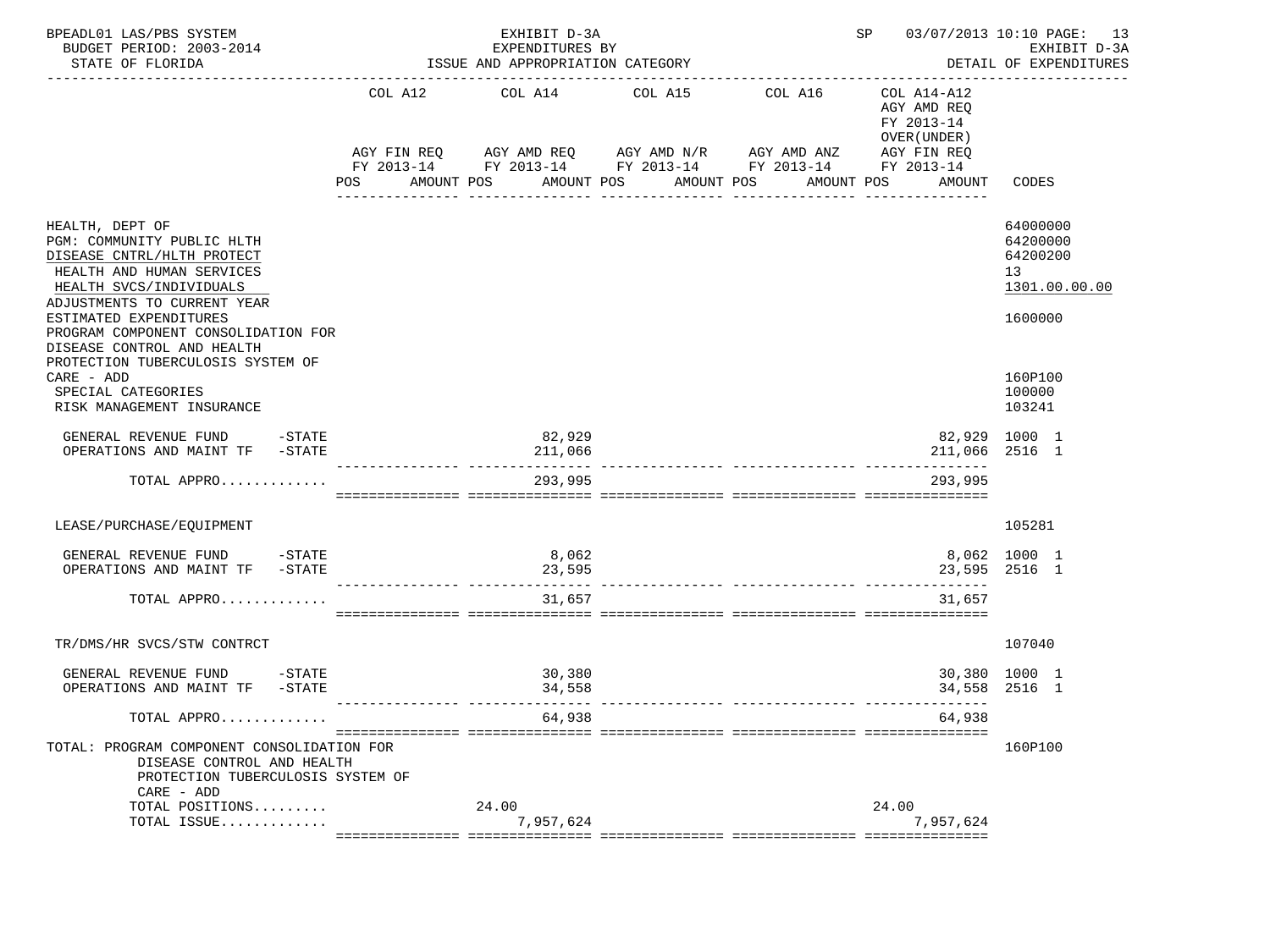BPEADL01 LAS/PBS SYSTEM — EXHIBIT D-3A — SP 03/07/2013 10:10 PAGE: 13
BUDGET PERIOD: 2003-2014 — EXPENDITURES BY — EXHIBIT D-3A
STATE OF FLORIDA — ISSUE AND APPROPRIATION CATEGORY — DETAIL OF EXPENDITURES

| | COL A12 AGY FIN REQ FY 2013-14 POS AMOUNT | COL A14 AGY AMD REQ FY 2013-14 POS AMOUNT | COL A15 AGY AMD N/R FY 2013-14 POS AMOUNT | COL A16 AGY AMD ANZ FY 2013-14 POS AMOUNT | COL A14-A12 AGY AMD REQ FY 2013-14 OVER(UNDER) AGY FIN REQ FY 2013-14 POS AMOUNT | CODES |
|---|---|---|---|---|---|---|
| HEALTH, DEPT OF | | | | | | 64000000 |
| PGM: COMMUNITY PUBLIC HLTH | | | | | | 64200000 |
| DISEASE CNTRL/HLTH PROTECT | | | | | | 64200200 |
| HEALTH AND HUMAN SERVICES | | | | | | 13 |
| HEALTH SVCS/INDIVIDUALS | | | | | | 1301.00.00.00 |
| ADJUSTMENTS TO CURRENT YEAR ESTIMATED EXPENDITURES | | | | | | 1600000 |
| PROGRAM COMPONENT CONSOLIDATION FOR DISEASE CONTROL AND HEALTH PROTECTION TUBERCULOSIS SYSTEM OF CARE - ADD | | | | | | 160P100 |
| SPECIAL CATEGORIES | | | | | | 100000 |
| RISK MANAGEMENT INSURANCE | | | | | | 103241 |
| GENERAL REVENUE FUND -STATE | | 82,929 | | | 82,929 | 1000 1 |
| OPERATIONS AND MAINT TF -STATE | | 211,066 | | | 211,066 | 2516 1 |
| TOTAL APPRO............. | | 293,995 | | | 293,995 | |
| LEASE/PURCHASE/EQUIPMENT | | | | | | 105281 |
| GENERAL REVENUE FUND -STATE | | 8,062 | | | 8,062 | 1000 1 |
| OPERATIONS AND MAINT TF -STATE | | 23,595 | | | 23,595 | 2516 1 |
| TOTAL APPRO............. | | 31,657 | | | 31,657 | |
| TR/DMS/HR SVCS/STW CONTRCT | | | | | | 107040 |
| GENERAL REVENUE FUND -STATE | | 30,380 | | | 30,380 | 1000 1 |
| OPERATIONS AND MAINT TF -STATE | | 34,558 | | | 34,558 | 2516 1 |
| TOTAL APPRO............. | | 64,938 | | | 64,938 | |
| TOTAL: PROGRAM COMPONENT CONSOLIDATION FOR DISEASE CONTROL AND HEALTH PROTECTION TUBERCULOSIS SYSTEM OF CARE - ADD | | | | | | 160P100 |
| TOTAL POSITIONS......... | | 24.00 | | | 24.00 | |
| TOTAL ISSUE............. | | 7,957,624 | | | 7,957,624 | |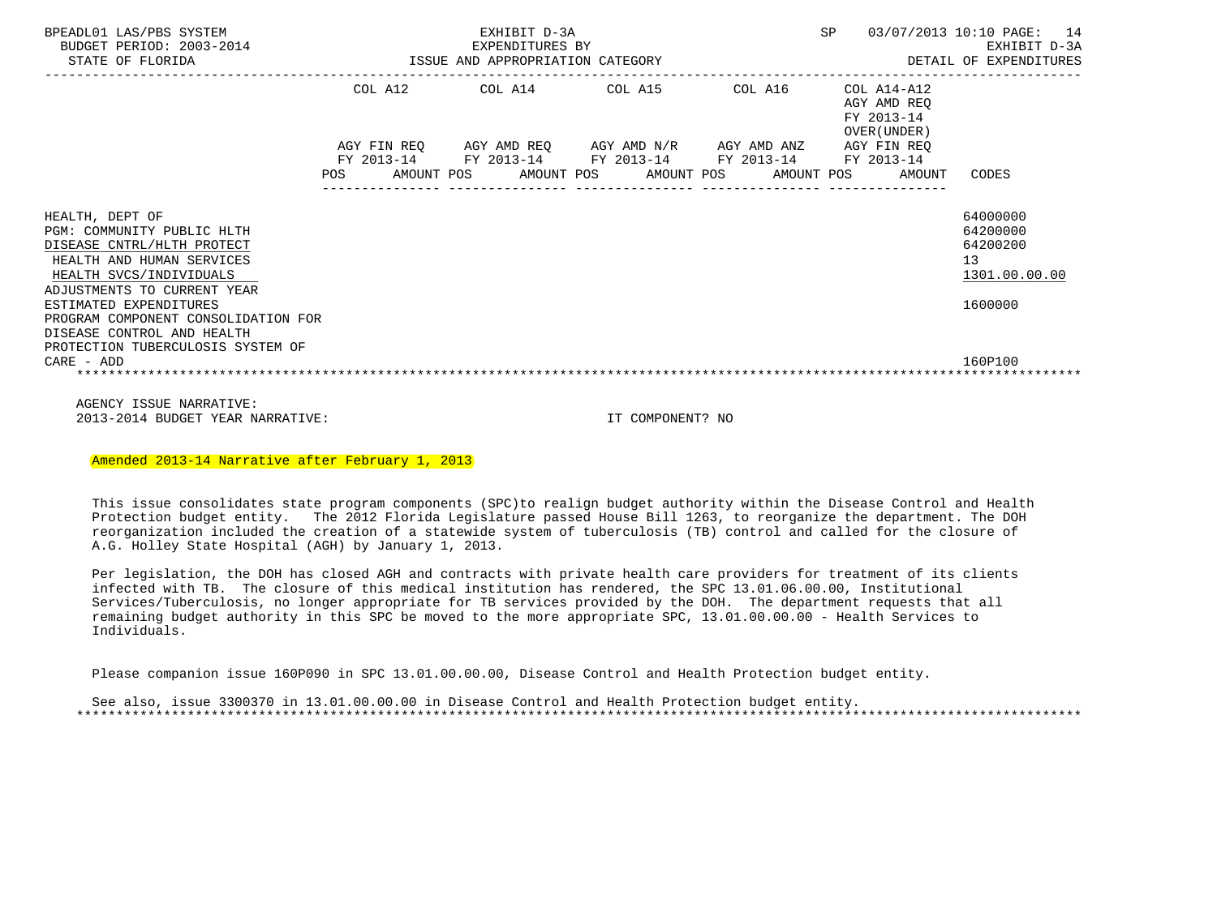BPEADL01 LAS/PBS SYSTEM — EXHIBIT D-3A — SP 03/07/2013 10:10

BUDGET PERIOD: 2003-2014 — EXPENDITURES BY — EXHIBIT D-3A

STATE OF FLORIDA — ISSUE AND APPROPRIATION CATEGORY — DETAIL OF EXPENDITURES

| | COL A12 | COL A14 | COL A15 | COL A16 | COL A14-A12 AGY AMD REQ FY 2013-14 OVER(UNDER) | |
|---|---|---|---|---|---|---|
| | AGY FIN REQ FY 2013-14 POS AMOUNT | AGY AMD REQ FY 2013-14 POS AMOUNT | AGY AMD N/R FY 2013-14 POS AMOUNT | AGY AMD ANZ FY 2013-14 POS AMOUNT | AGY FIN REQ FY 2013-14 POS AMOUNT | CODES |
| HEALTH, DEPT OF | | | | | | 64000000 |
| PGM: COMMUNITY PUBLIC HLTH | | | | | | 64200000 |
| DISEASE CNTRL/HLTH PROTECT | | | | | | 64200200 |
| HEALTH AND HUMAN SERVICES | | | | | | 13 |
| HEALTH SVCS/INDIVIDUALS | | | | | | 1301.00.00.00 |
| ADJUSTMENTS TO CURRENT YEAR ESTIMATED EXPENDITURES | | | | | | 1600000 |
| PROGRAM COMPONENT CONSOLIDATION FOR DISEASE CONTROL AND HEALTH PROTECTION TUBERCULOSIS SYSTEM OF CARE - ADD | | | | | | 160P100 |

AGENCY ISSUE NARRATIVE:

2013-2014 BUDGET YEAR NARRATIVE: IT COMPONENT? NO

Amended 2013-14 Narrative after February 1, 2013

This issue consolidates state program components (SPC)to realign budget authority within the Disease Control and Health Protection budget entity. The 2012 Florida Legislature passed House Bill 1263, to reorganize the department. The DOH reorganization included the creation of a statewide system of tuberculosis (TB) control and called for the closure of A.G. Holley State Hospital (AGH) by January 1, 2013.

Per legislation, the DOH has closed AGH and contracts with private health care providers for treatment of its clients infected with TB. The closure of this medical institution has rendered, the SPC 13.01.06.00.00, Institutional Services/Tuberculosis, no longer appropriate for TB services provided by the DOH. The department requests that all remaining budget authority in this SPC be moved to the more appropriate SPC, 13.01.00.00.00 - Health Services to Individuals.

Please companion issue 160P090 in SPC 13.01.00.00.00, Disease Control and Health Protection budget entity.

See also, issue 3300370 in 13.01.00.00.00 in Disease Control and Health Protection budget entity.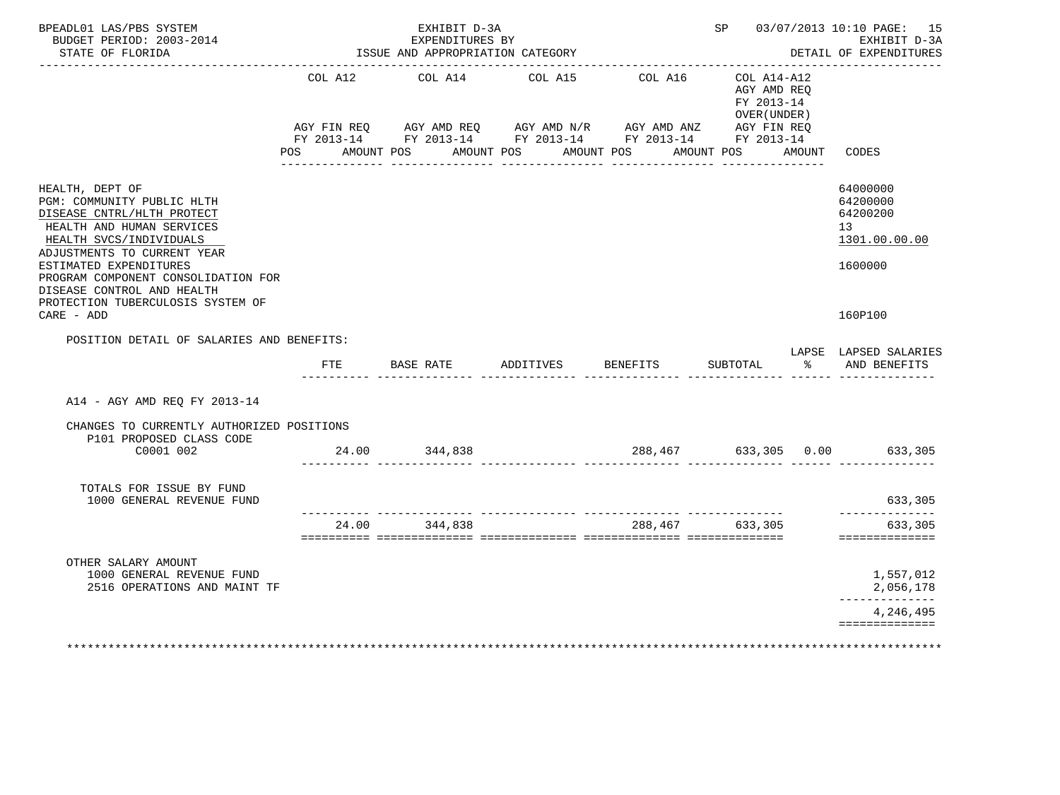BPEADL01 LAS/PBS SYSTEM — EXHIBIT D-3A — EXPENDITURES BY ISSUE AND APPROPRIATION CATEGORY

BUDGET PERIOD: 2003-2014 — STATE OF FLORIDA — SP 03/07/2013 10:10 — EXHIBIT D-3A DETAIL OF EXPENDITURES

| | COL A12 AGY FIN REQ FY 2013-14 POS AMOUNT | COL A14 AGY AMD REQ FY 2013-14 POS AMOUNT | COL A15 AGY AMD N/R FY 2013-14 POS AMOUNT | COL A16 AGY AMD ANZ FY 2013-14 POS AMOUNT | COL A14-A12 AGY AMD REQ FY 2013-14 OVER(UNDER) AGY FIN REQ FY 2013-14 POS AMOUNT | CODES |
|---|---|---|---|---|---|---|

HEALTH, DEPT OF — 64000000
PGM: COMMUNITY PUBLIC HLTH — 64200000
DISEASE CNTRL/HLTH PROTECT — 64200200
HEALTH AND HUMAN SERVICES — 13
HEALTH SVCS/INDIVIDUALS — 1301.00.00.00
ADJUSTMENTS TO CURRENT YEAR ESTIMATED EXPENDITURES — 1600000
PROGRAM COMPONENT CONSOLIDATION FOR DISEASE CONTROL AND HEALTH PROTECTION TUBERCULOSIS SYSTEM OF CARE - ADD — 160P100

POSITION DETAIL OF SALARIES AND BENEFITS:

| | FTE | BASE RATE | ADDITIVES | BENEFITS | SUBTOTAL | LAPSE % | LAPSED SALARIES AND BENEFITS |
|---|---|---|---|---|---|---|---|
| A14 - AGY AMD REQ FY 2013-14 | | | | | | | |
| CHANGES TO CURRENTLY AUTHORIZED POSITIONS | | | | | | | |
| P101 PROPOSED CLASS CODE C0001 002 | 24.00 | 344,838 | | 288,467 | 633,305 | 0.00 | 633,305 |
| TOTALS FOR ISSUE BY FUND | | | | | | | |
| 1000 GENERAL REVENUE FUND | | | | | | | 633,305 |
| | 24.00 | 344,838 | | 288,467 | 633,305 | | 633,305 |

| OTHER SALARY AMOUNT | |
|---|---|
| 1000 GENERAL REVENUE FUND | 1,557,012 |
| 2516 OPERATIONS AND MAINT TF | 2,056,178 |
| | 4,246,495 |

*****************************************************************************************************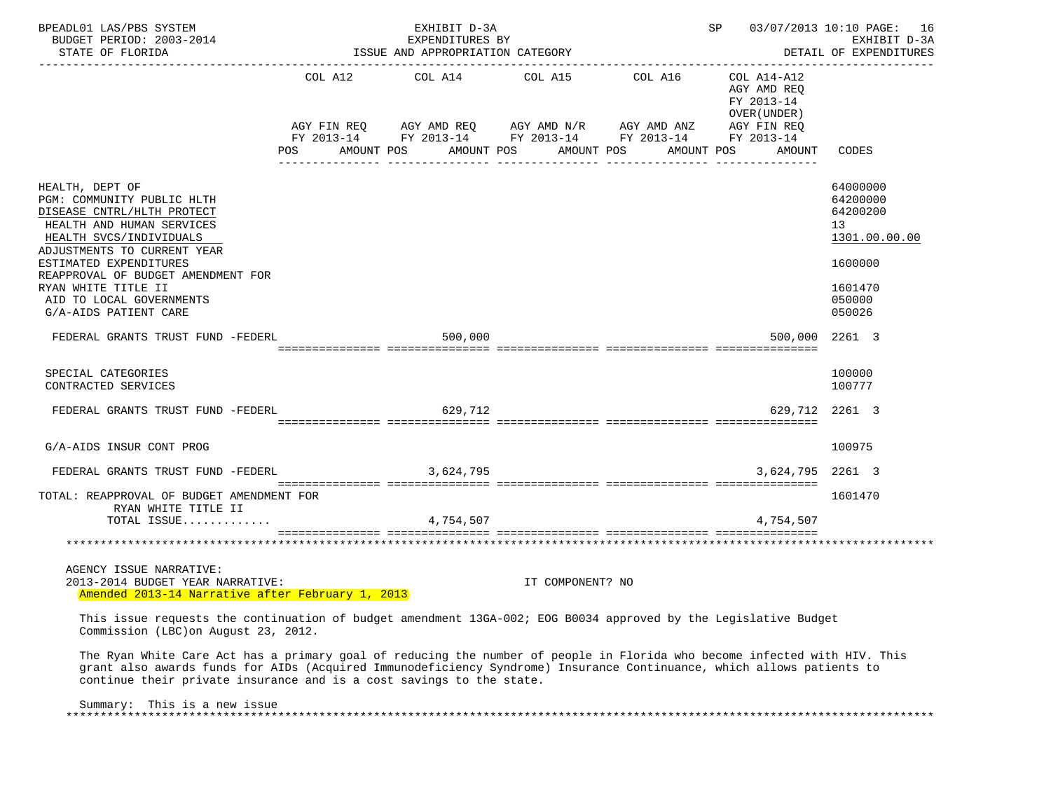BPEADL01 LAS/PBS SYSTEM — EXHIBIT D-3A — EXPENDITURES BY ISSUE AND APPROPRIATION CATEGORY — SP 03/07/2013 10:10
BUDGET PERIOD: 2003-2014 — STATE OF FLORIDA — EXHIBIT D-3A DETAIL OF EXPENDITURES

| | COL A12 AGY FIN REQ FY 2013-14 POS AMOUNT | COL A14 AGY AMD REQ FY 2013-14 POS AMOUNT | COL A15 AGY AMD N/R FY 2013-14 POS AMOUNT | COL A16 AGY AMD ANZ FY 2013-14 POS AMOUNT | COL A14-A12 AGY AMD REQ FY 2013-14 OVER(UNDER) AGY FIN REQ FY 2013-14 POS AMOUNT | CODES |
|---|---|---|---|---|---|---|
| HEALTH, DEPT OF | | | | | | 64000000 |
| PGM: COMMUNITY PUBLIC HLTH | | | | | | 64200000 |
| DISEASE CNTRL/HLTH PROTECT | | | | | | 64200200 |
| HEALTH AND HUMAN SERVICES | | | | | | 13 |
| HEALTH SVCS/INDIVIDUALS | | | | | | 1301.00.00.00 |
| ADJUSTMENTS TO CURRENT YEAR ESTIMATED EXPENDITURES | | | | | | 1600000 |
| REAPPROVAL OF BUDGET AMENDMENT FOR RYAN WHITE TITLE II | | | | | | 1601470 |
| AID TO LOCAL GOVERNMENTS | | | | | | 050000 |
| G/A-AIDS PATIENT CARE | | | | | | 050026 |
| FEDERAL GRANTS TRUST FUND -FEDERL | | 500,000 | | | 500,000 | 2261 3 |
| SPECIAL CATEGORIES | | | | | | 100000 |
| CONTRACTED SERVICES | | | | | | 100777 |
| FEDERAL GRANTS TRUST FUND -FEDERL | | 629,712 | | | 629,712 | 2261 3 |
| G/A-AIDS INSUR CONT PROG | | | | | | 100975 |
| FEDERAL GRANTS TRUST FUND -FEDERL | | 3,624,795 | | | 3,624,795 | 2261 3 |
| TOTAL: REAPPROVAL OF BUDGET AMENDMENT FOR RYAN WHITE TITLE II | | | | | | 1601470 |
| TOTAL ISSUE............ | | 4,754,507 | | | 4,754,507 | |

AGENCY ISSUE NARRATIVE:
2013-2014 BUDGET YEAR NARRATIVE: IT COMPONENT? NO
Amended 2013-14 Narrative after February 1, 2013

This issue requests the continuation of budget amendment 13GA-002; EOG B0034 approved by the Legislative Budget Commission (LBC)on August 23, 2012.

The Ryan White Care Act has a primary goal of reducing the number of people in Florida who become infected with HIV. This grant also awards funds for AIDs (Acquired Immunodeficiency Syndrome) Insurance Continuance, which allows patients to continue their private insurance and is a cost savings to the state.

Summary: This is a new issue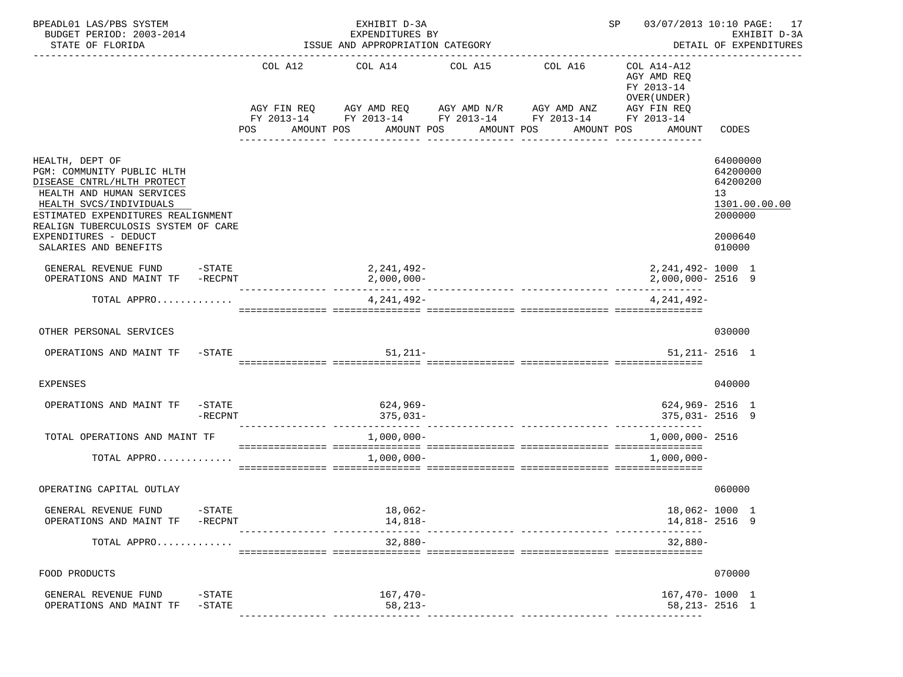BPEADL01 LAS/PBS SYSTEM — EXHIBIT D-3A — EXPENDITURES BY ISSUE AND APPROPRIATION CATEGORY — SP 03/07/2013 10:10 PAGE: 17

BUDGET PERIOD: 2003-2014 — STATE OF FLORIDA — EXHIBIT D-3A DETAIL OF EXPENDITURES

| | COL A12 AGY FIN REQ FY 2013-14 POS AMOUNT | COL A14 AGY AMD REQ FY 2013-14 POS AMOUNT | COL A15 AGY AMD N/R FY 2013-14 POS AMOUNT | COL A16 AGY AMD ANZ FY 2013-14 POS AMOUNT | COL A14-A12 AGY AMD REQ FY 2013-14 OVER(UNDER) AGY FIN REQ FY 2013-14 POS AMOUNT | CODES |
|---|---|---|---|---|---|---|
| HEALTH, DEPT OF | | | | | | 64000000 |
| PGM: COMMUNITY PUBLIC HLTH | | | | | | 64200000 |
| DISEASE CNTRL/HLTH PROTECT | | | | | | 64200200 |
| HEALTH AND HUMAN SERVICES | | | | | | 13 |
| HEALTH SVCS/INDIVIDUALS | | | | | | 1301.00.00.00 |
| ESTIMATED EXPENDITURES REALIGNMENT | | | | | | 2000000 |
| REALIGN TUBERCULOSIS SYSTEM OF CARE EXPENDITURES - DEDUCT | | | | | | 2000640 |
| SALARIES AND BENEFITS | | | | | | 010000 |
| GENERAL REVENUE FUND -STATE | | 2,241,492- | | | 2,241,492- | 1000 1 |
| OPERATIONS AND MAINT TF -RECPNT | | 2,000,000- | | | 2,000,000- | 2516 9 |
| TOTAL APPRO............ | | 4,241,492- | | | 4,241,492- | |
| OTHER PERSONAL SERVICES | | | | | | 030000 |
| OPERATIONS AND MAINT TF -STATE | | 51,211- | | | 51,211- | 2516 1 |
| EXPENSES | | | | | | 040000 |
| OPERATIONS AND MAINT TF -STATE | | 624,969- | | | 624,969- | 2516 1 |
| -RECPNT | | 375,031- | | | 375,031- | 2516 9 |
| TOTAL OPERATIONS AND MAINT TF | | 1,000,000- | | | 1,000,000- | 2516 |
| TOTAL APPRO............ | | 1,000,000- | | | 1,000,000- | |
| OPERATING CAPITAL OUTLAY | | | | | | 060000 |
| GENERAL REVENUE FUND -STATE | | 18,062- | | | 18,062- | 1000 1 |
| OPERATIONS AND MAINT TF -RECPNT | | 14,818- | | | 14,818- | 2516 9 |
| TOTAL APPRO............ | | 32,880- | | | 32,880- | |
| FOOD PRODUCTS | | | | | | 070000 |
| GENERAL REVENUE FUND -STATE | | 167,470- | | | 167,470- | 1000 1 |
| OPERATIONS AND MAINT TF -STATE | | 58,213- | | | 58,213- | 2516 1 |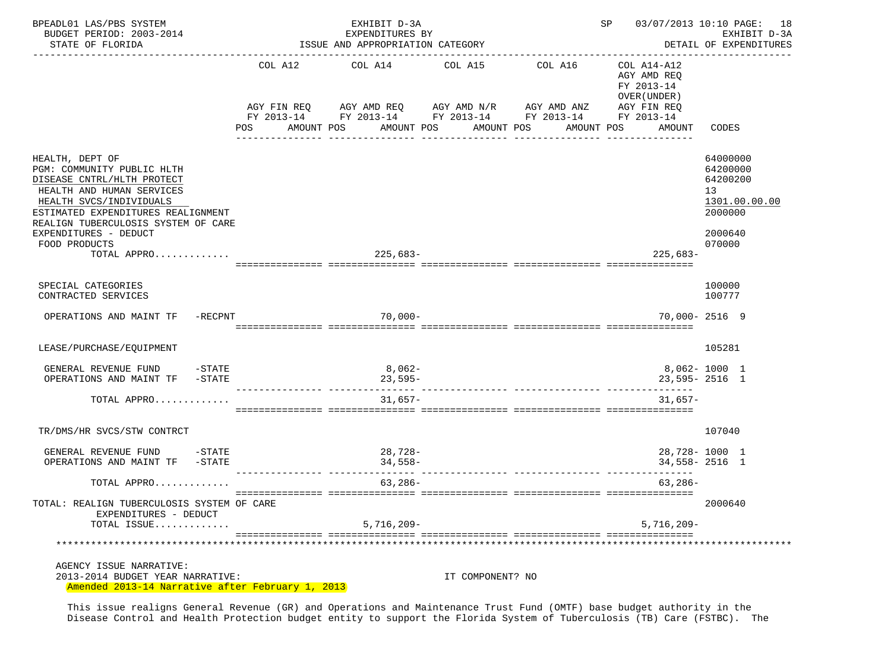BPEADL01 LAS/PBS SYSTEM — EXHIBIT D-3A — EXPENDITURES BY ISSUE AND APPROPRIATION CATEGORY — DETAIL OF EXPENDITURES

BUDGET PERIOD: 2003-2014 — STATE OF FLORIDA — SP 03/07/2013 10:10

| | COL A12 AGY FIN REQ FY 2013-14 POS AMOUNT | COL A14 AGY AMD REQ FY 2013-14 POS AMOUNT | COL A15 AGY AMD N/R FY 2013-14 POS AMOUNT | COL A16 AGY AMD ANZ FY 2013-14 POS AMOUNT | COL A14-A12 AGY AMD REQ FY 2013-14 OVER(UNDER) AGY FIN REQ FY 2013-14 POS AMOUNT | CODES |
|---|---|---|---|---|---|---|
| HEALTH, DEPT OF | | | | | | 64000000 |
| PGM: COMMUNITY PUBLIC HLTH | | | | | | 64200000 |
| DISEASE CNTRL/HLTH PROTECT | | | | | | 64200200 |
| HEALTH AND HUMAN SERVICES | | | | | | 13 |
| HEALTH SVCS/INDIVIDUALS | | | | | | 1301.00.00.00 |
| ESTIMATED EXPENDITURES REALIGNMENT | | | | | | 2000000 |
| REALIGN TUBERCULOSIS SYSTEM OF CARE EXPENDITURES - DEDUCT | | | | | | 2000640 |
| FOOD PRODUCTS | | | | | | 070000 |
| TOTAL APPRO............ | | 225,683- | | | 225,683- | |
| SPECIAL CATEGORIES | | | | | | 100000 |
| CONTRACTED SERVICES | | | | | | 100777 |
| OPERATIONS AND MAINT TF -RECPNT | | 70,000- | | | 70,000- | 2516 9 |
| LEASE/PURCHASE/EQUIPMENT | | | | | | 105281 |
| GENERAL REVENUE FUND -STATE | | 8,062- | | | 8,062- | 1000 1 |
| OPERATIONS AND MAINT TF -STATE | | 23,595- | | | 23,595- | 2516 1 |
| TOTAL APPRO............ | | 31,657- | | | 31,657- | |
| TR/DMS/HR SVCS/STW CONTRCT | | | | | | 107040 |
| GENERAL REVENUE FUND -STATE | | 28,728- | | | 28,728- | 1000 1 |
| OPERATIONS AND MAINT TF -STATE | | 34,558- | | | 34,558- | 2516 1 |
| TOTAL APPRO............ | | 63,286- | | | 63,286- | |
| TOTAL: REALIGN TUBERCULOSIS SYSTEM OF CARE EXPENDITURES - DEDUCT | | | | | | 2000640 |
| TOTAL ISSUE............ | | 5,716,209- | | | 5,716,209- | |

AGENCY ISSUE NARRATIVE:

2013-2014 BUDGET YEAR NARRATIVE: IT COMPONENT? NO

Amended 2013-14 Narrative after February 1, 2013

This issue realigns General Revenue (GR) and Operations and Maintenance Trust Fund (OMTF) base budget authority in the Disease Control and Health Protection budget entity to support the Florida System of Tuberculosis (TB) Care (FSTBC). The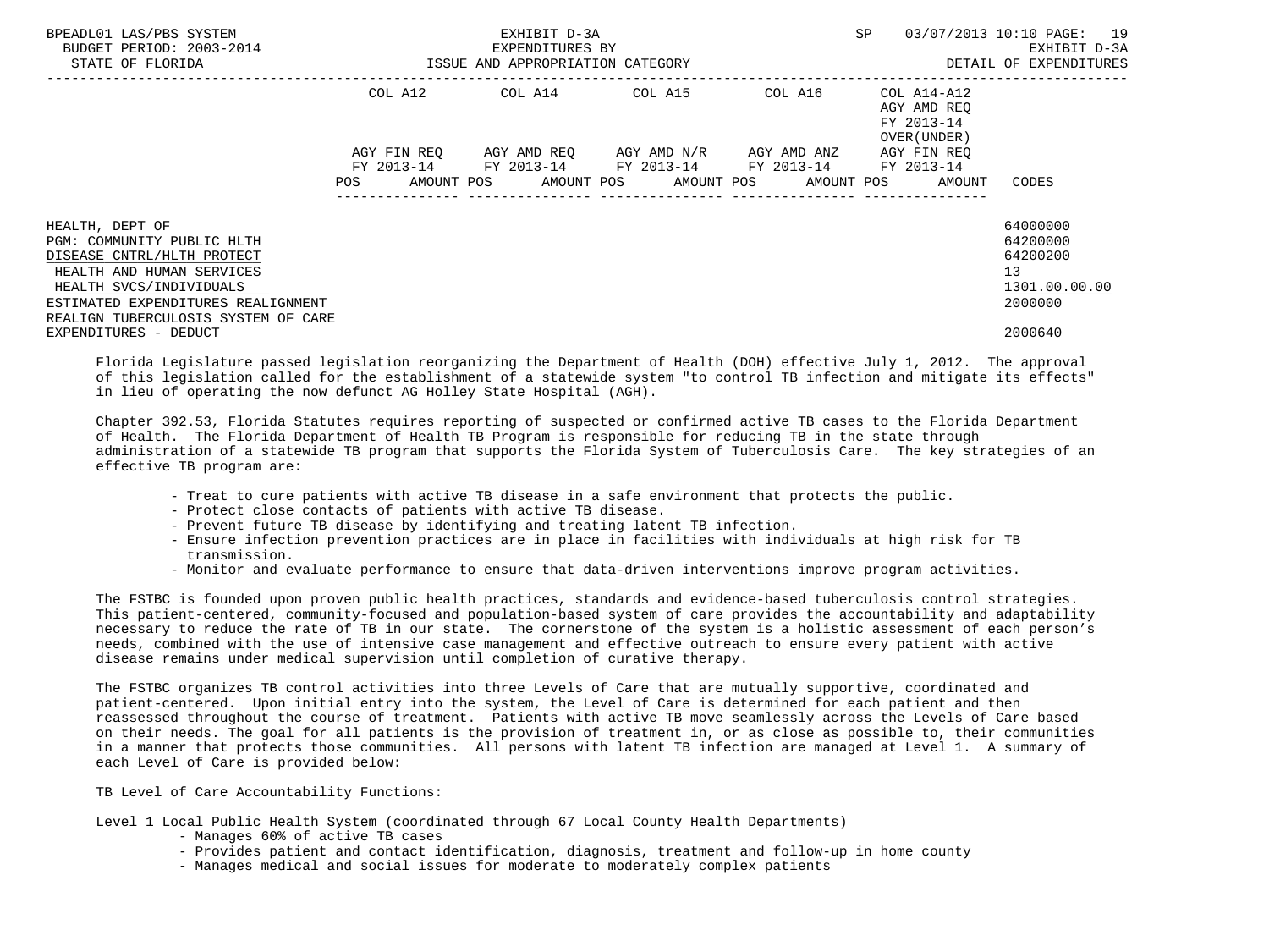| | COL A12 | COL A14 | COL A15 | COL A16 | COL A14-A12 AGY AMD REQ FY 2013-14 OVER(UNDER) | |
|---|---|---|---|---|---|---|
| | AGY FIN REQ FY 2013-14 | AGY AMD REQ FY 2013-14 | AGY AMD N/R FY 2013-14 | AGY AMD ANZ FY 2013-14 | AGY FIN REQ FY 2013-14 | |
| | POS AMOUNT | POS AMOUNT | POS AMOUNT | POS AMOUNT | POS AMOUNT | CODES |
| HEALTH, DEPT OF | | | | | | 64000000 |
| PGM: COMMUNITY PUBLIC HLTH | | | | | | 64200000 |
| DISEASE CNTRL/HLTH PROTECT | | | | | | 64200200 |
| HEALTH AND HUMAN SERVICES | | | | | | 13 |
| HEALTH SVCS/INDIVIDUALS | | | | | | 1301.00.00.00 |
| ESTIMATED EXPENDITURES REALIGNMENT | | | | | | 2000000 |
| REALIGN TUBERCULOSIS SYSTEM OF CARE | | | | | | |
| EXPENDITURES - DEDUCT | | | | | | 2000640 |

Florida Legislature passed legislation reorganizing the Department of Health (DOH) effective July 1, 2012. The approval of this legislation called for the establishment of a statewide system "to control TB infection and mitigate its effects" in lieu of operating the now defunct AG Holley State Hospital (AGH).

Chapter 392.53, Florida Statutes requires reporting of suspected or confirmed active TB cases to the Florida Department of Health. The Florida Department of Health TB Program is responsible for reducing TB in the state through administration of a statewide TB program that supports the Florida System of Tuberculosis Care. The key strategies of an effective TB program are:

- Treat to cure patients with active TB disease in a safe environment that protects the public.
- Protect close contacts of patients with active TB disease.
- Prevent future TB disease by identifying and treating latent TB infection.
- Ensure infection prevention practices are in place in facilities with individuals at high risk for TB transmission.
- Monitor and evaluate performance to ensure that data-driven interventions improve program activities.

The FSTBC is founded upon proven public health practices, standards and evidence-based tuberculosis control strategies. This patient-centered, community-focused and population-based system of care provides the accountability and adaptability necessary to reduce the rate of TB in our state. The cornerstone of the system is a holistic assessment of each person's needs, combined with the use of intensive case management and effective outreach to ensure every patient with active disease remains under medical supervision until completion of curative therapy.

The FSTBC organizes TB control activities into three Levels of Care that are mutually supportive, coordinated and patient-centered. Upon initial entry into the system, the Level of Care is determined for each patient and then reassessed throughout the course of treatment. Patients with active TB move seamlessly across the Levels of Care based on their needs. The goal for all patients is the provision of treatment in, or as close as possible to, their communities in a manner that protects those communities. All persons with latent TB infection are managed at Level 1. A summary of each Level of Care is provided below:

TB Level of Care Accountability Functions:

Level 1 Local Public Health System (coordinated through 67 Local County Health Departments)
- Manages 60% of active TB cases
- Provides patient and contact identification, diagnosis, treatment and follow-up in home county
- Manages medical and social issues for moderate to moderately complex patients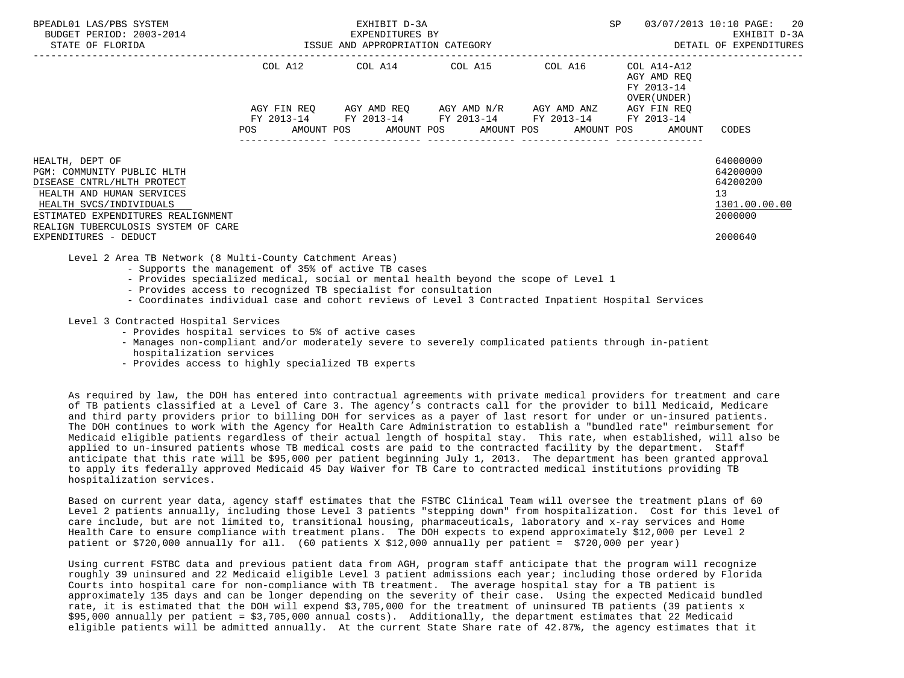| | COL A12 | COL A14 | COL A15 | COL A16 | COL A14-A12 AGY AMD REQ FY 2013-14 OVER(UNDER) | |
|---|---|---|---|---|---|---|
| | AGY FIN REQ FY 2013-14 | AGY AMD REQ FY 2013-14 | AGY AMD N/R FY 2013-14 | AGY AMD ANZ FY 2013-14 | AGY FIN REQ FY 2013-14 | |
| | POS AMOUNT | POS AMOUNT | POS AMOUNT | POS AMOUNT | POS AMOUNT | CODES |
| HEALTH, DEPT OF | | | | | | 64000000 |
| PGM: COMMUNITY PUBLIC HLTH | | | | | | 64200000 |
| DISEASE CNTRL/HLTH PROTECT | | | | | | 64200200 |
| HEALTH AND HUMAN SERVICES | | | | | | 13 |
| HEALTH SVCS/INDIVIDUALS | | | | | | 1301.00.00.00 |
| ESTIMATED EXPENDITURES REALIGNMENT | | | | | | 2000000 |
| REALIGN TUBERCULOSIS SYSTEM OF CARE | | | | | | |
| EXPENDITURES - DEDUCT | | | | | | 2000640 |

Level 2 Area TB Network (8 Multi-County Catchment Areas)
- Supports the management of 35% of active TB cases
- Provides specialized medical, social or mental health beyond the scope of Level 1
- Provides access to recognized TB specialist for consultation
- Coordinates individual case and cohort reviews of Level 3 Contracted Inpatient Hospital Services

Level 3 Contracted Hospital Services
- Provides hospital services to 5% of active cases
- Manages non-compliant and/or moderately severe to severely complicated patients through in-patient hospitalization services
- Provides access to highly specialized TB experts

As required by law, the DOH has entered into contractual agreements with private medical providers for treatment and care of TB patients classified at a Level of Care 3. The agency's contracts call for the provider to bill Medicaid, Medicare and third party providers prior to billing DOH for services as a payer of last resort for under or un-insured patients. The DOH continues to work with the Agency for Health Care Administration to establish a "bundled rate" reimbursement for Medicaid eligible patients regardless of their actual length of hospital stay. This rate, when established, will also be applied to un-insured patients whose TB medical costs are paid to the contracted facility by the department. Staff anticipate that this rate will be $95,000 per patient beginning July 1, 2013. The department has been granted approval to apply its federally approved Medicaid 45 Day Waiver for TB Care to contracted medical institutions providing TB hospitalization services.

Based on current year data, agency staff estimates that the FSTBC Clinical Team will oversee the treatment plans of 60 Level 2 patients annually, including those Level 3 patients "stepping down" from hospitalization. Cost for this level of care include, but are not limited to, transitional housing, pharmaceuticals, laboratory and x-ray services and Home Health Care to ensure compliance with treatment plans. The DOH expects to expend approximately $12,000 per Level 2 patient or $720,000 annually for all. (60 patients X $12,000 annually per patient = $720,000 per year)

Using current FSTBC data and previous patient data from AGH, program staff anticipate that the program will recognize roughly 39 uninsured and 22 Medicaid eligible Level 3 patient admissions each year; including those ordered by Florida Courts into hospital care for non-compliance with TB treatment. The average hospital stay for a TB patient is approximately 135 days and can be longer depending on the severity of their case. Using the expected Medicaid bundled rate, it is estimated that the DOH will expend $3,705,000 for the treatment of uninsured TB patients (39 patients x $95,000 annually per patient = $3,705,000 annual costs). Additionally, the department estimates that 22 Medicaid eligible patients will be admitted annually. At the current State Share rate of 42.87%, the agency estimates that it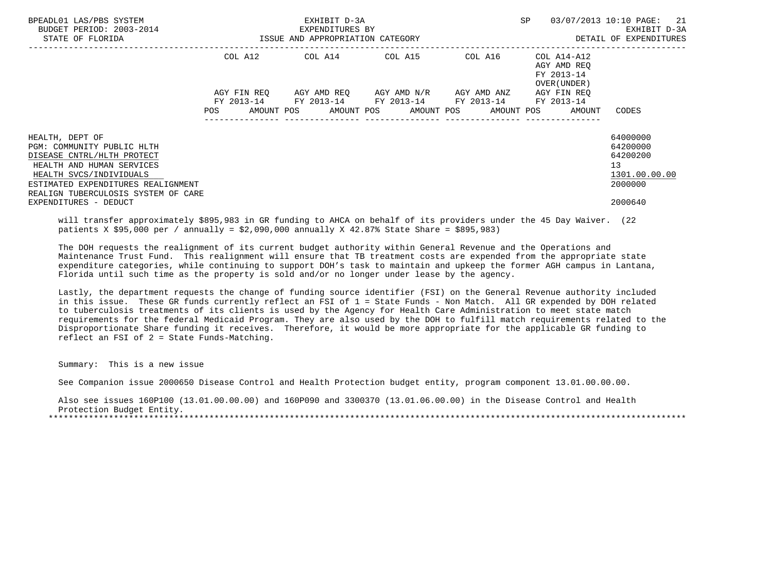| | COL A12 | COL A14 | COL A15 | COL A16 | COL A14-A12 AGY AMD REQ FY 2013-14 OVER(UNDER) | |
|---|---|---|---|---|---|---|
| | AGY FIN REQ FY 2013-14 | AGY AMD REQ FY 2013-14 | AGY AMD N/R FY 2013-14 | AGY AMD ANZ FY 2013-14 | AGY FIN REQ FY 2013-14 | |
| | POS AMOUNT | POS AMOUNT | POS AMOUNT | POS AMOUNT | POS AMOUNT | CODES |
| HEALTH, DEPT OF | | | | | | 64000000 |
| PGM: COMMUNITY PUBLIC HLTH | | | | | | 64200000 |
| DISEASE CNTRL/HLTH PROTECT | | | | | | 64200200 |
| HEALTH AND HUMAN SERVICES | | | | | | 13 |
| HEALTH SVCS/INDIVIDUALS | | | | | | 1301.00.00.00 |
| ESTIMATED EXPENDITURES REALIGNMENT | | | | | | 2000000 |
| REALIGN TUBERCULOSIS SYSTEM OF CARE | | | | | | |
| EXPENDITURES - DEDUCT | | | | | | 2000640 |

will transfer approximately $895,983 in GR funding to AHCA on behalf of its providers under the 45 Day Waiver. (22 patients X $95,000 per / annually = $2,090,000 annually X 42.87% State Share = $895,983)

The DOH requests the realignment of its current budget authority within General Revenue and the Operations and Maintenance Trust Fund. This realignment will ensure that TB treatment costs are expended from the appropriate state expenditure categories, while continuing to support DOH's task to maintain and upkeep the former AGH campus in Lantana, Florida until such time as the property is sold and/or no longer under lease by the agency.

Lastly, the department requests the change of funding source identifier (FSI) on the General Revenue authority included in this issue. These GR funds currently reflect an FSI of 1 = State Funds - Non Match. All GR expended by DOH related to tuberculosis treatments of its clients is used by the Agency for Health Care Administration to meet state match requirements for the federal Medicaid Program. They are also used by the DOH to fulfill match requirements related to the Disproportionate Share funding it receives. Therefore, it would be more appropriate for the applicable GR funding to reflect an FSI of 2 = State Funds-Matching.

Summary: This is a new issue

See Companion issue 2000650 Disease Control and Health Protection budget entity, program component 13.01.00.00.00.

Also see issues 160P100 (13.01.00.00.00) and 160P090 and 3300370 (13.01.06.00.00) in the Disease Control and Health Protection Budget Entity.

*******************************************************************************************************************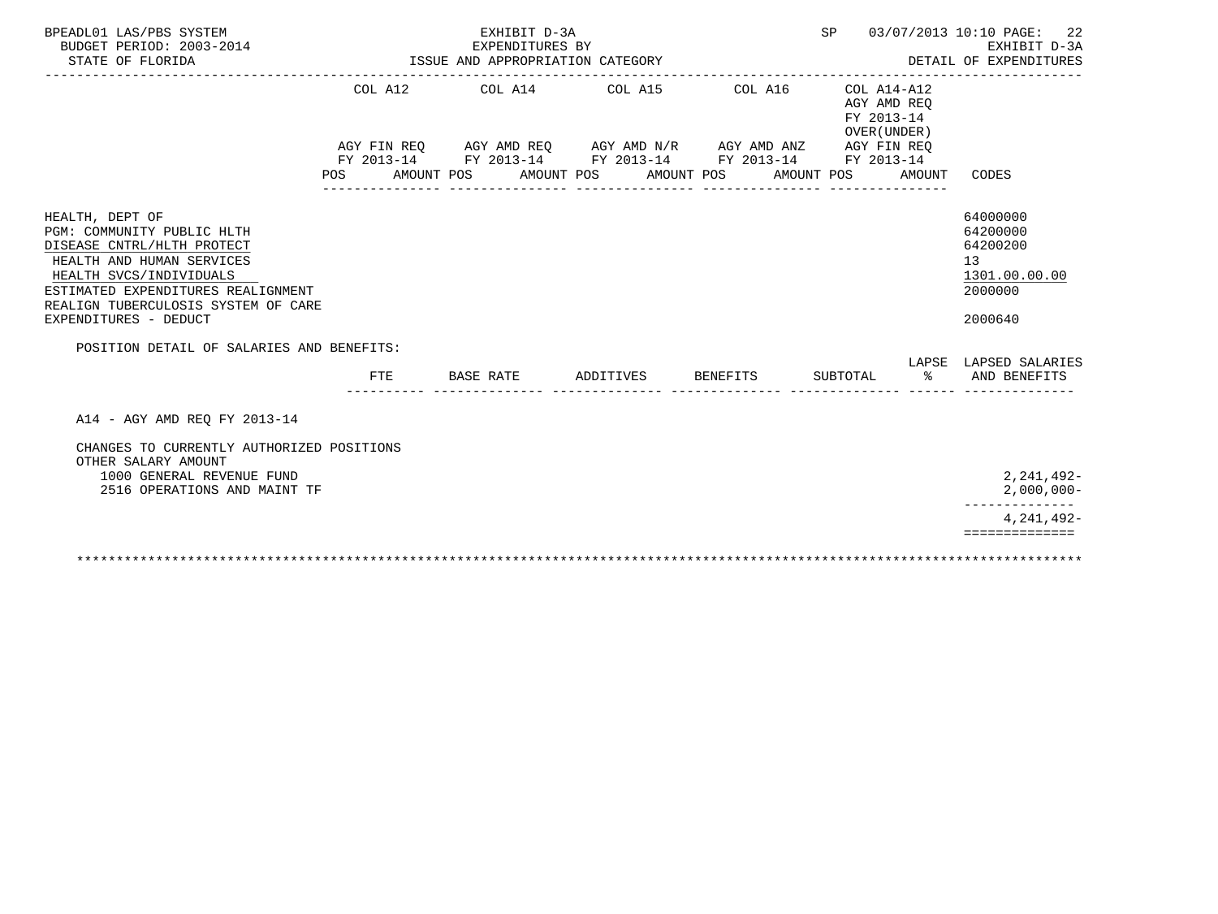BPEADL01 LAS/PBS SYSTEM — EXHIBIT D-3A — SP 03/07/2013 10:10 PAGE: 22
BUDGET PERIOD: 2003-2014 — EXPENDITURES BY — EXHIBIT D-3A
STATE OF FLORIDA — ISSUE AND APPROPRIATION CATEGORY — DETAIL OF EXPENDITURES

| | COL A12 AGY FIN REQ FY 2013-14 | | COL A14 AGY AMD REQ FY 2013-14 | | COL A15 AGY AMD N/R FY 2013-14 | | COL A16 AGY AMD ANZ FY 2013-14 | | COL A14-A12 AGY AMD REQ FY 2013-14 OVER(UNDER) AGY FIN REQ FY 2013-14 | | |
|---|---|---|---|---|---|---|---|---|---|---|---|
| | POS | AMOUNT | POS | AMOUNT | POS | AMOUNT | POS | AMOUNT | POS | AMOUNT | CODES |
| HEALTH, DEPT OF | | | | | | | | | | | 64000000 |
| PGM: COMMUNITY PUBLIC HLTH | | | | | | | | | | | 64200000 |
| DISEASE CNTRL/HLTH PROTECT | | | | | | | | | | | 64200200 |
| HEALTH AND HUMAN SERVICES | | | | | | | | | | | 13 |
| HEALTH SVCS/INDIVIDUALS | | | | | | | | | | | 1301.00.00.00 |
| ESTIMATED EXPENDITURES REALIGNMENT | | | | | | | | | | | 2000000 |
| REALIGN TUBERCULOSIS SYSTEM OF CARE EXPENDITURES - DEDUCT | | | | | | | | | | | 2000640 |

POSITION DETAIL OF SALARIES AND BENEFITS:

| | FTE | BASE RATE | ADDITIVES | BENEFITS | SUBTOTAL | LAPSE % | LAPSED SALARIES AND BENEFITS |
|---|---|---|---|---|---|---|---|
| A14 - AGY AMD REQ FY 2013-14 | | | | | | | |
| CHANGES TO CURRENTLY AUTHORIZED POSITIONS | | | | | | | |
| OTHER SALARY AMOUNT | | | | | | | |
| 1000 GENERAL REVENUE FUND | | | | | | | 2,241,492- |
| 2516 OPERATIONS AND MAINT TF | | | | | | | 2,000,000- |
| | | | | | | | 4,241,492- |

********************************************************************************************************************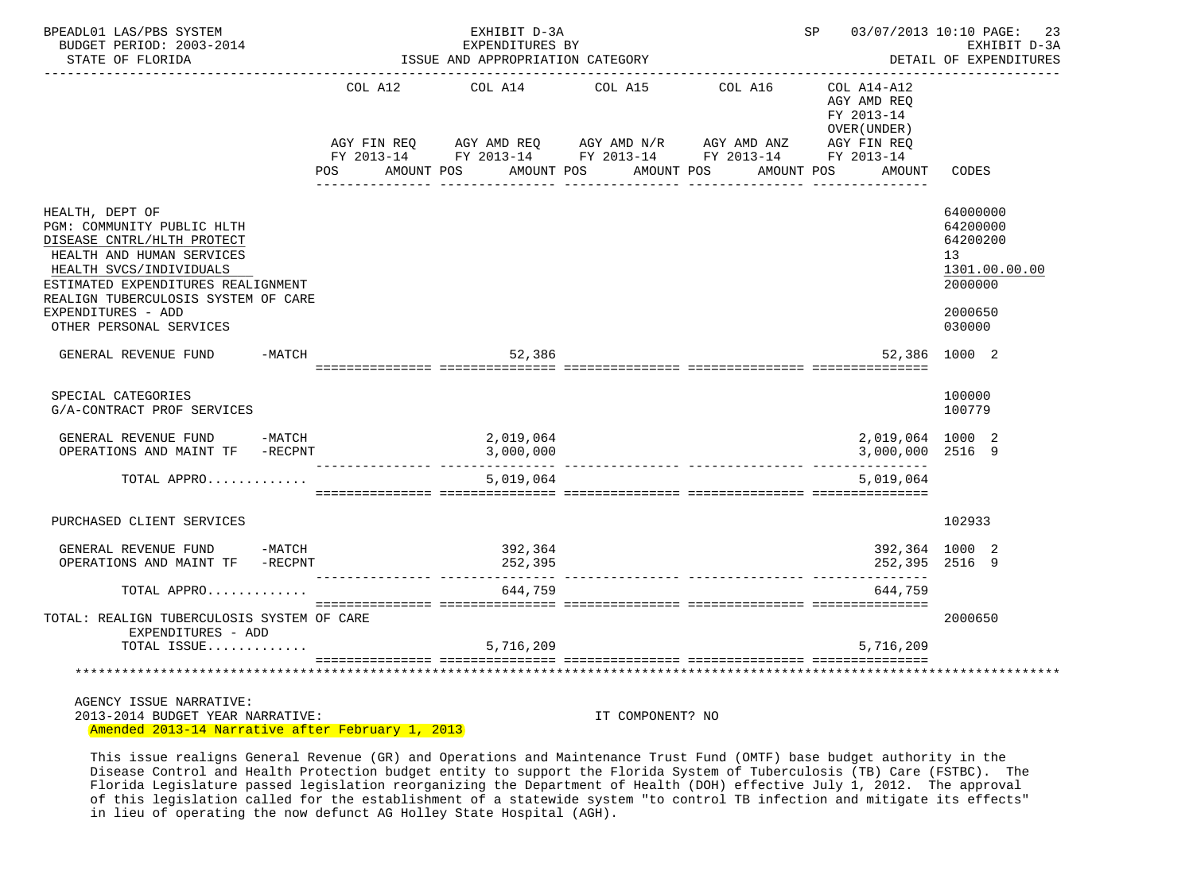BPEADL01 LAS/PBS SYSTEM — EXHIBIT D-3A — EXPENDITURES BY ISSUE AND APPROPRIATION CATEGORY — SP 03/07/2013 10:10

BUDGET PERIOD: 2003-2014 — STATE OF FLORIDA — EXHIBIT D-3A DETAIL OF EXPENDITURES

| | COL A12 AGY FIN REQ FY 2013-14 POS AMOUNT | COL A14 AGY AMD REQ FY 2013-14 POS AMOUNT | COL A15 AGY AMD N/R FY 2013-14 POS AMOUNT | COL A16 AGY AMD ANZ FY 2013-14 POS AMOUNT | COL A14-A12 AGY AMD REQ FY 2013-14 OVER(UNDER) AGY FIN REQ FY 2013-14 POS AMOUNT | CODES |
|---|---|---|---|---|---|---|
| HEALTH, DEPT OF | | | | | | 64000000 |
| PGM: COMMUNITY PUBLIC HLTH | | | | | | 64200000 |
| DISEASE CNTRL/HLTH PROTECT | | | | | | 64200200 |
| HEALTH AND HUMAN SERVICES | | | | | | 13 |
| HEALTH SVCS/INDIVIDUALS | | | | | | 1301.00.00.00 |
| ESTIMATED EXPENDITURES REALIGNMENT | | | | | | 2000000 |
| REALIGN TUBERCULOSIS SYSTEM OF CARE EXPENDITURES - ADD | | | | | | 2000650 |
| OTHER PERSONAL SERVICES | | | | | | 030000 |
| GENERAL REVENUE FUND -MATCH | | 52,386 | | | 52,386 | 1000 2 |
| SPECIAL CATEGORIES | | | | | | 100000 |
| G/A-CONTRACT PROF SERVICES | | | | | | 100779 |
| GENERAL REVENUE FUND -MATCH | | 2,019,064 | | | 2,019,064 | 1000 2 |
| OPERATIONS AND MAINT TF -RECPNT | | 3,000,000 | | | 3,000,000 | 2516 9 |
| TOTAL APPRO............ | | 5,019,064 | | | 5,019,064 | |
| PURCHASED CLIENT SERVICES | | | | | | 102933 |
| GENERAL REVENUE FUND -MATCH | | 392,364 | | | 392,364 | 1000 2 |
| OPERATIONS AND MAINT TF -RECPNT | | 252,395 | | | 252,395 | 2516 9 |
| TOTAL APPRO............ | | 644,759 | | | 644,759 | |
| TOTAL: REALIGN TUBERCULOSIS SYSTEM OF CARE EXPENDITURES - ADD | | | | | | 2000650 |
| TOTAL ISSUE............ | | 5,716,209 | | | 5,716,209 | |

AGENCY ISSUE NARRATIVE:

2013-2014 BUDGET YEAR NARRATIVE: IT COMPONENT? NO

Amended 2013-14 Narrative after February 1, 2013

This issue realigns General Revenue (GR) and Operations and Maintenance Trust Fund (OMTF) base budget authority in the Disease Control and Health Protection budget entity to support the Florida System of Tuberculosis (TB) Care (FSTBC). The Florida Legislature passed legislation reorganizing the Department of Health (DOH) effective July 1, 2012. The approval of this legislation called for the establishment of a statewide system "to control TB infection and mitigate its effects" in lieu of operating the now defunct AG Holley State Hospital (AGH).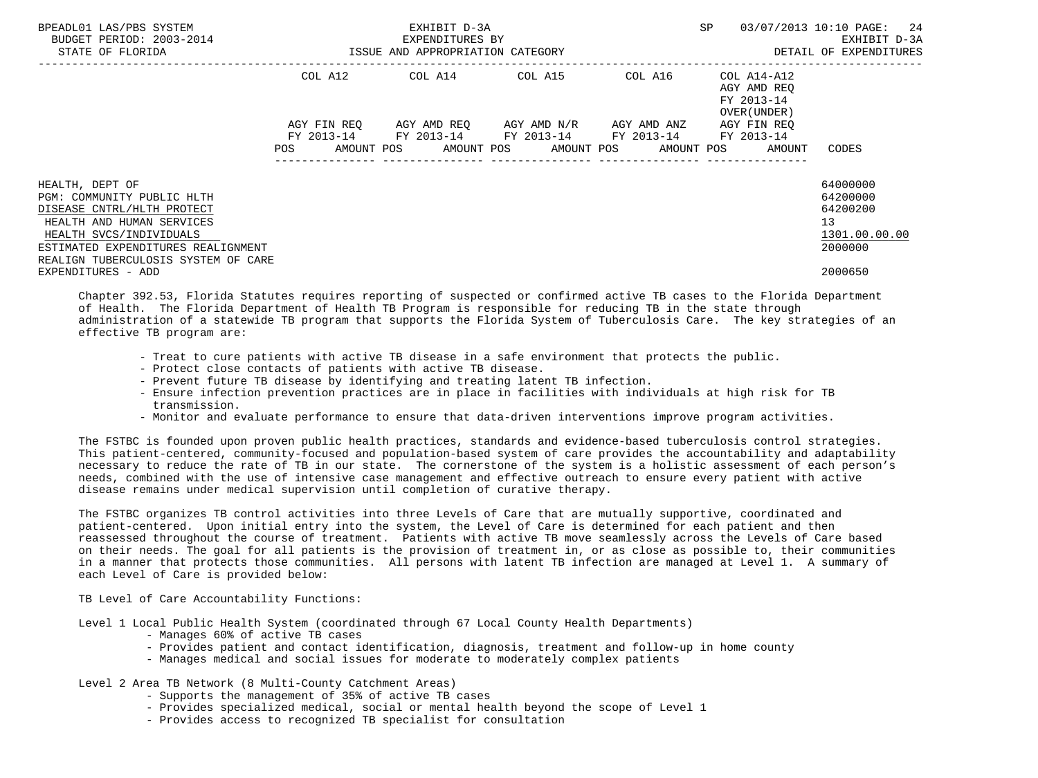| | COL A12 | COL A14 | COL A15 | COL A16 | COL A14-A12 AGY AMD REQ FY 2013-14 OVER(UNDER) | |
|---|---|---|---|---|---|---|
| | AGY FIN REQ FY 2013-14 | AGY AMD REQ FY 2013-14 | AGY AMD N/R FY 2013-14 | AGY AMD ANZ FY 2013-14 | AGY FIN REQ FY 2013-14 | |
| | POS AMOUNT | POS AMOUNT | POS AMOUNT | POS AMOUNT | POS AMOUNT | CODES |
| HEALTH, DEPT OF | | | | | | 64000000 |
| PGM: COMMUNITY PUBLIC HLTH | | | | | | 64200000 |
| DISEASE CNTRL/HLTH PROTECT | | | | | | 64200200 |
| HEALTH AND HUMAN SERVICES | | | | | | 13 |
| HEALTH SVCS/INDIVIDUALS | | | | | | 1301.00.00.00 |
| ESTIMATED EXPENDITURES REALIGNMENT | | | | | | 2000000 |
| REALIGN TUBERCULOSIS SYSTEM OF CARE EXPENDITURES - ADD | | | | | | 2000650 |

Chapter 392.53, Florida Statutes requires reporting of suspected or confirmed active TB cases to the Florida Department of Health. The Florida Department of Health TB Program is responsible for reducing TB in the state through administration of a statewide TB program that supports the Florida System of Tuberculosis Care. The key strategies of an effective TB program are:

- Treat to cure patients with active TB disease in a safe environment that protects the public.
- Protect close contacts of patients with active TB disease.
- Prevent future TB disease by identifying and treating latent TB infection.
- Ensure infection prevention practices are in place in facilities with individuals at high risk for TB transmission.
- Monitor and evaluate performance to ensure that data-driven interventions improve program activities.

The FSTBC is founded upon proven public health practices, standards and evidence-based tuberculosis control strategies. This patient-centered, community-focused and population-based system of care provides the accountability and adaptability necessary to reduce the rate of TB in our state. The cornerstone of the system is a holistic assessment of each person's needs, combined with the use of intensive case management and effective outreach to ensure every patient with active disease remains under medical supervision until completion of curative therapy.

The FSTBC organizes TB control activities into three Levels of Care that are mutually supportive, coordinated and patient-centered. Upon initial entry into the system, the Level of Care is determined for each patient and then reassessed throughout the course of treatment. Patients with active TB move seamlessly across the Levels of Care based on their needs. The goal for all patients is the provision of treatment in, or as close as possible to, their communities in a manner that protects those communities. All persons with latent TB infection are managed at Level 1. A summary of each Level of Care is provided below:

TB Level of Care Accountability Functions:

Level 1 Local Public Health System (coordinated through 67 Local County Health Departments)
- Manages 60% of active TB cases
- Provides patient and contact identification, diagnosis, treatment and follow-up in home county
- Manages medical and social issues for moderate to moderately complex patients

Level 2 Area TB Network (8 Multi-County Catchment Areas)
- Supports the management of 35% of active TB cases
- Provides specialized medical, social or mental health beyond the scope of Level 1
- Provides access to recognized TB specialist for consultation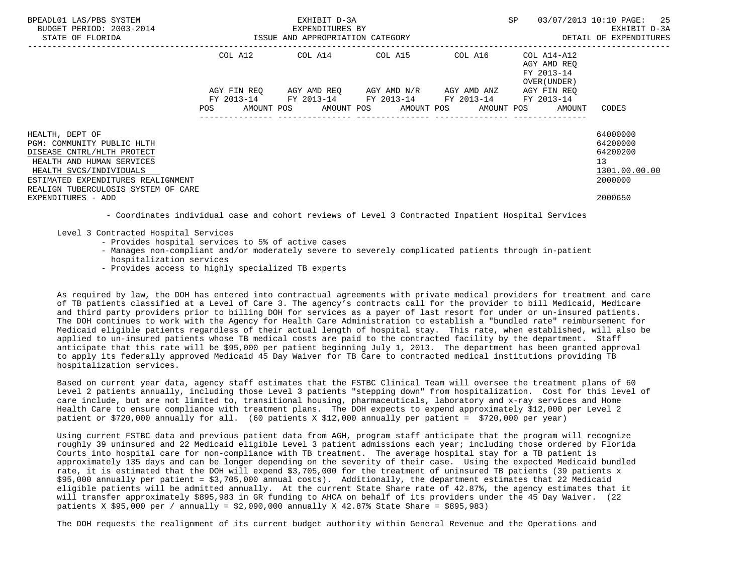| | COL A12 | | COL A14 | | COL A15 | | COL A16 | | COL A14-A12 AGY AMD REQ FY 2013-14 OVER(UNDER) | | |
|---|---|---|---|---|---|---|---|---|---|---|---|
| | AGY FIN REQ FY 2013-14 | | AGY AMD REQ FY 2013-14 | | AGY AMD N/R FY 2013-14 | | AGY AMD ANZ FY 2013-14 | | AGY FIN REQ FY 2013-14 | | |
| | POS | AMOUNT | POS | AMOUNT | POS | AMOUNT | POS | AMOUNT | POS | AMOUNT | CODES |
| HEALTH, DEPT OF | | | | | | | | | | | 64000000 |
| PGM: COMMUNITY PUBLIC HLTH | | | | | | | | | | | 64200000 |
| DISEASE CNTRL/HLTH PROTECT | | | | | | | | | | | 64200200 |
| HEALTH AND HUMAN SERVICES | | | | | | | | | | | 13 |
| HEALTH SVCS/INDIVIDUALS | | | | | | | | | | | 1301.00.00.00 |
| ESTIMATED EXPENDITURES REALIGNMENT | | | | | | | | | | | 2000000 |
| REALIGN TUBERCULOSIS SYSTEM OF CARE | | | | | | | | | | | |
| EXPENDITURES - ADD | | | | | | | | | | | 2000650 |

- Coordinates individual case and cohort reviews of Level 3 Contracted Inpatient Hospital Services

Level 3 Contracted Hospital Services
- Provides hospital services to 5% of active cases
- Manages non-compliant and/or moderately severe to severely complicated patients through in-patient hospitalization services
- Provides access to highly specialized TB experts

As required by law, the DOH has entered into contractual agreements with private medical providers for treatment and care of TB patients classified at a Level of Care 3. The agency's contracts call for the provider to bill Medicaid, Medicare and third party providers prior to billing DOH for services as a payer of last resort for under or un-insured patients. The DOH continues to work with the Agency for Health Care Administration to establish a "bundled rate" reimbursement for Medicaid eligible patients regardless of their actual length of hospital stay. This rate, when established, will also be applied to un-insured patients whose TB medical costs are paid to the contracted facility by the department. Staff anticipate that this rate will be $95,000 per patient beginning July 1, 2013. The department has been granted approval to apply its federally approved Medicaid 45 Day Waiver for TB Care to contracted medical institutions providing TB hospitalization services.

Based on current year data, agency staff estimates that the FSTBC Clinical Team will oversee the treatment plans of 60 Level 2 patients annually, including those Level 3 patients "stepping down" from hospitalization. Cost for this level of care include, but are not limited to, transitional housing, pharmaceuticals, laboratory and x-ray services and Home Health Care to ensure compliance with treatment plans. The DOH expects to expend approximately $12,000 per Level 2 patient or $720,000 annually for all. (60 patients X $12,000 annually per patient = $720,000 per year)

Using current FSTBC data and previous patient data from AGH, program staff anticipate that the program will recognize roughly 39 uninsured and 22 Medicaid eligible Level 3 patient admissions each year; including those ordered by Florida Courts into hospital care for non-compliance with TB treatment. The average hospital stay for a TB patient is approximately 135 days and can be longer depending on the severity of their case. Using the expected Medicaid bundled rate, it is estimated that the DOH will expend $3,705,000 for the treatment of uninsured TB patients (39 patients x $95,000 annually per patient = $3,705,000 annual costs). Additionally, the department estimates that 22 Medicaid eligible patients will be admitted annually. At the current State Share rate of 42.87%, the agency estimates that it will transfer approximately $895,983 in GR funding to AHCA on behalf of its providers under the 45 Day Waiver. (22 patients X $95,000 per / annually = $2,090,000 annually X 42.87% State Share = $895,983)

The DOH requests the realignment of its current budget authority within General Revenue and the Operations and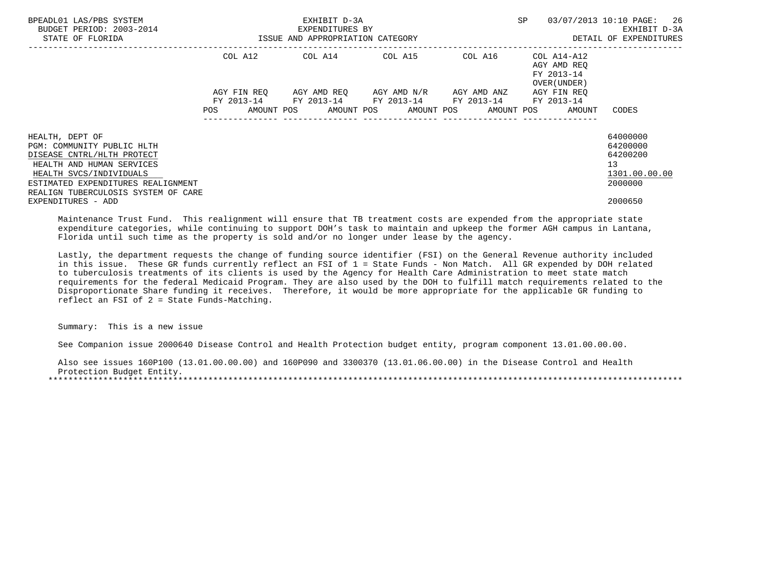| | COL A12 | | COL A14 | | COL A15 | | COL A16 | | COL A14-A12 AGY AMD REQ FY 2013-14 OVER(UNDER) AGY FIN REQ FY 2013-14 | | |
|---|---|---|---|---|---|---|---|---|---|---|---|
| | AGY FIN REQ FY 2013-14 | | AGY AMD REQ FY 2013-14 | | AGY AMD N/R FY 2013-14 | | AGY AMD ANZ FY 2013-14 | | | | |
| | POS | AMOUNT | POS | AMOUNT | POS | AMOUNT | POS | AMOUNT | POS | AMOUNT | CODES |
| HEALTH, DEPT OF | | | | | | | | | | | 64000000 |
| PGM: COMMUNITY PUBLIC HLTH | | | | | | | | | | | 64200000 |
| DISEASE CNTRL/HLTH PROTECT | | | | | | | | | | | 64200200 |
| HEALTH AND HUMAN SERVICES | | | | | | | | | | | 13 |
| HEALTH SVCS/INDIVIDUALS | | | | | | | | | | | 1301.00.00.00 |
| ESTIMATED EXPENDITURES REALIGNMENT | | | | | | | | | | | 2000000 |
| REALIGN TUBERCULOSIS SYSTEM OF CARE EXPENDITURES - ADD | | | | | | | | | | | 2000650 |

Maintenance Trust Fund. This realignment will ensure that TB treatment costs are expended from the appropriate state expenditure categories, while continuing to support DOH's task to maintain and upkeep the former AGH campus in Lantana, Florida until such time as the property is sold and/or no longer under lease by the agency.

Lastly, the department requests the change of funding source identifier (FSI) on the General Revenue authority included in this issue. These GR funds currently reflect an FSI of 1 = State Funds - Non Match. All GR expended by DOH related to tuberculosis treatments of its clients is used by the Agency for Health Care Administration to meet state match requirements for the federal Medicaid Program. They are also used by the DOH to fulfill match requirements related to the Disproportionate Share funding it receives. Therefore, it would be more appropriate for the applicable GR funding to reflect an FSI of 2 = State Funds-Matching.

Summary: This is a new issue

See Companion issue 2000640 Disease Control and Health Protection budget entity, program component 13.01.00.00.00.

Also see issues 160P100 (13.01.00.00.00) and 160P090 and 3300370 (13.01.06.00.00) in the Disease Control and Health Protection Budget Entity.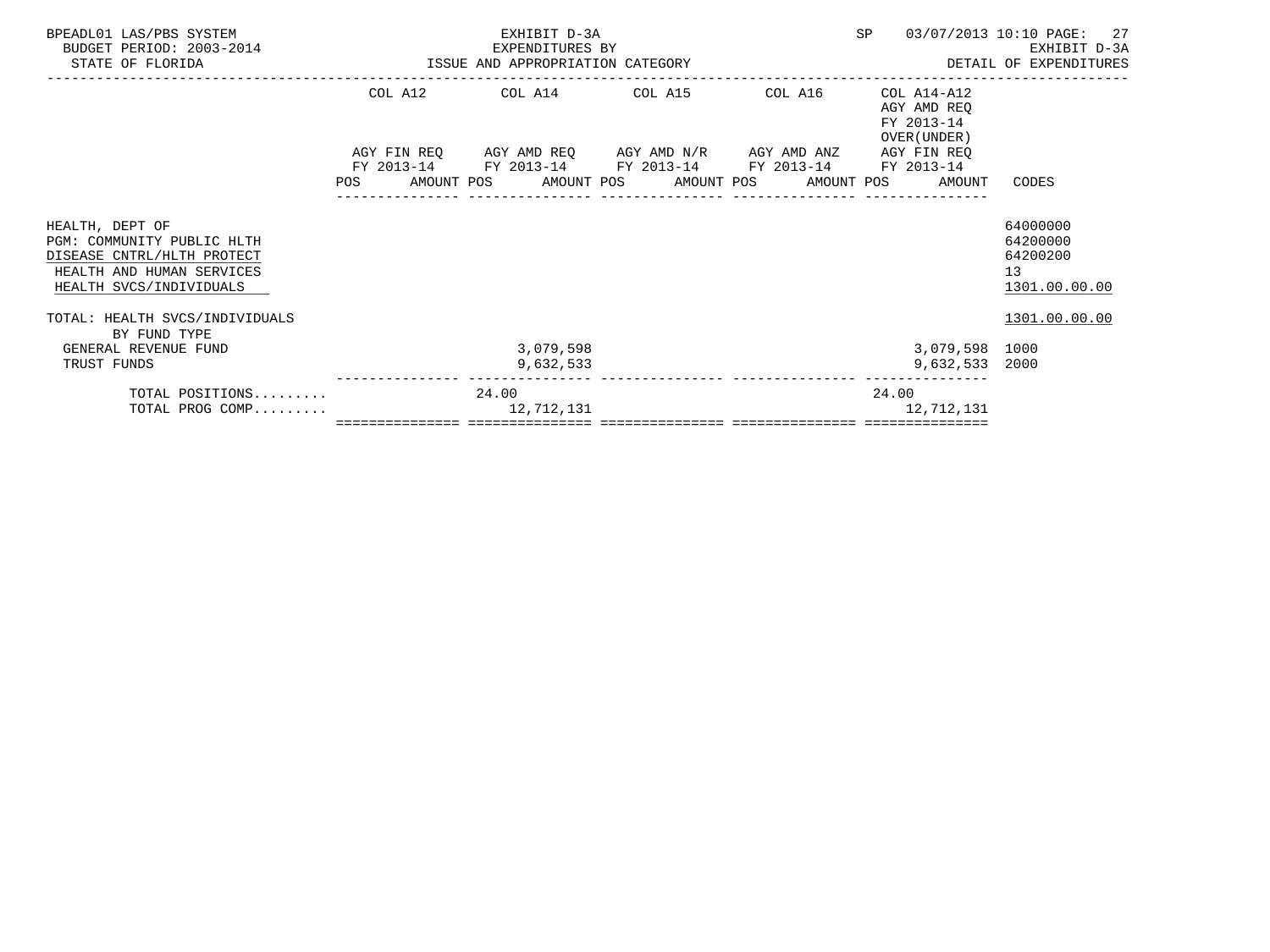BPEADL01 LAS/PBS SYSTEM
BUDGET PERIOD: 2003-2014
STATE OF FLORIDA

EXHIBIT D-3A
EXPENDITURES BY
ISSUE AND APPROPRIATION CATEGORY

SP 03/07/2013 10:10

EXHIBIT D-3A
DETAIL OF EXPENDITURES

| | COL A12 AGY FIN REQ FY 2013-14 POS AMOUNT | COL A14 AGY AMD REQ FY 2013-14 POS AMOUNT | COL A15 AGY AMD N/R FY 2013-14 POS AMOUNT | COL A16 AGY AMD ANZ FY 2013-14 POS AMOUNT | COL A14-A12 AGY AMD REQ FY 2013-14 OVER(UNDER) AGY FIN REQ FY 2013-14 POS AMOUNT | CODES |
|---|---|---|---|---|---|---|
| HEALTH, DEPT OF | | | | | | 64000000 |
| PGM: COMMUNITY PUBLIC HLTH | | | | | | 64200000 |
| DISEASE CNTRL/HLTH PROTECT | | | | | | 64200200 |
| HEALTH AND HUMAN SERVICES | | | | | | 13 |
| HEALTH SVCS/INDIVIDUALS | | | | | | 1301.00.00.00 |
| TOTAL: HEALTH SVCS/INDIVIDUALS | | | | | | 1301.00.00.00 |
| BY FUND TYPE | | | | | | |
| GENERAL REVENUE FUND | | 3,079,598 | | | 3,079,598 | 1000 |
| TRUST FUNDS | | 9,632,533 | | | 9,632,533 | 2000 |
| TOTAL POSITIONS......... | | 24.00 | | | 24.00 | |
| TOTAL PROG COMP......... | | 12,712,131 | | | 12,712,131 | |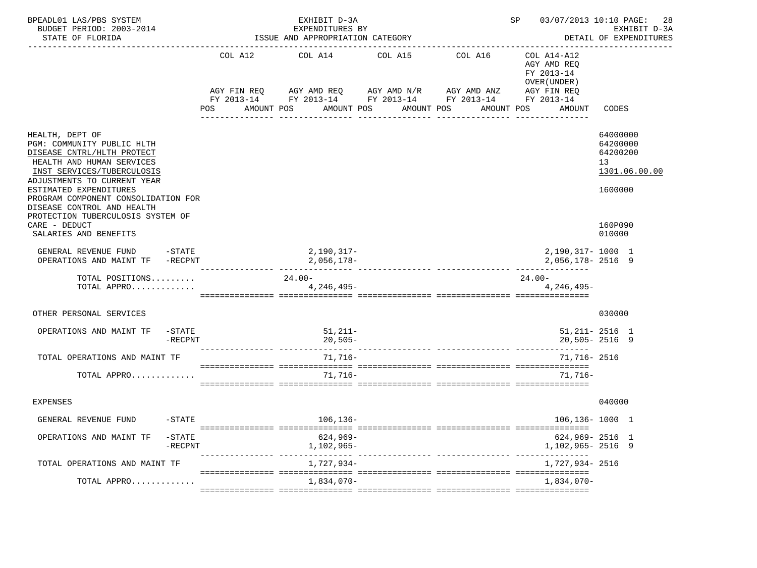BPEADL01 LAS/PBS SYSTEM — EXHIBIT D-3A — SP 03/07/2013 10:10 PAGE: 28
BUDGET PERIOD: 2003-2014 — EXPENDITURES BY — EXHIBIT D-3A
STATE OF FLORIDA — ISSUE AND APPROPRIATION CATEGORY — DETAIL OF EXPENDITURES

| | COL A12 AGY FIN REQ FY 2013-14 POS AMOUNT | COL A14 AGY AMD REQ FY 2013-14 POS AMOUNT | COL A15 AGY AMD N/R FY 2013-14 POS AMOUNT | COL A16 AGY AMD ANZ FY 2013-14 POS AMOUNT | COL A14-A12 AGY AMD REQ FY 2013-14 OVER(UNDER) AGY FIN REQ FY 2013-14 POS AMOUNT | CODES |
|---|---|---|---|---|---|---|
| HEALTH, DEPT OF | | | | | | 64000000 |
| PGM: COMMUNITY PUBLIC HLTH | | | | | | 64200000 |
| DISEASE CNTRL/HLTH PROTECT | | | | | | 64200200 |
| HEALTH AND HUMAN SERVICES | | | | | | 13 |
| INST SERVICES/TUBERCULOSIS | | | | | | 1301.06.00.00 |
| ADJUSTMENTS TO CURRENT YEAR ESTIMATED EXPENDITURES | | | | | | 1600000 |
| PROGRAM COMPONENT CONSOLIDATION FOR DISEASE CONTROL AND HEALTH PROTECTION TUBERCULOSIS SYSTEM OF CARE - DEDUCT | | | | | | 160P090 |
| SALARIES AND BENEFITS | | | | | | 010000 |
| GENERAL REVENUE FUND -STATE | | 2,190,317- | | | 2,190,317- | 1000 1 |
| OPERATIONS AND MAINT TF -RECPNT | | 2,056,178- | | | 2,056,178- | 2516 9 |
| TOTAL POSITIONS......... | | 24.00- | | | 24.00- | |
| TOTAL APPRO............. | | 4,246,495- | | | 4,246,495- | |
| OTHER PERSONAL SERVICES | | | | | | 030000 |
| OPERATIONS AND MAINT TF -STATE | | 51,211- | | | 51,211- | 2516 1 |
| -RECPNT | | 20,505- | | | 20,505- | 2516 9 |
| TOTAL OPERATIONS AND MAINT TF | | 71,716- | | | 71,716- | 2516 |
| TOTAL APPRO............. | | 71,716- | | | 71,716- | |
| EXPENSES | | | | | | 040000 |
| GENERAL REVENUE FUND -STATE | | 106,136- | | | 106,136- | 1000 1 |
| OPERATIONS AND MAINT TF -STATE | | 624,969- | | | 624,969- | 2516 1 |
| -RECPNT | | 1,102,965- | | | 1,102,965- | 2516 9 |
| TOTAL OPERATIONS AND MAINT TF | | 1,727,934- | | | 1,727,934- | 2516 |
| TOTAL APPRO............. | | 1,834,070- | | | 1,834,070- | |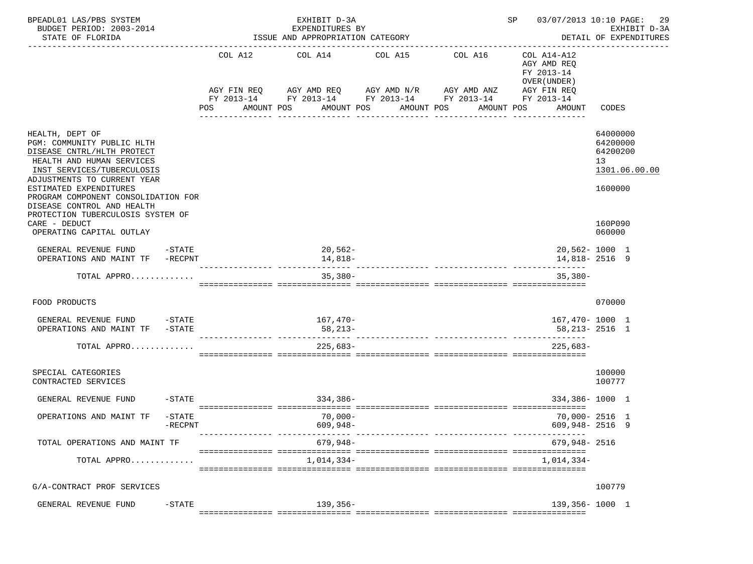BPEADL01 LAS/PBS SYSTEM | EXHIBIT D-3A | SP 03/07/2013 10:10

BUDGET PERIOD: 2003-2014 | EXPENDITURES BY | EXHIBIT D-3A

STATE OF FLORIDA | ISSUE AND APPROPRIATION CATEGORY | DETAIL OF EXPENDITURES

| | COL A12 AGY FIN REQ FY 2013-14 POS AMOUNT | COL A14 AGY AMD REQ FY 2013-14 POS AMOUNT | COL A15 AGY AMD N/R FY 2013-14 POS AMOUNT | COL A16 AGY AMD ANZ FY 2013-14 POS AMOUNT | COL A14-A12 AGY AMD REQ FY 2013-14 OVER(UNDER) AGY FIN REQ FY 2013-14 POS AMOUNT | CODES |
|---|---|---|---|---|---|---|
| HEALTH, DEPT OF | | | | | | 64000000 |
| PGM: COMMUNITY PUBLIC HLTH | | | | | | 64200000 |
| DISEASE CNTRL/HLTH PROTECT | | | | | | 64200200 |
| HEALTH AND HUMAN SERVICES | | | | | | 13 |
| INST SERVICES/TUBERCULOSIS | | | | | | 1301.06.00.00 |
| ADJUSTMENTS TO CURRENT YEAR ESTIMATED EXPENDITURES | | | | | | 1600000 |
| PROGRAM COMPONENT CONSOLIDATION FOR DISEASE CONTROL AND HEALTH PROTECTION TUBERCULOSIS SYSTEM OF CARE - DEDUCT | | | | | | 160P090 |
| OPERATING CAPITAL OUTLAY | | | | | | 060000 |
| GENERAL REVENUE FUND -STATE | | 20,562- | | | 20,562- | 1000 1 |
| OPERATIONS AND MAINT TF -RECPNT | | 14,818- | | | 14,818- | 2516 9 |
| TOTAL APPRO............ | | 35,380- | | | 35,380- | |
| FOOD PRODUCTS | | | | | | 070000 |
| GENERAL REVENUE FUND -STATE | | 167,470- | | | 167,470- | 1000 1 |
| OPERATIONS AND MAINT TF -STATE | | 58,213- | | | 58,213- | 2516 1 |
| TOTAL APPRO............ | | 225,683- | | | 225,683- | |
| SPECIAL CATEGORIES | | | | | | 100000 |
| CONTRACTED SERVICES | | | | | | 100777 |
| GENERAL REVENUE FUND -STATE | | 334,386- | | | 334,386- | 1000 1 |
| OPERATIONS AND MAINT TF -STATE | | 70,000- | | | 70,000- | 2516 1 |
| -RECPNT | | 609,948- | | | 609,948- | 2516 9 |
| TOTAL OPERATIONS AND MAINT TF | | 679,948- | | | 679,948- | 2516 |
| TOTAL APPRO............ | | 1,014,334- | | | 1,014,334- | |
| G/A-CONTRACT PROF SERVICES | | | | | | 100779 |
| GENERAL REVENUE FUND -STATE | | 139,356- | | | 139,356- | 1000 1 |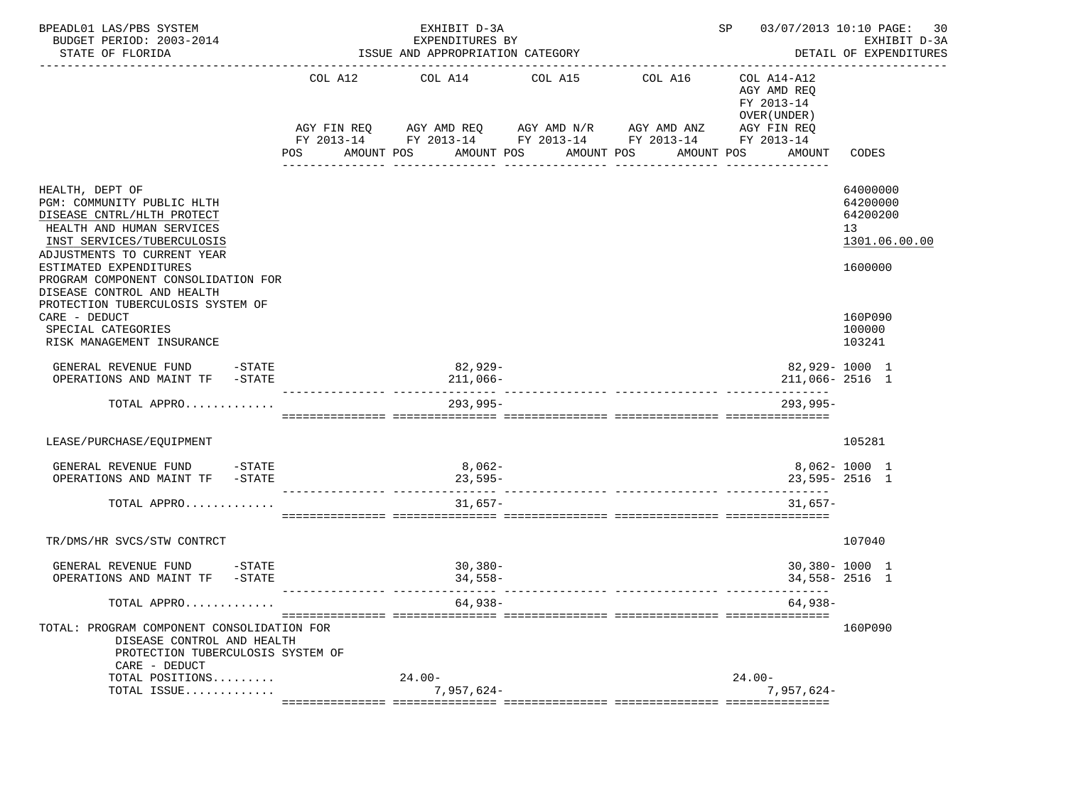BPEADL01 LAS/PBS SYSTEM — EXHIBIT D-3A — SP 03/07/2013 10:10 PAGE: 30
BUDGET PERIOD: 2003-2014 — EXPENDITURES BY — EXHIBIT D-3A
STATE OF FLORIDA — ISSUE AND APPROPRIATION CATEGORY — DETAIL OF EXPENDITURES

| | COL A12 AGY FIN REQ FY 2013-14 POS AMOUNT | COL A14 AGY AMD REQ FY 2013-14 POS AMOUNT | COL A15 AGY AMD N/R FY 2013-14 POS AMOUNT | COL A16 AGY AMD ANZ FY 2013-14 POS AMOUNT | COL A14-A12 AGY AMD REQ FY 2013-14 OVER(UNDER) AGY FIN REQ FY 2013-14 POS AMOUNT | CODES |
|---|---|---|---|---|---|---|
| HEALTH, DEPT OF | | | | | | 64000000 |
| PGM: COMMUNITY PUBLIC HLTH | | | | | | 64200000 |
| DISEASE CNTRL/HLTH PROTECT | | | | | | 64200200 |
| HEALTH AND HUMAN SERVICES | | | | | | 13 |
| INST SERVICES/TUBERCULOSIS | | | | | | 1301.06.00.00 |
| ADJUSTMENTS TO CURRENT YEAR ESTIMATED EXPENDITURES | | | | | | 1600000 |
| PROGRAM COMPONENT CONSOLIDATION FOR DISEASE CONTROL AND HEALTH PROTECTION TUBERCULOSIS SYSTEM OF CARE - DEDUCT | | | | | | 160P090 |
| SPECIAL CATEGORIES | | | | | | 100000 |
| RISK MANAGEMENT INSURANCE | | | | | | 103241 |
| GENERAL REVENUE FUND -STATE | | 82,929- | | | 82,929- | 1000 1 |
| OPERATIONS AND MAINT TF -STATE | | 211,066- | | | 211,066- | 2516 1 |
| TOTAL APPRO............. | | 293,995- | | | 293,995- | |
| LEASE/PURCHASE/EQUIPMENT | | | | | | 105281 |
| GENERAL REVENUE FUND -STATE | | 8,062- | | | 8,062- | 1000 1 |
| OPERATIONS AND MAINT TF -STATE | | 23,595- | | | 23,595- | 2516 1 |
| TOTAL APPRO............. | | 31,657- | | | 31,657- | |
| TR/DMS/HR SVCS/STW CONTRCT | | | | | | 107040 |
| GENERAL REVENUE FUND -STATE | | 30,380- | | | 30,380- | 1000 1 |
| OPERATIONS AND MAINT TF -STATE | | 34,558- | | | 34,558- | 2516 1 |
| TOTAL APPRO............. | | 64,938- | | | 64,938- | |
| TOTAL: PROGRAM COMPONENT CONSOLIDATION FOR DISEASE CONTROL AND HEALTH PROTECTION TUBERCULOSIS SYSTEM OF CARE - DEDUCT | | | | | | 160P090 |
| TOTAL POSITIONS......... | | 24.00- | | | 24.00- | |
| TOTAL ISSUE............. | | 7,957,624- | | | 7,957,624- | |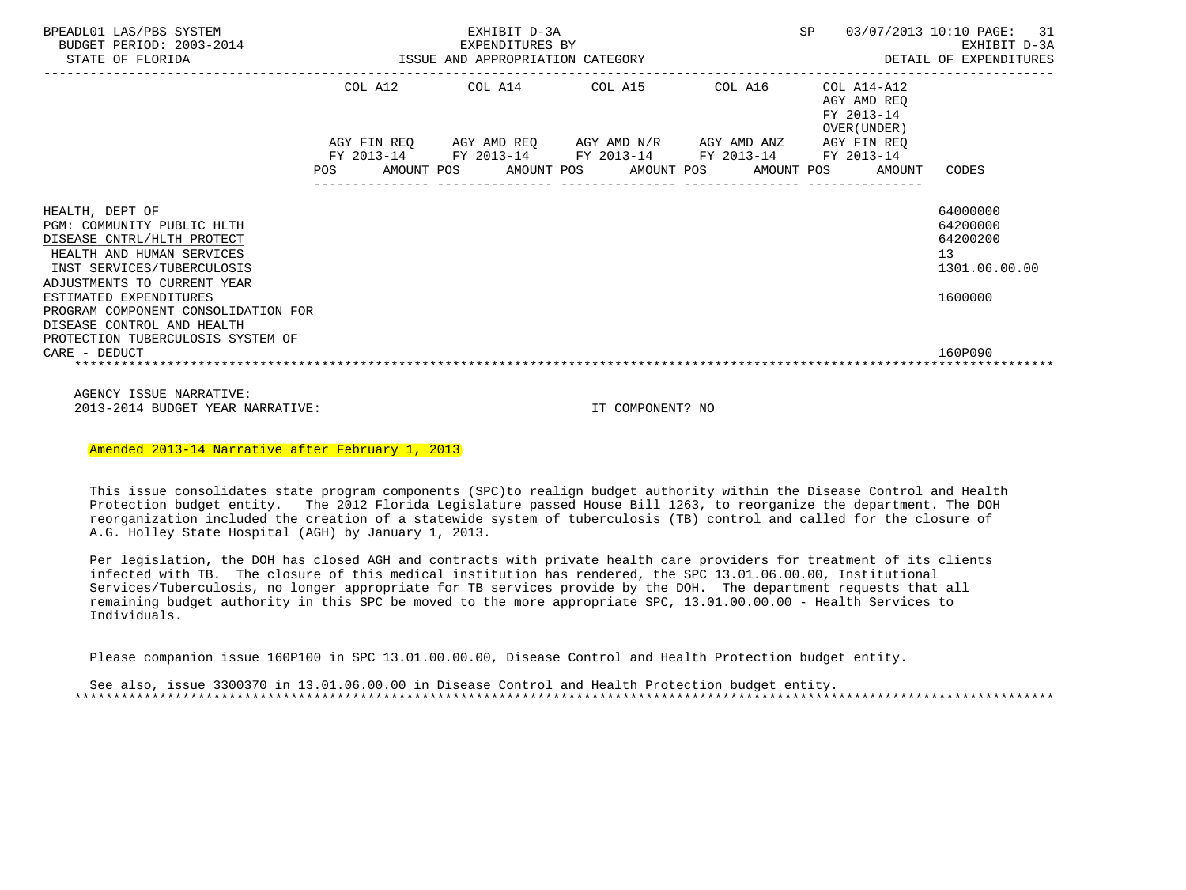BPEADL01 LAS/PBS SYSTEM — EXHIBIT D-3A — EXPENDITURES BY ISSUE AND APPROPRIATION CATEGORY — SP 03/07/2013 10:10 PAGE: 31
BUDGET PERIOD: 2003-2014 — EXHIBIT D-3A
STATE OF FLORIDA — DETAIL OF EXPENDITURES

| | COL A12 AGY FIN REQ FY 2013-14 POS AMOUNT | COL A14 AGY AMD REQ FY 2013-14 POS AMOUNT | COL A15 AGY AMD N/R FY 2013-14 POS AMOUNT | COL A16 AGY AMD ANZ FY 2013-14 POS AMOUNT | COL A14-A12 AGY AMD REQ FY 2013-14 OVER(UNDER) AGY FIN REQ FY 2013-14 POS AMOUNT | CODES |
|---|---|---|---|---|---|---|
| HEALTH, DEPT OF | | | | | | 64000000 |
| PGM: COMMUNITY PUBLIC HLTH | | | | | | 64200000 |
| DISEASE CNTRL/HLTH PROTECT | | | | | | 64200200 |
| HEALTH AND HUMAN SERVICES | | | | | | 13 |
| INST SERVICES/TUBERCULOSIS | | | | | | 1301.06.00.00 |
| ADJUSTMENTS TO CURRENT YEAR ESTIMATED EXPENDITURES | | | | | | 1600000 |
| PROGRAM COMPONENT CONSOLIDATION FOR DISEASE CONTROL AND HEALTH PROTECTION TUBERCULOSIS SYSTEM OF CARE - DEDUCT | | | | | | 160P090 |

AGENCY ISSUE NARRATIVE:
2013-2014 BUDGET YEAR NARRATIVE: IT COMPONENT? NO

Amended 2013-14 Narrative after February 1, 2013

This issue consolidates state program components (SPC)to realign budget authority within the Disease Control and Health Protection budget entity. The 2012 Florida Legislature passed House Bill 1263, to reorganize the department. The DOH reorganization included the creation of a statewide system of tuberculosis (TB) control and called for the closure of A.G. Holley State Hospital (AGH) by January 1, 2013.

Per legislation, the DOH has closed AGH and contracts with private health care providers for treatment of its clients infected with TB. The closure of this medical institution has rendered, the SPC 13.01.06.00.00, Institutional Services/Tuberculosis, no longer appropriate for TB services provide by the DOH. The department requests that all remaining budget authority in this SPC be moved to the more appropriate SPC, 13.01.00.00.00 - Health Services to Individuals.

Please companion issue 160P100 in SPC 13.01.00.00.00, Disease Control and Health Protection budget entity.

See also, issue 3300370 in 13.01.06.00.00 in Disease Control and Health Protection budget entity.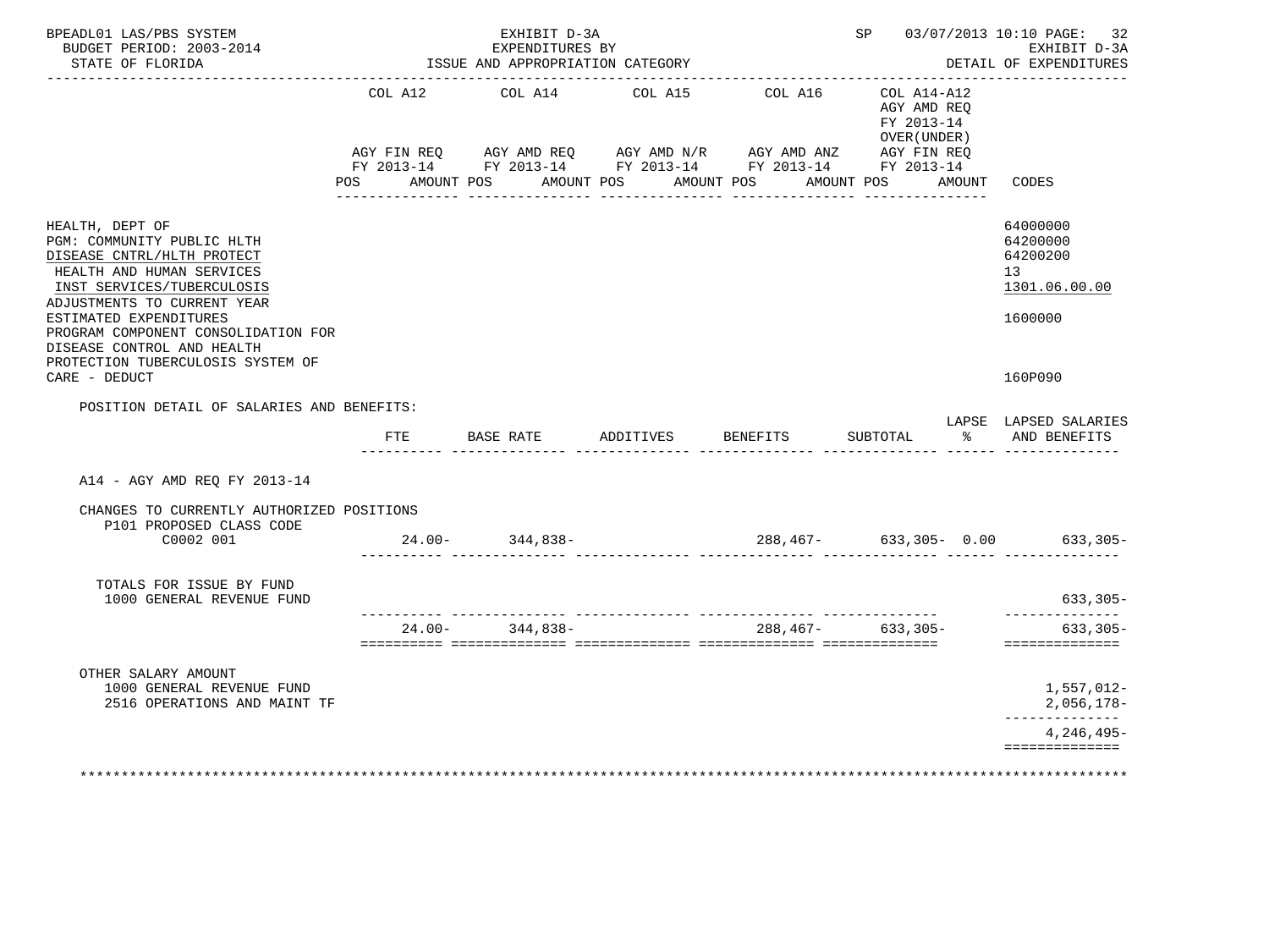BPEADL01 LAS/PBS SYSTEM — EXHIBIT D-3A — EXPENDITURES BY ISSUE AND APPROPRIATION CATEGORY — SP 03/07/2013 10:10 PAGE: 32
BUDGET PERIOD: 2003-2014 — EXHIBIT D-3A
STATE OF FLORIDA — DETAIL OF EXPENDITURES

| | COL A12 AGY FIN REQ FY 2013-14 POS AMOUNT | COL A14 AGY AMD REQ FY 2013-14 POS AMOUNT | COL A15 AGY AMD N/R FY 2013-14 POS AMOUNT | COL A16 AGY AMD ANZ FY 2013-14 POS AMOUNT | COL A14-A12 AGY AMD REQ FY 2013-14 OVER(UNDER) AGY FIN REQ FY 2013-14 POS AMOUNT | CODES |
|---|---|---|---|---|---|---|
| HEALTH, DEPT OF | | | | | | 64000000 |
| PGM: COMMUNITY PUBLIC HLTH | | | | | | 64200000 |
| DISEASE CNTRL/HLTH PROTECT | | | | | | 64200200 |
| HEALTH AND HUMAN SERVICES | | | | | | 13 |
| INST SERVICES/TUBERCULOSIS | | | | | | 1301.06.00.00 |
| ADJUSTMENTS TO CURRENT YEAR ESTIMATED EXPENDITURES | | | | | | 1600000 |
| PROGRAM COMPONENT CONSOLIDATION FOR DISEASE CONTROL AND HEALTH PROTECTION TUBERCULOSIS SYSTEM OF CARE - DEDUCT | | | | | | 160P090 |

POSITION DETAIL OF SALARIES AND BENEFITS:

| | FTE | BASE RATE | ADDITIVES | BENEFITS | SUBTOTAL | LAPSE % | LAPSED SALARIES AND BENEFITS |
|---|---|---|---|---|---|---|---|
| A14 - AGY AMD REQ FY 2013-14 | | | | | | | |
| CHANGES TO CURRENTLY AUTHORIZED POSITIONS | | | | | | | |
| P101 PROPOSED CLASS CODE | | | | | | | |
| C0002 001 | 24.00- | 344,838- | | 288,467- | 633,305- | 0.00 | 633,305- |
| TOTALS FOR ISSUE BY FUND | | | | | | | |
| 1000 GENERAL REVENUE FUND | | | | | | | 633,305- |
| | 24.00- | 344,838- | | 288,467- | 633,305- | | 633,305- |

| OTHER SALARY AMOUNT | |
|---|---|
| 1000 GENERAL REVENUE FUND | 1,557,012- |
| 2516 OPERATIONS AND MAINT TF | 2,056,178- |
| | 4,246,495- |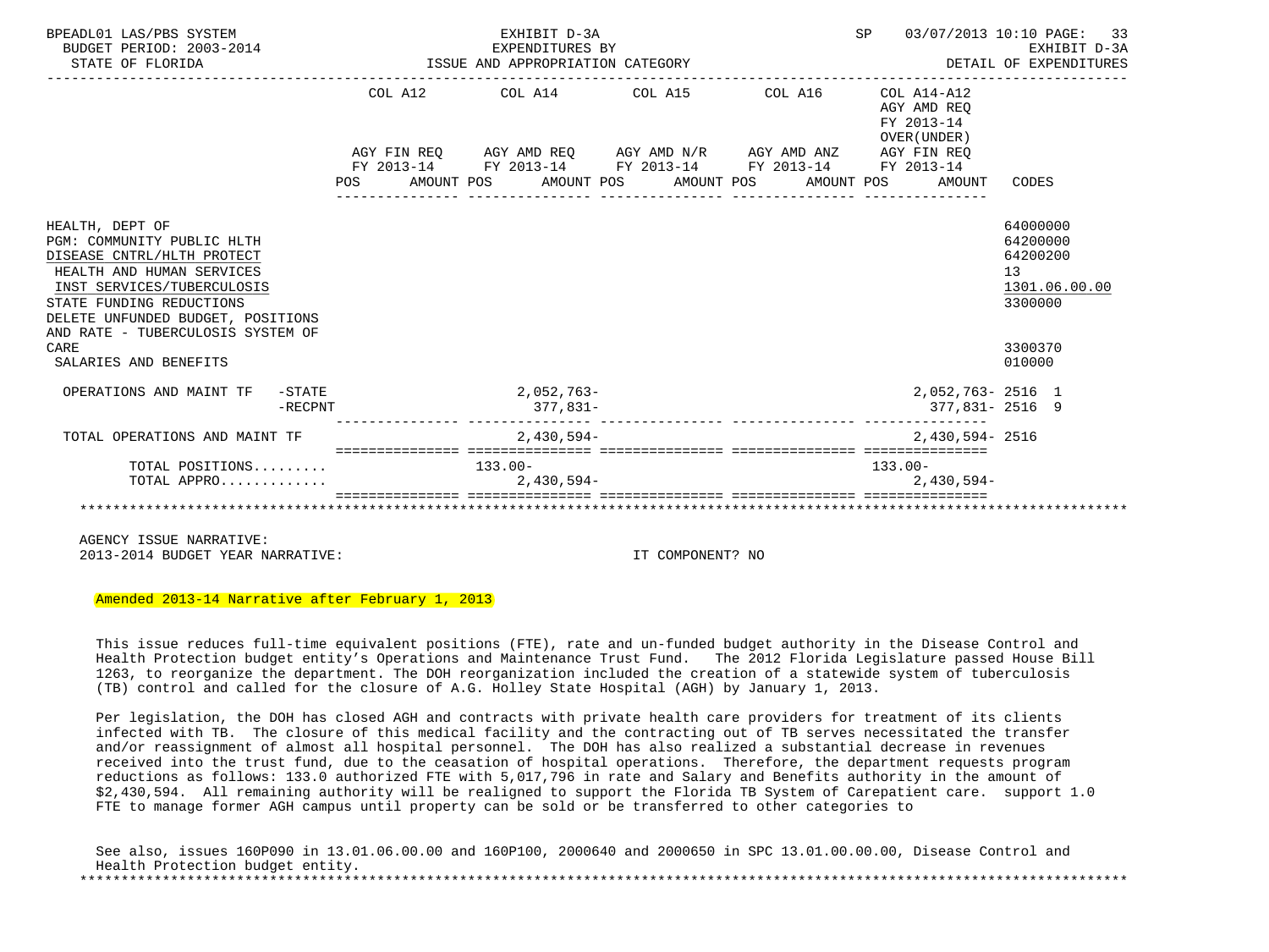BPEADL01 LAS/PBS SYSTEM — EXHIBIT D-3A — EXPENDITURES BY ISSUE AND APPROPRIATION CATEGORY — SP 03/07/2013 10:10 PAGE: 33
BUDGET PERIOD: 2003-2014 — EXHIBIT D-3A
STATE OF FLORIDA — DETAIL OF EXPENDITURES

| | COL A12 AGY FIN REQ FY 2013-14 POS AMOUNT | COL A14 AGY AMD REQ FY 2013-14 POS AMOUNT | COL A15 AGY AMD N/R FY 2013-14 POS AMOUNT | COL A16 AGY AMD ANZ FY 2013-14 POS AMOUNT | COL A14-A12 AGY AMD REQ FY 2013-14 OVER(UNDER) AGY FIN REQ FY 2013-14 POS AMOUNT | CODES |
|---|---|---|---|---|---|---|
| HEALTH, DEPT OF | | | | | | 64000000 |
| PGM: COMMUNITY PUBLIC HLTH | | | | | | 64200000 |
| DISEASE CNTRL/HLTH PROTECT | | | | | | 64200200 |
| HEALTH AND HUMAN SERVICES | | | | | | 13 |
| INST SERVICES/TUBERCULOSIS | | | | | | 1301.06.00.00 |
| STATE FUNDING REDUCTIONS | | | | | | 3300000 |
| DELETE UNFUNDED BUDGET, POSITIONS AND RATE - TUBERCULOSIS SYSTEM OF CARE | | | | | | 3300370 |
| SALARIES AND BENEFITS | | | | | | 010000 |
| OPERATIONS AND MAINT TF -STATE | | 2,052,763- | | | 2,052,763- | 2516 1 |
| -RECPNT | | 377,831- | | | 377,831- | 2516 9 |
| TOTAL OPERATIONS AND MAINT TF | | 2,430,594- | | | 2,430,594- | 2516 |
| TOTAL POSITIONS......... | | 133.00- | | | 133.00- | |
| TOTAL APPRO............. | | 2,430,594- | | | 2,430,594- | |

AGENCY ISSUE NARRATIVE:
2013-2014 BUDGET YEAR NARRATIVE: IT COMPONENT? NO

Amended 2013-14 Narrative after February 1, 2013

This issue reduces full-time equivalent positions (FTE), rate and un-funded budget authority in the Disease Control and Health Protection budget entity's Operations and Maintenance Trust Fund. The 2012 Florida Legislature passed House Bill 1263, to reorganize the department. The DOH reorganization included the creation of a statewide system of tuberculosis (TB) control and called for the closure of A.G. Holley State Hospital (AGH) by January 1, 2013.

Per legislation, the DOH has closed AGH and contracts with private health care providers for treatment of its clients infected with TB. The closure of this medical facility and the contracting out of TB serves necessitated the transfer and/or reassignment of almost all hospital personnel. The DOH has also realized a substantial decrease in revenues received into the trust fund, due to the ceasation of hospital operations. Therefore, the department requests program reductions as follows: 133.0 authorized FTE with 5,017,796 in rate and Salary and Benefits authority in the amount of $2,430,594. All remaining authority will be realigned to support the Florida TB System of Carepatient care. support 1.0 FTE to manage former AGH campus until property can be sold or be transferred to other categories to

See also, issues 160P090 in 13.01.06.00.00 and 160P100, 2000640 and 2000650 in SPC 13.01.00.00.00, Disease Control and Health Protection budget entity.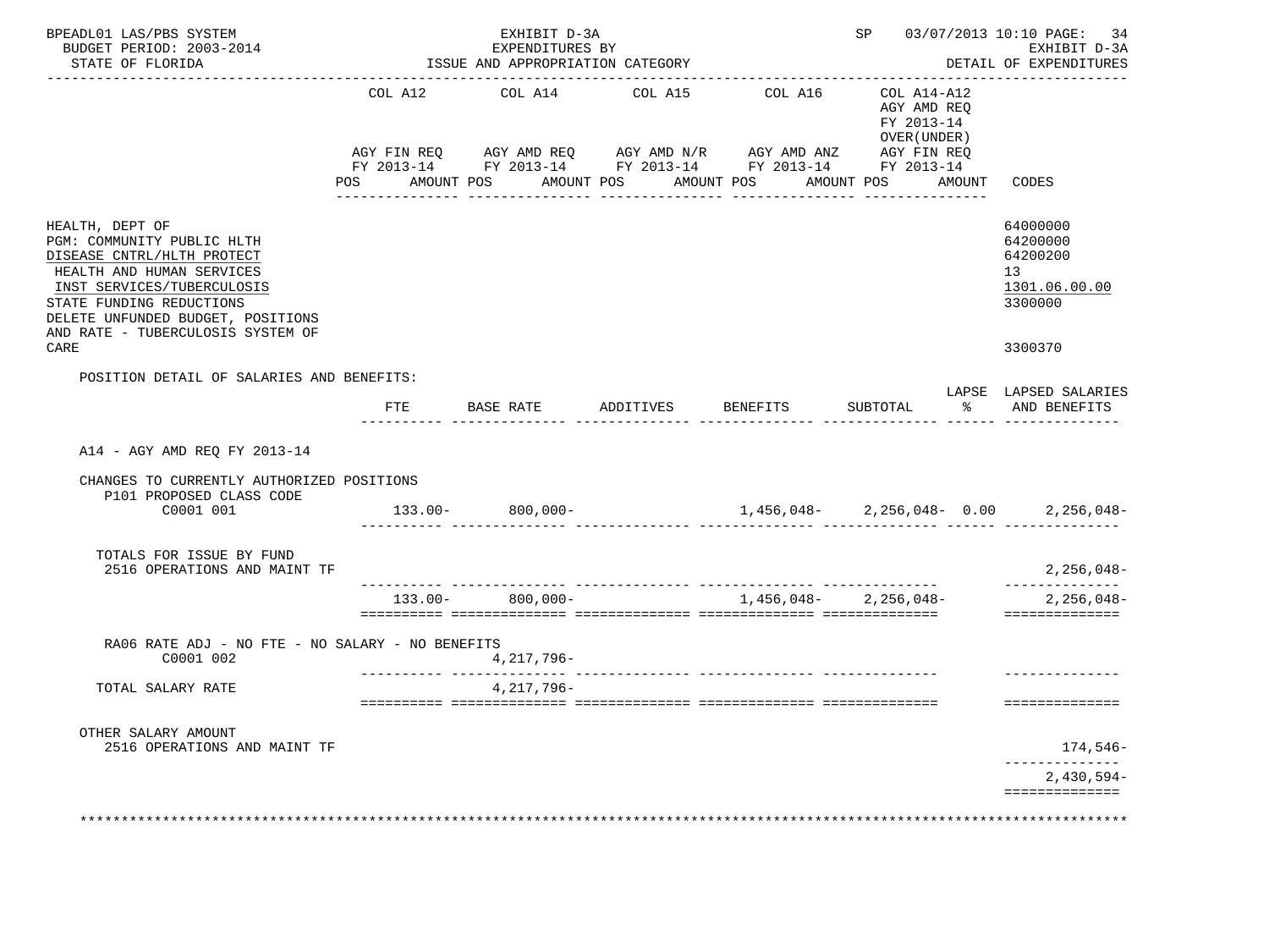BPEADL01 LAS/PBS SYSTEM — EXHIBIT D-3A — EXPENDITURES BY ISSUE AND APPROPRIATION CATEGORY
BUDGET PERIOD: 2003-2014 — STATE OF FLORIDA
SP 03/07/2013 10:10 PAGE: 34 — EXHIBIT D-3A — DETAIL OF EXPENDITURES

| | COL A12 AGY FIN REQ FY 2013-14 POS AMOUNT | COL A14 AGY AMD REQ FY 2013-14 POS AMOUNT | COL A15 AGY AMD N/R FY 2013-14 POS AMOUNT | COL A16 AGY AMD ANZ FY 2013-14 POS AMOUNT | COL A14-A12 AGY AMD REQ FY 2013-14 OVER(UNDER) AGY FIN REQ FY 2013-14 POS AMOUNT | CODES |
|---|---|---|---|---|---|---|
| HEALTH, DEPT OF | | | | | | 64000000 |
| PGM: COMMUNITY PUBLIC HLTH | | | | | | 64200000 |
| DISEASE CNTRL/HLTH PROTECT | | | | | | 64200200 |
| HEALTH AND HUMAN SERVICES | | | | | | 13 |
| INST SERVICES/TUBERCULOSIS | | | | | | 1301.06.00.00 |
| STATE FUNDING REDUCTIONS | | | | | | 3300000 |
| DELETE UNFUNDED BUDGET, POSITIONS AND RATE - TUBERCULOSIS SYSTEM OF CARE | | | | | | 3300370 |

POSITION DETAIL OF SALARIES AND BENEFITS:

| | FTE | BASE RATE | ADDITIVES | BENEFITS | SUBTOTAL | LAPSE % | LAPSED SALARIES AND BENEFITS |
|---|---|---|---|---|---|---|---|
| A14 - AGY AMD REQ FY 2013-14 | | | | | | | |
| CHANGES TO CURRENTLY AUTHORIZED POSITIONS | | | | | | | |
| P101 PROPOSED CLASS CODE C0001 001 | 133.00- | 800,000- | | 1,456,048- | 2,256,048- | 0.00 | 2,256,048- |
| TOTALS FOR ISSUE BY FUND | | | | | | | |
| 2516 OPERATIONS AND MAINT TF | | | | | | | 2,256,048- |
| | 133.00- | 800,000- | | 1,456,048- | 2,256,048- | | 2,256,048- |
| RA06 RATE ADJ - NO FTE - NO SALARY - NO BENEFITS C0001 002 | | 4,217,796- | | | | | |
| TOTAL SALARY RATE | | 4,217,796- | | | | | |
| OTHER SALARY AMOUNT | | | | | | | |
| 2516 OPERATIONS AND MAINT TF | | | | | | | 174,546- |
| | | | | | | | 2,430,594- |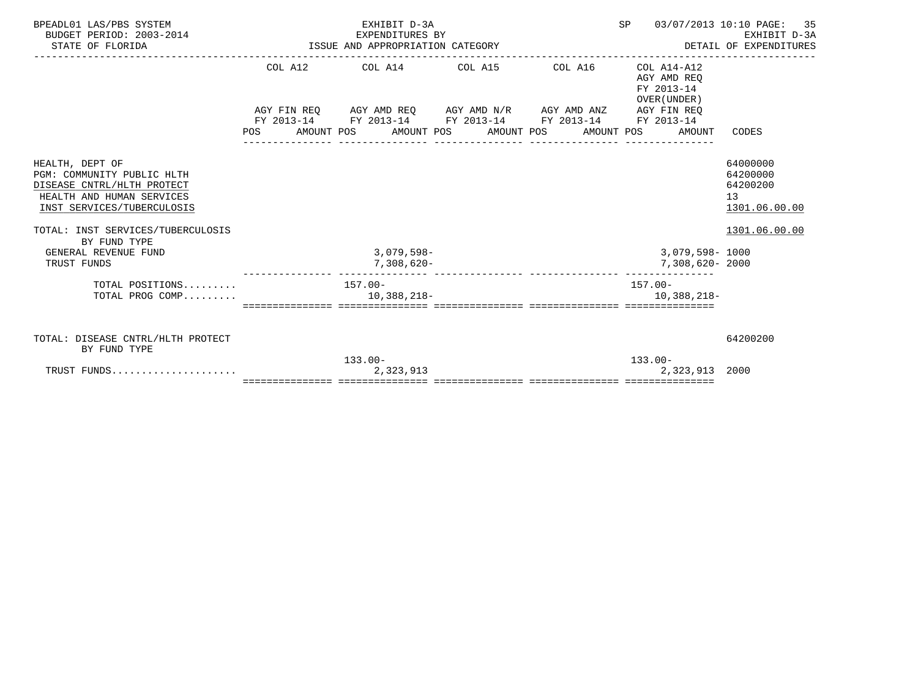BPEADL01 LAS/PBS SYSTEM — EXHIBIT D-3A — EXPENDITURES BY ISSUE AND APPROPRIATION CATEGORY
BUDGET PERIOD: 2003-2014 — STATE OF FLORIDA
SP 03/07/2013 10:10 — EXHIBIT D-3A — DETAIL OF EXPENDITURES

| | COL A12 AGY FIN REQ FY 2013-14 POS | AMOUNT | COL A14 AGY AMD REQ FY 2013-14 POS | AMOUNT | COL A15 AGY AMD N/R FY 2013-14 POS | AMOUNT | COL A16 AGY AMD ANZ FY 2013-14 POS | AMOUNT | COL A14-A12 AGY AMD REQ FY 2013-14 OVER(UNDER) AGY FIN REQ FY 2013-14 POS | AMOUNT | CODES |
|---|---|---|---|---|---|---|---|---|---|---|---|
| HEALTH, DEPT OF | | | | | | | | | | | 64000000 |
| PGM: COMMUNITY PUBLIC HLTH | | | | | | | | | | | 64200000 |
| DISEASE CNTRL/HLTH PROTECT | | | | | | | | | | | 64200200 |
| HEALTH AND HUMAN SERVICES | | | | | | | | | | | 13 |
| INST SERVICES/TUBERCULOSIS | | | | | | | | | | | 1301.06.00.00 |
| TOTAL: INST SERVICES/TUBERCULOSIS | | | | | | | | | | | 1301.06.00.00 |
| BY FUND TYPE | | | | | | | | | | | |
| GENERAL REVENUE FUND | | | | 3,079,598- | | | | | | 3,079,598- | 1000 |
| TRUST FUNDS | | | | 7,308,620- | | | | | | 7,308,620- | 2000 |
| TOTAL POSITIONS......... | | | 157.00- | | | | | | 157.00- | | |
| TOTAL PROG COMP......... | | | | 10,388,218- | | | | | | 10,388,218- | |
| TOTAL: DISEASE CNTRL/HLTH PROTECT | | | | | | | | | | | 64200200 |
| BY FUND TYPE | | | | | | | | | | | |
| TRUST FUNDS..................... | | | 133.00- | 2,323,913 | | | | | 133.00- | 2,323,913 | 2000 |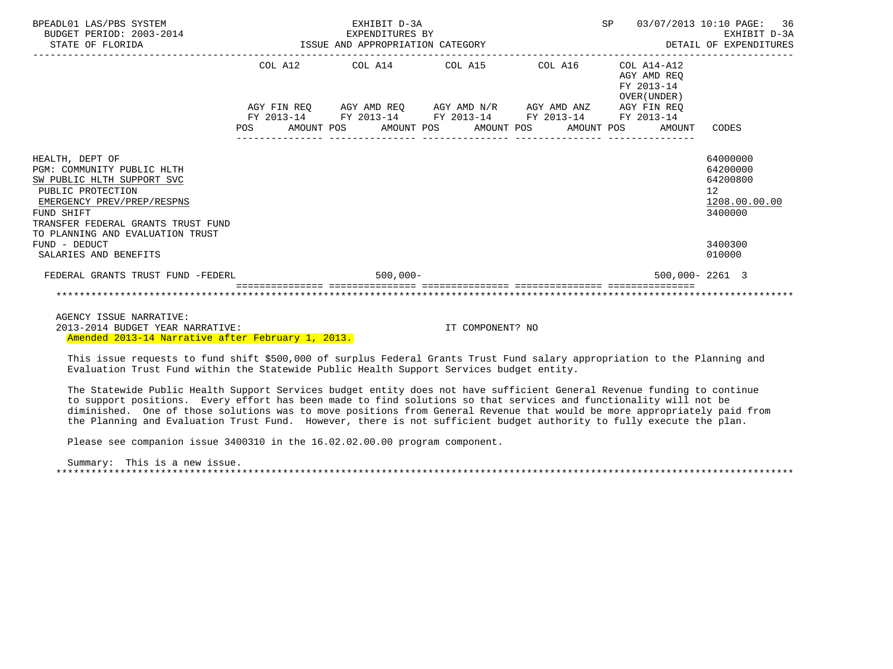BPEADL01 LAS/PBS SYSTEM — EXHIBIT D-3A — EXPENDITURES BY ISSUE AND APPROPRIATION CATEGORY
BUDGET PERIOD: 2003-2014 — STATE OF FLORIDA — DETAIL OF EXPENDITURES

| | COL A12 AGY FIN REQ FY 2013-14 POS AMOUNT | COL A14 AGY AMD REQ FY 2013-14 POS AMOUNT | COL A15 AGY AMD N/R FY 2013-14 POS AMOUNT | COL A16 AGY AMD ANZ FY 2013-14 POS AMOUNT | COL A14-A12 AGY AMD REQ FY 2013-14 OVER(UNDER) AGY FIN REQ FY 2013-14 POS AMOUNT | CODES |
|---|---|---|---|---|---|---|
| HEALTH, DEPT OF | | | | | | 64000000 |
| PGM: COMMUNITY PUBLIC HLTH | | | | | | 64200000 |
| SW PUBLIC HLTH SUPPORT SVC | | | | | | 64200800 |
| PUBLIC PROTECTION | | | | | | 12 |
| EMERGENCY PREV/PREP/RESPNS | | | | | | 1208.00.00.00 |
| FUND SHIFT | | | | | | 3400000 |
| TRANSFER FEDERAL GRANTS TRUST FUND TO PLANNING AND EVALUATION TRUST FUND - DEDUCT | | | | | | 3400300 |
| SALARIES AND BENEFITS | | | | | | 010000 |
| FEDERAL GRANTS TRUST FUND -FEDERL | | 500,000- | | | 500,000- | 2261 3 |

AGENCY ISSUE NARRATIVE:
2013-2014 BUDGET YEAR NARRATIVE: IT COMPONENT? NO
Amended 2013-14 Narrative after February 1, 2013.

This issue requests to fund shift $500,000 of surplus Federal Grants Trust Fund salary appropriation to the Planning and Evaluation Trust Fund within the Statewide Public Health Support Services budget entity.

The Statewide Public Health Support Services budget entity does not have sufficient General Revenue funding to continue to support positions. Every effort has been made to find solutions so that services and functionality will not be diminished. One of those solutions was to move positions from General Revenue that would be more appropriately paid from the Planning and Evaluation Trust Fund. However, there is not sufficient budget authority to fully execute the plan.

Please see companion issue 3400310 in the 16.02.02.00.00 program component.

Summary: This is a new issue.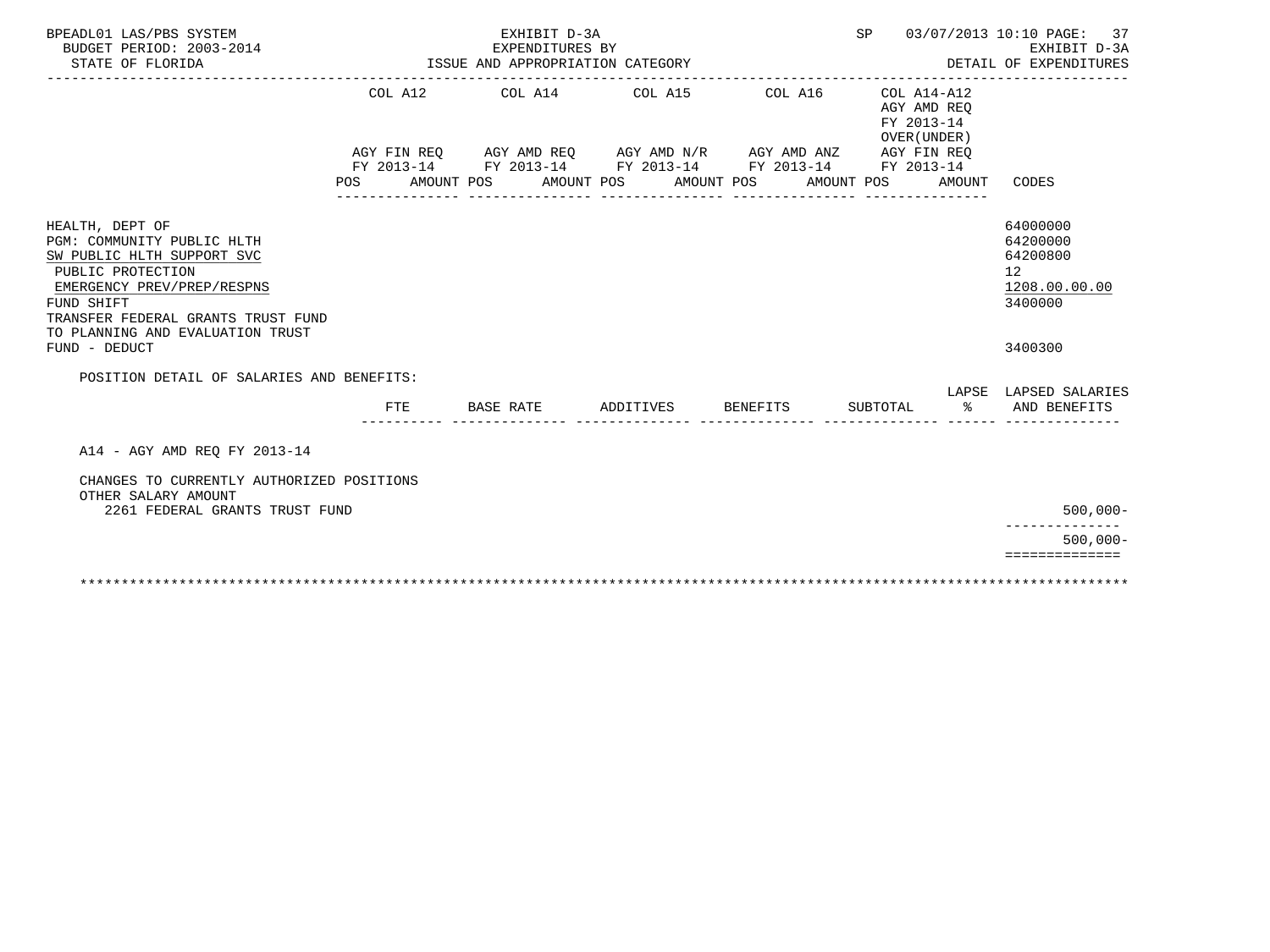BPEADL01 LAS/PBS SYSTEM | EXHIBIT D-3A | SP 03/07/2013 10:10 PAGE: 37
BUDGET PERIOD: 2003-2014 | EXPENDITURES BY | EXHIBIT D-3A
STATE OF FLORIDA | ISSUE AND APPROPRIATION CATEGORY | DETAIL OF EXPENDITURES

| | COL A12 | COL A14 | COL A15 | COL A16 | COL A14-A12 AGY AMD REQ FY 2013-14 OVER(UNDER) | |
|---|---|---|---|---|---|---|
| | AGY FIN REQ FY 2013-14 | AGY AMD REQ FY 2013-14 | AGY AMD N/R FY 2013-14 | AGY AMD ANZ FY 2013-14 | AGY FIN REQ FY 2013-14 | |
| | POS AMOUNT | POS AMOUNT | POS AMOUNT | POS AMOUNT | POS AMOUNT | CODES |
| HEALTH, DEPT OF | | | | | | 64000000 |
| PGM: COMMUNITY PUBLIC HLTH | | | | | | 64200000 |
| SW PUBLIC HLTH SUPPORT SVC | | | | | | 64200800 |
| PUBLIC PROTECTION | | | | | | 12 |
| EMERGENCY PREV/PREP/RESPNS | | | | | | 1208.00.00.00 |
| FUND SHIFT | | | | | | 3400000 |
| TRANSFER FEDERAL GRANTS TRUST FUND TO PLANNING AND EVALUATION TRUST FUND - DEDUCT | | | | | | 3400300 |

POSITION DETAIL OF SALARIES AND BENEFITS:

| | FTE | BASE RATE | ADDITIVES | BENEFITS | SUBTOTAL | LAPSE % | LAPSED SALARIES AND BENEFITS |
|---|---|---|---|---|---|---|---|
| A14 - AGY AMD REQ FY 2013-14 | | | | | | | |
| CHANGES TO CURRENTLY AUTHORIZED POSITIONS | | | | | | | |
| OTHER SALARY AMOUNT | | | | | | | |
| 2261 FEDERAL GRANTS TRUST FUND | | | | | | | 500,000- |
| | | | | | | | 500,000- |

*******************************************************************************************************************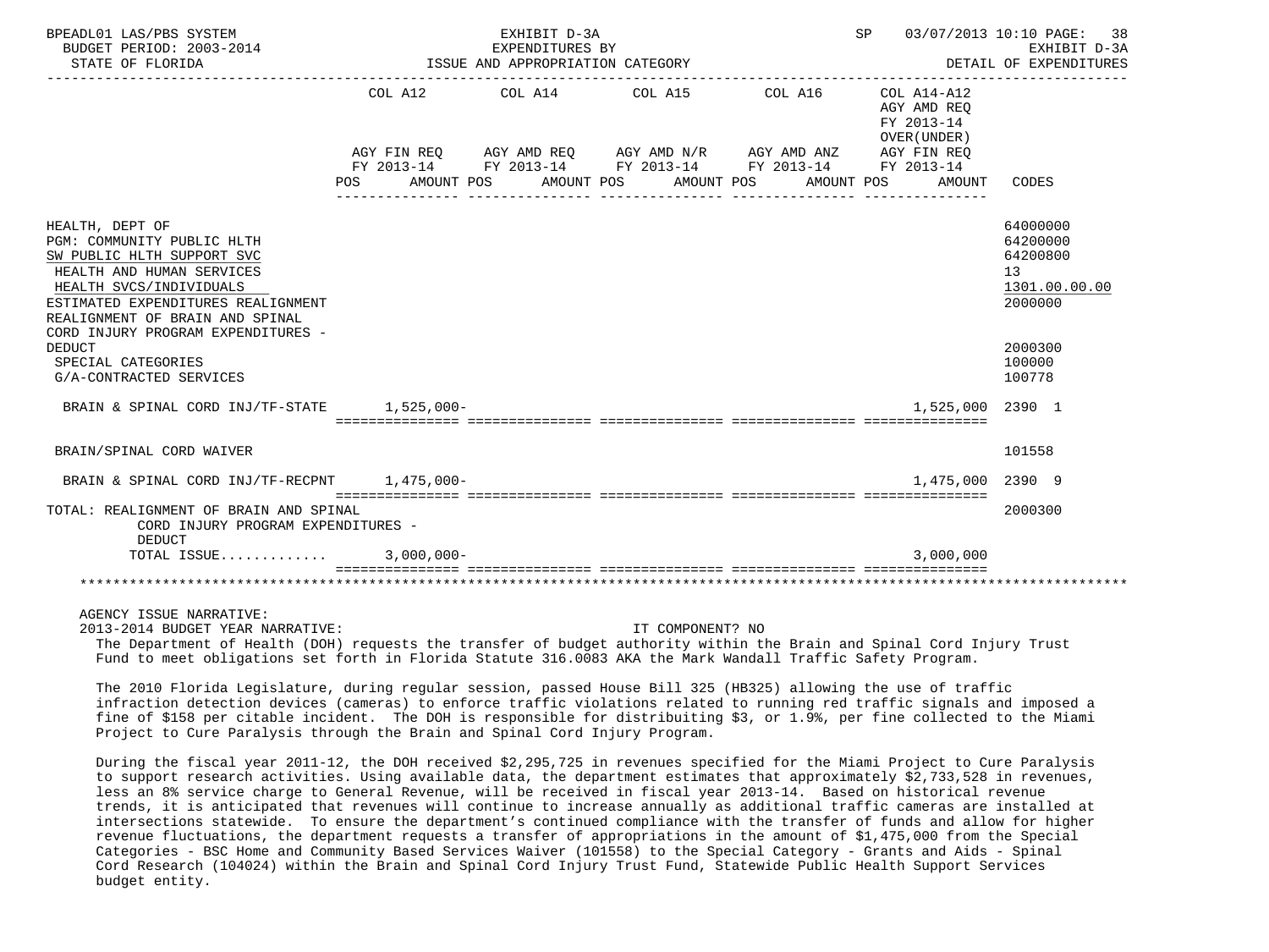BPEADL01 LAS/PBS SYSTEM — EXHIBIT D-3A — EXPENDITURES BY ISSUE AND APPROPRIATION CATEGORY — BUDGET PERIOD: 2003-2014 — STATE OF FLORIDA — SP 03/07/2013 10:10 — EXHIBIT D-3A DETAIL OF EXPENDITURES

| | COL A12 AGY FIN REQ FY 2013-14 POS AMOUNT | COL A14 AGY AMD REQ FY 2013-14 POS AMOUNT | COL A15 AGY AMD N/R FY 2013-14 POS AMOUNT | COL A16 AGY AMD ANZ FY 2013-14 POS AMOUNT | COL A14-A12 AGY AMD REQ FY 2013-14 OVER(UNDER) AGY FIN REQ FY 2013-14 POS AMOUNT | CODES |
|---|---|---|---|---|---|---|
| HEALTH, DEPT OF | | | | | | 64000000 |
| PGM: COMMUNITY PUBLIC HLTH | | | | | | 64200000 |
| SW PUBLIC HLTH SUPPORT SVC | | | | | | 64200800 |
| HEALTH AND HUMAN SERVICES | | | | | | 13 |
| HEALTH SVCS/INDIVIDUALS | | | | | | 1301.00.00.00 |
| ESTIMATED EXPENDITURES REALIGNMENT | | | | | | 2000000 |
| REALIGNMENT OF BRAIN AND SPINAL CORD INJURY PROGRAM EXPENDITURES - DEDUCT | | | | | | 2000300 |
| SPECIAL CATEGORIES | | | | | | 100000 |
| G/A-CONTRACTED SERVICES | | | | | | 100778 |
| BRAIN & SPINAL CORD INJ/TF-STATE | 1,525,000- | | | | 1,525,000 | 2390 1 |
| BRAIN/SPINAL CORD WAIVER | | | | | | 101558 |
| BRAIN & SPINAL CORD INJ/TF-RECPNT | 1,475,000- | | | | 1,475,000 | 2390 9 |
| TOTAL: REALIGNMENT OF BRAIN AND SPINAL CORD INJURY PROGRAM EXPENDITURES - DEDUCT | | | | | | 2000300 |
| TOTAL ISSUE............ | 3,000,000- | | | | 3,000,000 | |

AGENCY ISSUE NARRATIVE:

2013-2014 BUDGET YEAR NARRATIVE: IT COMPONENT? NO

The Department of Health (DOH) requests the transfer of budget authority within the Brain and Spinal Cord Injury Trust Fund to meet obligations set forth in Florida Statute 316.0083 AKA the Mark Wandall Traffic Safety Program.

The 2010 Florida Legislature, during regular session, passed House Bill 325 (HB325) allowing the use of traffic infraction detection devices (cameras) to enforce traffic violations related to running red traffic signals and imposed a fine of $158 per citable incident. The DOH is responsible for distribuiting $3, or 1.9%, per fine collected to the Miami Project to Cure Paralysis through the Brain and Spinal Cord Injury Program.

During the fiscal year 2011-12, the DOH received $2,295,725 in revenues specified for the Miami Project to Cure Paralysis to support research activities. Using available data, the department estimates that approximately $2,733,528 in revenues, less an 8% service charge to General Revenue, will be received in fiscal year 2013-14. Based on historical revenue trends, it is anticipated that revenues will continue to increase annually as additional traffic cameras are installed at intersections statewide. To ensure the department's continued compliance with the transfer of funds and allow for higher revenue fluctuations, the department requests a transfer of appropriations in the amount of $1,475,000 from the Special Categories - BSC Home and Community Based Services Waiver (101558) to the Special Category - Grants and Aids - Spinal Cord Research (104024) within the Brain and Spinal Cord Injury Trust Fund, Statewide Public Health Support Services budget entity.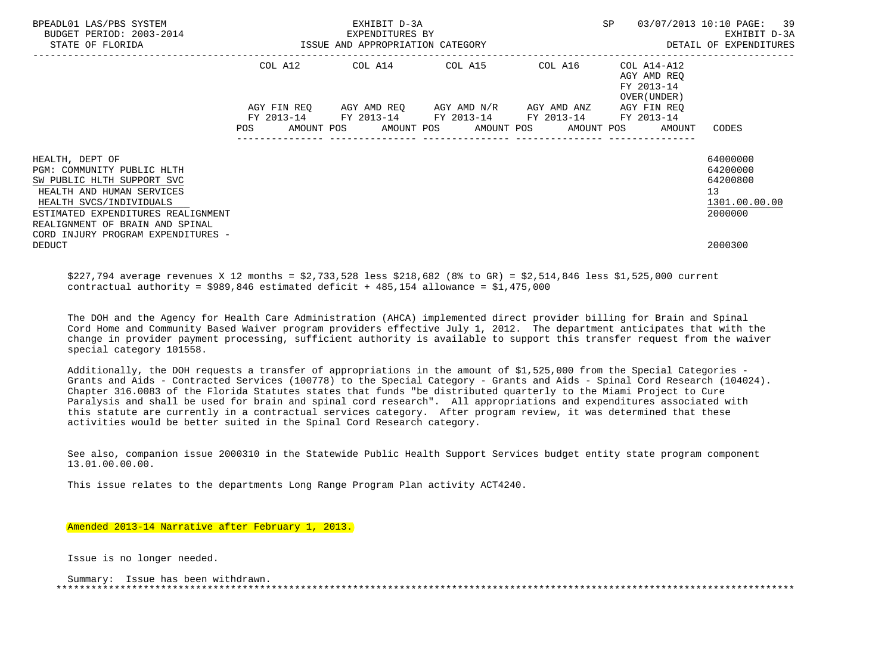| | COL A12 | COL A14 | COL A15 | COL A16 | COL A14-A12 AGY AMD REQ FY 2013-14 OVER(UNDER) | |
|---|---|---|---|---|---|---|
| | AGY FIN REQ FY 2013-14 | AGY AMD REQ FY 2013-14 | AGY AMD N/R FY 2013-14 | AGY AMD ANZ FY 2013-14 | AGY FIN REQ FY 2013-14 | |
| | POS AMOUNT | POS AMOUNT | POS AMOUNT | POS AMOUNT | POS AMOUNT | CODES |
| HEALTH, DEPT OF | | | | | | 64000000 |
| PGM: COMMUNITY PUBLIC HLTH | | | | | | 64200000 |
| SW PUBLIC HLTH SUPPORT SVC | | | | | | 64200800 |
| HEALTH AND HUMAN SERVICES | | | | | | 13 |
| HEALTH SVCS/INDIVIDUALS | | | | | | 1301.00.00.00 |
| ESTIMATED EXPENDITURES REALIGNMENT | | | | | | 2000000 |
| REALIGNMENT OF BRAIN AND SPINAL CORD INJURY PROGRAM EXPENDITURES - DEDUCT | | | | | | 2000300 |

$227,794 average revenues X 12 months = $2,733,528 less $218,682 (8% to GR) = $2,514,846 less $1,525,000 current contractual authority = $989,846 estimated deficit + 485,154 allowance = $1,475,000

The DOH and the Agency for Health Care Administration (AHCA) implemented direct provider billing for Brain and Spinal Cord Home and Community Based Waiver program providers effective July 1, 2012. The department anticipates that with the change in provider payment processing, sufficient authority is available to support this transfer request from the waiver special category 101558.

Additionally, the DOH requests a transfer of appropriations in the amount of $1,525,000 from the Special Categories - Grants and Aids - Contracted Services (100778) to the Special Category - Grants and Aids - Spinal Cord Research (104024). Chapter 316.0083 of the Florida Statutes states that funds "be distributed quarterly to the Miami Project to Cure Paralysis and shall be used for brain and spinal cord research". All appropriations and expenditures associated with this statute are currently in a contractual services category. After program review, it was determined that these activities would be better suited in the Spinal Cord Research category.

See also, companion issue 2000310 in the Statewide Public Health Support Services budget entity state program component 13.01.00.00.00.

This issue relates to the departments Long Range Program Plan activity ACT4240.

Amended 2013-14 Narrative after February 1, 2013.

Issue is no longer needed.

Summary: Issue has been withdrawn.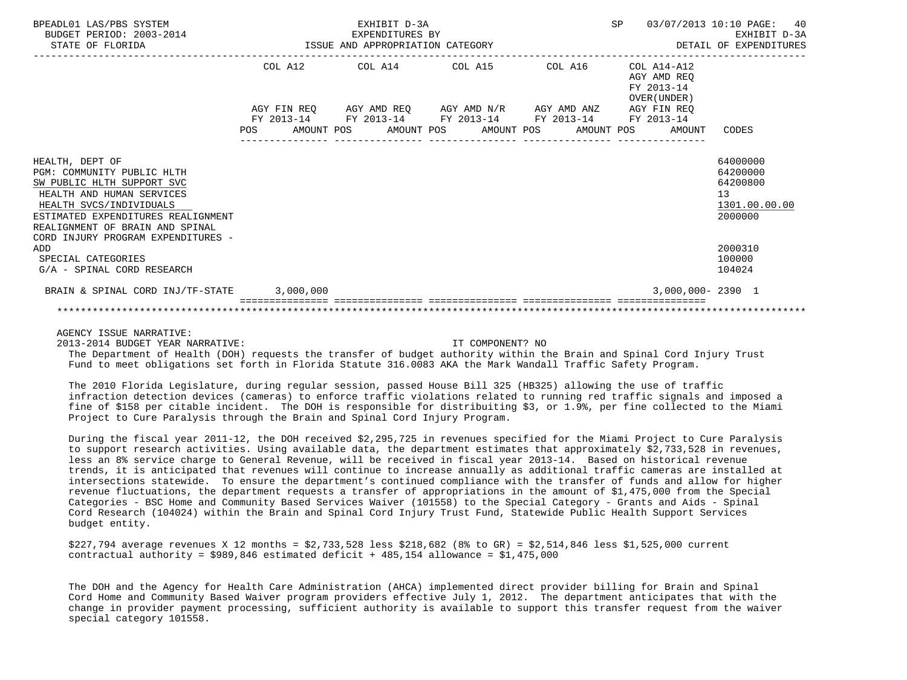BPEADL01 LAS/PBS SYSTEM — EXHIBIT D-3A — EXPENDITURES BY ISSUE AND APPROPRIATION CATEGORY
BUDGET PERIOD: 2003-2014 — STATE OF FLORIDA — DETAIL OF EXPENDITURES
SP 03/07/2013 10:10

| | COL A12 AGY FIN REQ FY 2013-14 POS AMOUNT | COL A14 AGY AMD REQ FY 2013-14 POS AMOUNT | COL A15 AGY AMD N/R FY 2013-14 POS AMOUNT | COL A16 AGY AMD ANZ FY 2013-14 POS AMOUNT | COL A14-A12 AGY AMD REQ FY 2013-14 OVER(UNDER) AGY FIN REQ FY 2013-14 POS AMOUNT | CODES |
|---|---|---|---|---|---|---|
| HEALTH, DEPT OF | | | | | | 64000000 |
| PGM: COMMUNITY PUBLIC HLTH | | | | | | 64200000 |
| SW PUBLIC HLTH SUPPORT SVC | | | | | | 64200800 |
| HEALTH AND HUMAN SERVICES | | | | | | 13 |
| HEALTH SVCS/INDIVIDUALS | | | | | | 1301.00.00.00 |
| ESTIMATED EXPENDITURES REALIGNMENT | | | | | | 2000000 |
| REALIGNMENT OF BRAIN AND SPINAL CORD INJURY PROGRAM EXPENDITURES - ADD | | | | | | 2000310 |
| SPECIAL CATEGORIES | | | | | | 100000 |
| G/A - SPINAL CORD RESEARCH | | | | | | 104024 |
| BRAIN & SPINAL CORD INJ/TF-STATE | 3,000,000 | | | | 3,000,000- | 2390 1 |

AGENCY ISSUE NARRATIVE:

2013-2014 BUDGET YEAR NARRATIVE: IT COMPONENT? NO

The Department of Health (DOH) requests the transfer of budget authority within the Brain and Spinal Cord Injury Trust Fund to meet obligations set forth in Florida Statute 316.0083 AKA the Mark Wandall Traffic Safety Program.

The 2010 Florida Legislature, during regular session, passed House Bill 325 (HB325) allowing the use of traffic infraction detection devices (cameras) to enforce traffic violations related to running red traffic signals and imposed a fine of $158 per citable incident. The DOH is responsible for distribuiting $3, or 1.9%, per fine collected to the Miami Project to Cure Paralysis through the Brain and Spinal Cord Injury Program.

During the fiscal year 2011-12, the DOH received $2,295,725 in revenues specified for the Miami Project to Cure Paralysis to support research activities. Using available data, the department estimates that approximately $2,733,528 in revenues, less an 8% service charge to General Revenue, will be received in fiscal year 2013-14. Based on historical revenue trends, it is anticipated that revenues will continue to increase annually as additional traffic cameras are installed at intersections statewide. To ensure the department's continued compliance with the transfer of funds and allow for higher revenue fluctuations, the department requests a transfer of appropriations in the amount of $1,475,000 from the Special Categories - BSC Home and Community Based Services Waiver (101558) to the Special Category - Grants and Aids - Spinal Cord Research (104024) within the Brain and Spinal Cord Injury Trust Fund, Statewide Public Health Support Services budget entity.

$227,794 average revenues X 12 months = $2,733,528 less $218,682 (8% to GR) = $2,514,846 less $1,525,000 current contractual authority = $989,846 estimated deficit + 485,154 allowance = $1,475,000

The DOH and the Agency for Health Care Administration (AHCA) implemented direct provider billing for Brain and Spinal Cord Home and Community Based Waiver program providers effective July 1, 2012. The department anticipates that with the change in provider payment processing, sufficient authority is available to support this transfer request from the waiver special category 101558.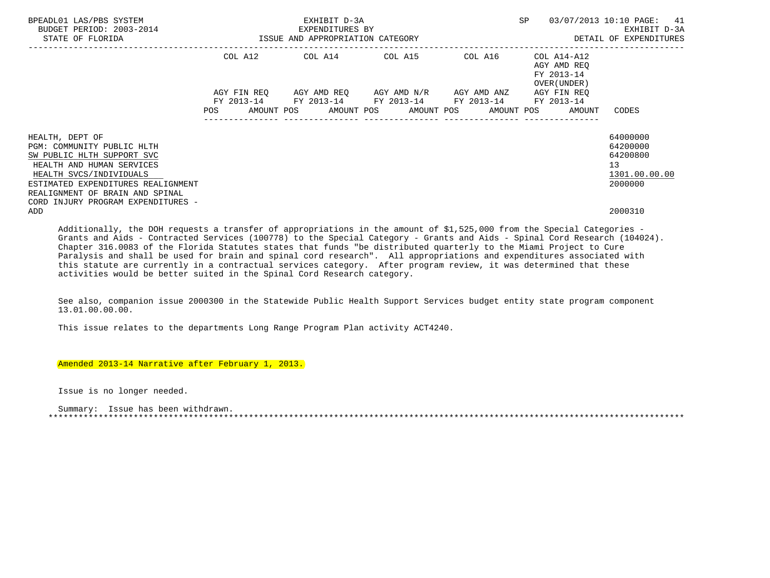| | COL A12 | COL A14 | COL A15 | COL A16 | COL A14-A12 | |
|---|---|---|---|---|---|---|
| | | | | | AGY AMD REQ | |
| | | | | | FY 2013-14 | |
| | | | | | OVER(UNDER) | |
| | AGY FIN REQ | AGY AMD REQ | AGY AMD N/R | AGY AMD ANZ | AGY FIN REQ | |
| | FY 2013-14 | FY 2013-14 | FY 2013-14 | FY 2013-14 | FY 2013-14 | |
| | POS AMOUNT | POS AMOUNT | POS AMOUNT | POS AMOUNT | POS AMOUNT | CODES |
| HEALTH, DEPT OF | | | | | | 64000000 |
| PGM: COMMUNITY PUBLIC HLTH | | | | | | 64200000 |
| SW PUBLIC HLTH SUPPORT SVC | | | | | | 64200800 |
| HEALTH AND HUMAN SERVICES | | | | | | 13 |
| HEALTH SVCS/INDIVIDUALS | | | | | | 1301.00.00.00 |
| ESTIMATED EXPENDITURES REALIGNMENT | | | | | | 2000000 |
| REALIGNMENT OF BRAIN AND SPINAL CORD INJURY PROGRAM EXPENDITURES - ADD | | | | | | 2000310 |

Additionally, the DOH requests a transfer of appropriations in the amount of $1,525,000 from the Special Categories - Grants and Aids - Contracted Services (100778) to the Special Category - Grants and Aids - Spinal Cord Research (104024). Chapter 316.0083 of the Florida Statutes states that funds "be distributed quarterly to the Miami Project to Cure Paralysis and shall be used for brain and spinal cord research". All appropriations and expenditures associated with this statute are currently in a contractual services category. After program review, it was determined that these activities would be better suited in the Spinal Cord Research category.

See also, companion issue 2000300 in the Statewide Public Health Support Services budget entity state program component 13.01.00.00.00.

This issue relates to the departments Long Range Program Plan activity ACT4240.

Amended 2013-14 Narrative after February 1, 2013.

Issue is no longer needed.

Summary: Issue has been withdrawn.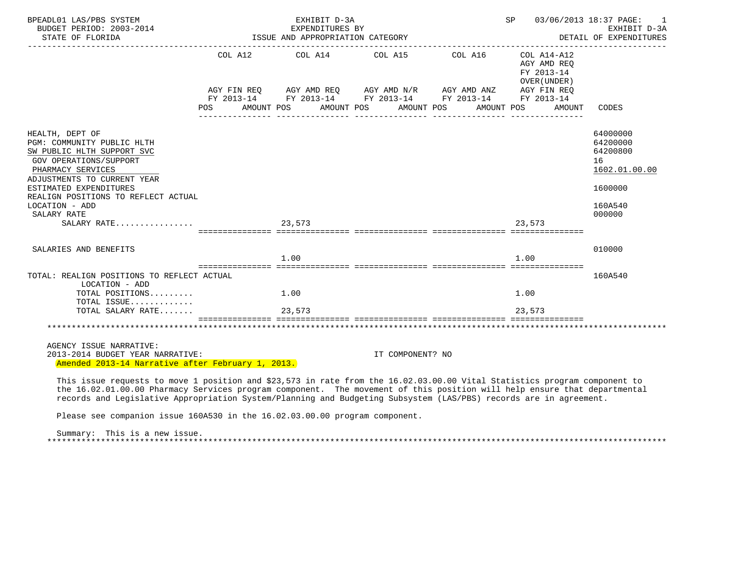BPEADL01 LAS/PBS SYSTEM
BUDGET PERIOD: 2003-2014
STATE OF FLORIDA

EXHIBIT D-3A
EXPENDITURES BY
ISSUE AND APPROPRIATION CATEGORY

SP 03/06/2013 18:37 PAGE: 1
EXHIBIT D-3A
DETAIL OF EXPENDITURES

| | COL A12 AGY FIN REQ FY 2013-14 POS AMOUNT | COL A14 AGY AMD REQ FY 2013-14 POS AMOUNT | COL A15 AGY AMD N/R FY 2013-14 POS AMOUNT | COL A16 AGY AMD ANZ FY 2013-14 POS AMOUNT | COL A14-A12 AGY AMD REQ FY 2013-14 OVER(UNDER) AGY FIN REQ FY 2013-14 POS AMOUNT | CODES |
|---|---|---|---|---|---|---|
| HEALTH, DEPT OF | | | | | | 64000000 |
| PGM: COMMUNITY PUBLIC HLTH | | | | | | 64200000 |
| SW PUBLIC HLTH SUPPORT SVC | | | | | | 64200800 |
| GOV OPERATIONS/SUPPORT | | | | | | 16 |
| PHARMACY SERVICES | | | | | | 1602.01.00.00 |
| ADJUSTMENTS TO CURRENT YEAR ESTIMATED EXPENDITURES | | | | | | 1600000 |
| REALIGN POSITIONS TO REFLECT ACTUAL LOCATION - ADD | | | | | | 160A540 |
| SALARY RATE | | | | | | 000000 |
| SALARY RATE................ | | 23,573 | | | 23,573 | |
| SALARIES AND BENEFITS | | | | | | 010000 |
| | | 1.00 | | | 1.00 | |
| TOTAL: REALIGN POSITIONS TO REFLECT ACTUAL LOCATION - ADD | | | | | | 160A540 |
| TOTAL POSITIONS......... | | 1.00 | | | 1.00 | |
| TOTAL ISSUE............. | | | | | | |
| TOTAL SALARY RATE....... | | 23,573 | | | 23,573 | |

AGENCY ISSUE NARRATIVE:
2013-2014 BUDGET YEAR NARRATIVE: IT COMPONENT? NO
Amended 2013-14 Narrative after February 1, 2013.

This issue requests to move 1 position and $23,573 in rate from the 16.02.03.00.00 Vital Statistics program component to the 16.02.01.00.00 Pharmacy Services program component. The movement of this position will help ensure that departmental records and Legislative Appropriation System/Planning and Budgeting Subsystem (LAS/PBS) records are in agreement.

Please see companion issue 160A530 in the 16.02.03.00.00 program component.

Summary: This is a new issue.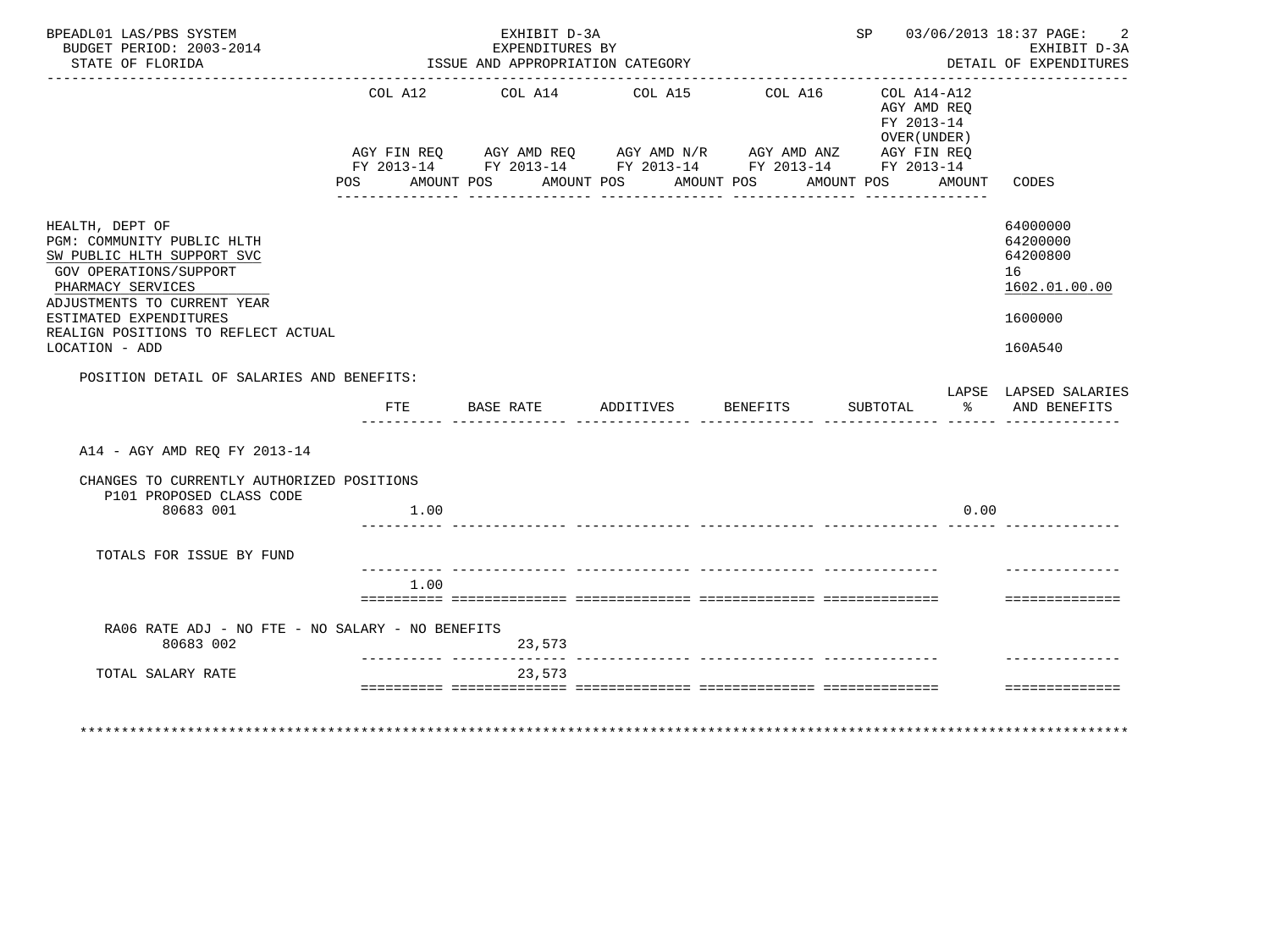BPEADL01 LAS/PBS SYSTEM | EXHIBIT D-3A | SP 03/06/2013 18:37 PAGE: 2
BUDGET PERIOD: 2003-2014 | EXPENDITURES BY | EXHIBIT D-3A
STATE OF FLORIDA | ISSUE AND APPROPRIATION CATEGORY | DETAIL OF EXPENDITURES

| | COL A12 AGY FIN REQ FY 2013-14 POS AMOUNT | COL A14 AGY AMD REQ FY 2013-14 POS AMOUNT | COL A15 AGY AMD N/R FY 2013-14 POS AMOUNT | COL A16 AGY AMD ANZ FY 2013-14 POS AMOUNT | COL A14-A12 AGY AMD REQ FY 2013-14 OVER(UNDER) AGY FIN REQ FY 2013-14 POS AMOUNT | CODES |
|---|---|---|---|---|---|---|
| HEALTH, DEPT OF | | | | | | 64000000 |
| PGM: COMMUNITY PUBLIC HLTH | | | | | | 64200000 |
| SW PUBLIC HLTH SUPPORT SVC | | | | | | 64200800 |
| GOV OPERATIONS/SUPPORT | | | | | | 16 |
| PHARMACY SERVICES | | | | | | 1602.01.00.00 |
| ADJUSTMENTS TO CURRENT YEAR ESTIMATED EXPENDITURES | | | | | | 1600000 |
| REALIGN POSITIONS TO REFLECT ACTUAL LOCATION - ADD | | | | | | 160A540 |

POSITION DETAIL OF SALARIES AND BENEFITS:

| | FTE | BASE RATE | ADDITIVES | BENEFITS | SUBTOTAL | LAPSE % | LAPSED SALARIES AND BENEFITS |
|---|---|---|---|---|---|---|---|
| A14 - AGY AMD REQ FY 2013-14 | | | | | | | |
| CHANGES TO CURRENTLY AUTHORIZED POSITIONS | | | | | | | |
| P101 PROPOSED CLASS CODE | | | | | | | |
| 80683 001 | 1.00 | | | | | 0.00 | |
| TOTALS FOR ISSUE BY FUND | 1.00 | | | | | | |
| RA06 RATE ADJ - NO FTE - NO SALARY - NO BENEFITS | | | | | | | |
| 80683 002 | | 23,573 | | | | | |
| TOTAL SALARY RATE | | 23,573 | | | | | |

********************************************************************************************************************************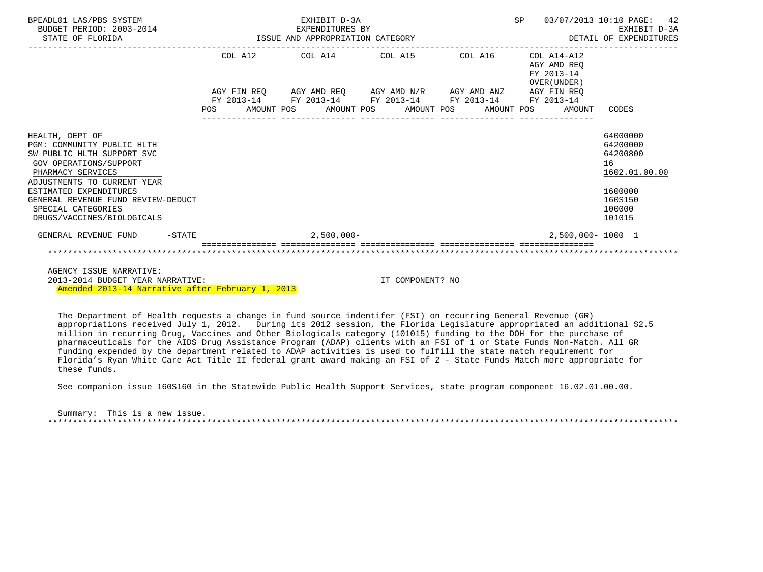BPEADL01 LAS/PBS SYSTEM — EXHIBIT D-3A — EXPENDITURES BY ISSUE AND APPROPRIATION CATEGORY
BUDGET PERIOD: 2003-2014 — STATE OF FLORIDA — SP 03/07/2013 10:10 — EXHIBIT D-3A DETAIL OF EXPENDITURES

| | COL A12 AGY FIN REQ FY 2013-14 POS AMOUNT | COL A14 AGY AMD REQ FY 2013-14 POS AMOUNT | COL A15 AGY AMD N/R FY 2013-14 POS AMOUNT | COL A16 AGY AMD ANZ FY 2013-14 POS AMOUNT | COL A14-A12 AGY AMD REQ FY 2013-14 OVER(UNDER) AGY FIN REQ FY 2013-14 POS AMOUNT | CODES |
|---|---|---|---|---|---|---|
| HEALTH, DEPT OF | | | | | | 64000000 |
| PGM: COMMUNITY PUBLIC HLTH | | | | | | 64200000 |
| SW PUBLIC HLTH SUPPORT SVC | | | | | | 64200800 |
| GOV OPERATIONS/SUPPORT | | | | | | 16 |
| PHARMACY SERVICES | | | | | | 1602.01.00.00 |
| ADJUSTMENTS TO CURRENT YEAR ESTIMATED EXPENDITURES | | | | | | 1600000 |
| GENERAL REVENUE FUND REVIEW-DEDUCT | | | | | | 160S150 |
| SPECIAL CATEGORIES | | | | | | 100000 |
| DRUGS/VACCINES/BIOLOGICALS | | | | | | 101015 |
| GENERAL REVENUE FUND -STATE | | 2,500,000- | | | 2,500,000- | 1000 1 |

AGENCY ISSUE NARRATIVE:
2013-2014 BUDGET YEAR NARRATIVE: IT COMPONENT? NO
Amended 2013-14 Narrative after February 1, 2013

The Department of Health requests a change in fund source indentifer (FSI) on recurring General Revenue (GR) appropriations received July 1, 2012. During its 2012 session, the Florida Legislature appropriated an additional $2.5 million in recurring Drug, Vaccines and Other Biologicals category (101015) funding to the DOH for the purchase of pharmaceuticals for the AIDS Drug Assistance Program (ADAP) clients with an FSI of 1 or State Funds Non-Match. All GR funding expended by the department related to ADAP activities is used to fulfill the state match requirement for Florida's Ryan White Care Act Title II federal grant award making an FSI of 2 - State Funds Match more appropriate for these funds.

See companion issue 160S160 in the Statewide Public Health Support Services, state program component 16.02.01.00.00.

Summary: This is a new issue.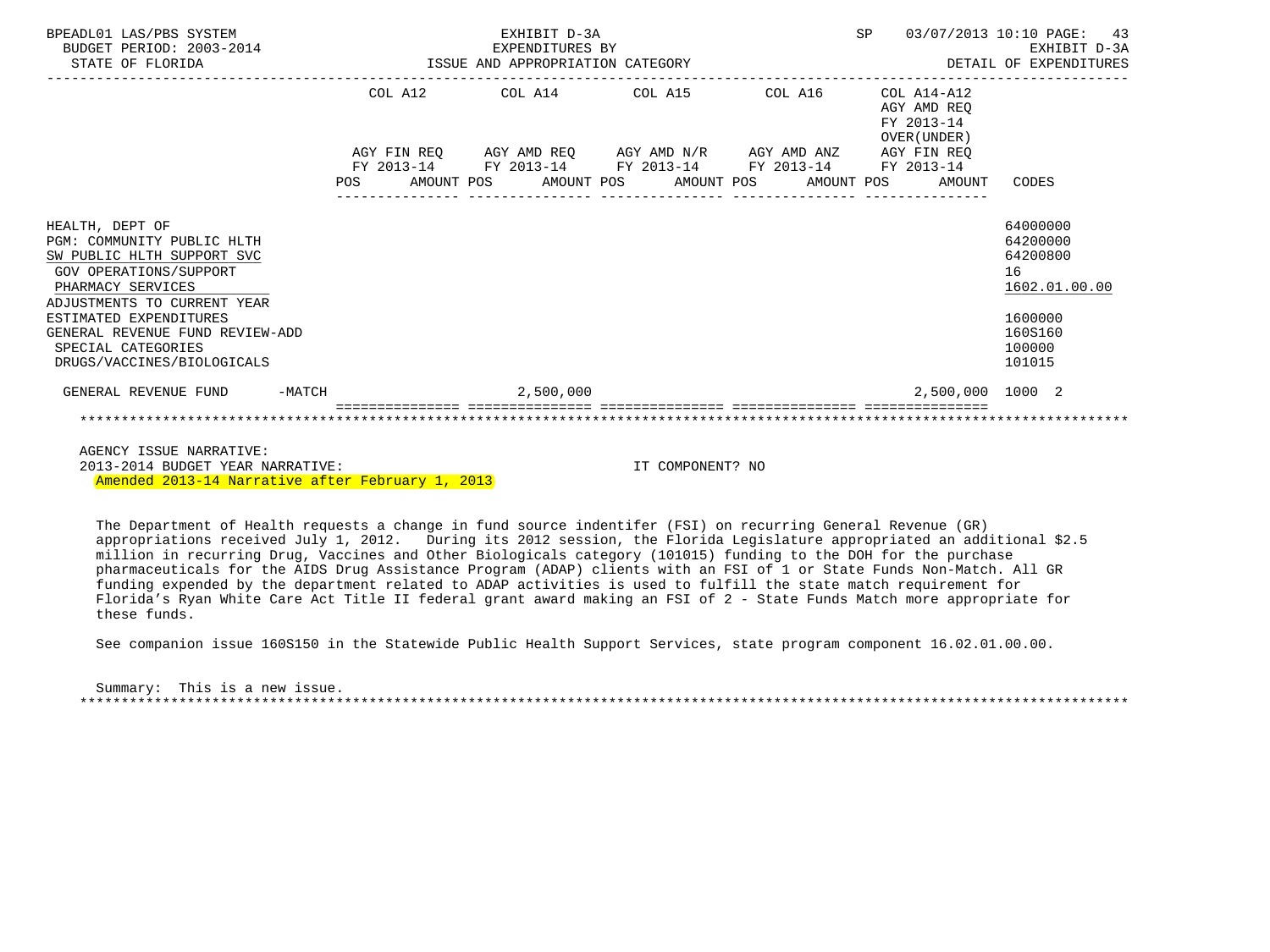BPEADL01 LAS/PBS SYSTEM — EXHIBIT D-3A — EXPENDITURES BY ISSUE AND APPROPRIATION CATEGORY — SP 03/07/2013 10:10 PAGE: 43
BUDGET PERIOD: 2003-2014 — EXHIBIT D-3A
STATE OF FLORIDA — DETAIL OF EXPENDITURES

| | COL A12 AGY FIN REQ FY 2013-14 POS AMOUNT | COL A14 AGY AMD REQ FY 2013-14 POS AMOUNT | COL A15 AGY AMD N/R FY 2013-14 POS AMOUNT | COL A16 AGY AMD ANZ FY 2013-14 POS AMOUNT | COL A14-A12 AGY AMD REQ FY 2013-14 OVER(UNDER) AGY FIN REQ FY 2013-14 POS AMOUNT | CODES |
|---|---|---|---|---|---|---|
| HEALTH, DEPT OF | | | | | | 64000000 |
| PGM: COMMUNITY PUBLIC HLTH | | | | | | 64200000 |
| SW PUBLIC HLTH SUPPORT SVC | | | | | | 64200800 |
| GOV OPERATIONS/SUPPORT | | | | | | 16 |
| PHARMACY SERVICES | | | | | | 1602.01.00.00 |
| ADJUSTMENTS TO CURRENT YEAR ESTIMATED EXPENDITURES | | | | | | 1600000 |
| GENERAL REVENUE FUND REVIEW-ADD | | | | | | 160S160 |
| SPECIAL CATEGORIES | | | | | | 100000 |
| DRUGS/VACCINES/BIOLOGICALS | | | | | | 101015 |
| GENERAL REVENUE FUND -MATCH | | 2,500,000 | | | 2,500,000 | 1000 2 |

AGENCY ISSUE NARRATIVE:
2013-2014 BUDGET YEAR NARRATIVE: IT COMPONENT? NO
Amended 2013-14 Narrative after February 1, 2013

The Department of Health requests a change in fund source indentifer (FSI) on recurring General Revenue (GR) appropriations received July 1, 2012. During its 2012 session, the Florida Legislature appropriated an additional $2.5 million in recurring Drug, Vaccines and Other Biologicals category (101015) funding to the DOH for the purchase pharmaceuticals for the AIDS Drug Assistance Program (ADAP) clients with an FSI of 1 or State Funds Non-Match. All GR funding expended by the department related to ADAP activities is used to fulfill the state match requirement for Florida's Ryan White Care Act Title II federal grant award making an FSI of 2 - State Funds Match more appropriate for these funds.

See companion issue 160S150 in the Statewide Public Health Support Services, state program component 16.02.01.00.00.

Summary: This is a new issue.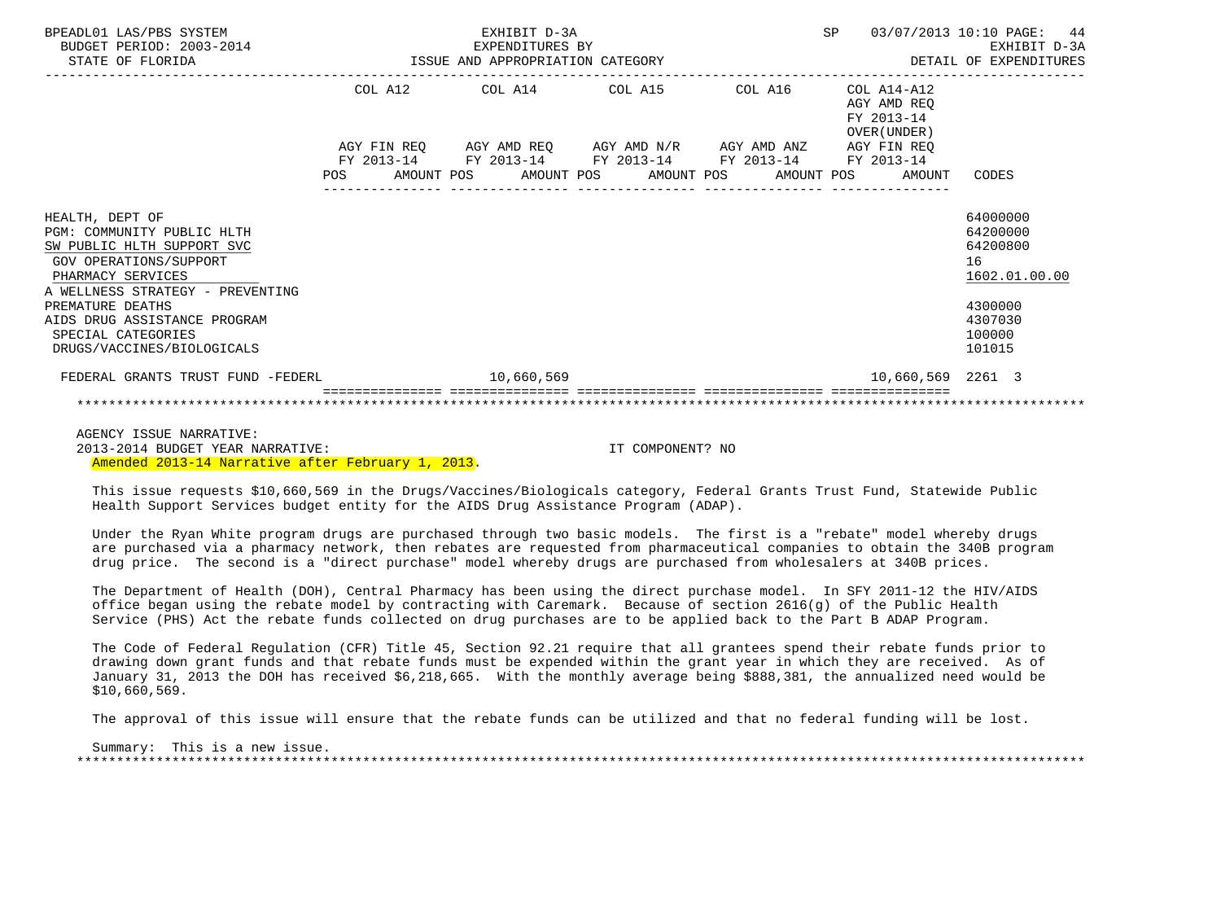BPEADL01 LAS/PBS SYSTEM — EXHIBIT D-3A — EXPENDITURES BY ISSUE AND APPROPRIATION CATEGORY — SP 03/07/2013 10:10 PAGE: 44
BUDGET PERIOD: 2003-2014 — EXHIBIT D-3A
STATE OF FLORIDA — DETAIL OF EXPENDITURES

| | COL A12 AGY FIN REQ FY 2013-14 POS AMOUNT | COL A14 AGY AMD REQ FY 2013-14 POS AMOUNT | COL A15 AGY AMD N/R FY 2013-14 POS AMOUNT | COL A16 AGY AMD ANZ FY 2013-14 POS AMOUNT | COL A14-A12 AGY AMD REQ FY 2013-14 OVER(UNDER) AGY FIN REQ FY 2013-14 POS AMOUNT | CODES |
|---|---|---|---|---|---|---|
| HEALTH, DEPT OF | | | | | | 64000000 |
| PGM: COMMUNITY PUBLIC HLTH | | | | | | 64200000 |
| SW PUBLIC HLTH SUPPORT SVC | | | | | | 64200800 |
| GOV OPERATIONS/SUPPORT | | | | | | 16 |
| PHARMACY SERVICES | | | | | | 1602.01.00.00 |
| A WELLNESS STRATEGY - PREVENTING PREMATURE DEATHS | | | | | | 4300000 |
| AIDS DRUG ASSISTANCE PROGRAM | | | | | | 4307030 |
| SPECIAL CATEGORIES | | | | | | 100000 |
| DRUGS/VACCINES/BIOLOGICALS | | | | | | 101015 |
| FEDERAL GRANTS TRUST FUND -FEDERL | | 10,660,569 | | | 10,660,569 | 2261 3 |

AGENCY ISSUE NARRATIVE:
2013-2014 BUDGET YEAR NARRATIVE: IT COMPONENT? NO
Amended 2013-14 Narrative after February 1, 2013.

This issue requests $10,660,569 in the Drugs/Vaccines/Biologicals category, Federal Grants Trust Fund, Statewide Public Health Support Services budget entity for the AIDS Drug Assistance Program (ADAP).

Under the Ryan White program drugs are purchased through two basic models. The first is a "rebate" model whereby drugs are purchased via a pharmacy network, then rebates are requested from pharmaceutical companies to obtain the 340B program drug price. The second is a "direct purchase" model whereby drugs are purchased from wholesalers at 340B prices.

The Department of Health (DOH), Central Pharmacy has been using the direct purchase model. In SFY 2011-12 the HIV/AIDS office began using the rebate model by contracting with Caremark. Because of section 2616(g) of the Public Health Service (PHS) Act the rebate funds collected on drug purchases are to be applied back to the Part B ADAP Program.

The Code of Federal Regulation (CFR) Title 45, Section 92.21 require that all grantees spend their rebate funds prior to drawing down grant funds and that rebate funds must be expended within the grant year in which they are received. As of January 31, 2013 the DOH has received $6,218,665. With the monthly average being $888,381, the annualized need would be $10,660,569.

The approval of this issue will ensure that the rebate funds can be utilized and that no federal funding will be lost.

Summary: This is a new issue.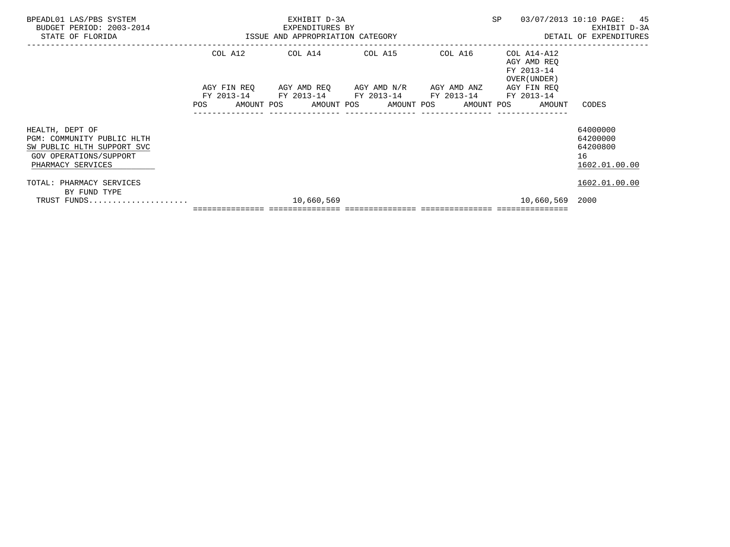BPEADL01 LAS/PBS SYSTEM — EXHIBIT D-3A — SP 03/07/2013 10:10 PAGE: 45
BUDGET PERIOD: 2003-2014 — EXPENDITURES BY — EXHIBIT D-3A
STATE OF FLORIDA — ISSUE AND APPROPRIATION CATEGORY — DETAIL OF EXPENDITURES

| | COL A12 AGY FIN REQ FY 2013-14 POS AMOUNT | COL A14 AGY AMD REQ FY 2013-14 POS AMOUNT | COL A15 AGY AMD N/R FY 2013-14 POS AMOUNT | COL A16 AGY AMD ANZ FY 2013-14 POS AMOUNT | COL A14-A12 AGY AMD REQ FY 2013-14 OVER(UNDER) AGY FIN REQ FY 2013-14 POS AMOUNT | CODES |
|---|---|---|---|---|---|---|
| HEALTH, DEPT OF | | | | | | 64000000 |
| PGM: COMMUNITY PUBLIC HLTH | | | | | | 64200000 |
| SW PUBLIC HLTH SUPPORT SVC | | | | | | 64200800 |
| GOV OPERATIONS/SUPPORT | | | | | | 16 |
| PHARMACY SERVICES | | | | | | 1602.01.00.00 |
| TOTAL: PHARMACY SERVICES | | | | | | 1602.01.00.00 |
| BY FUND TYPE | | | | | | |
| TRUST FUNDS..................... | | 10,660,569 | | | 10,660,569 | 2000 |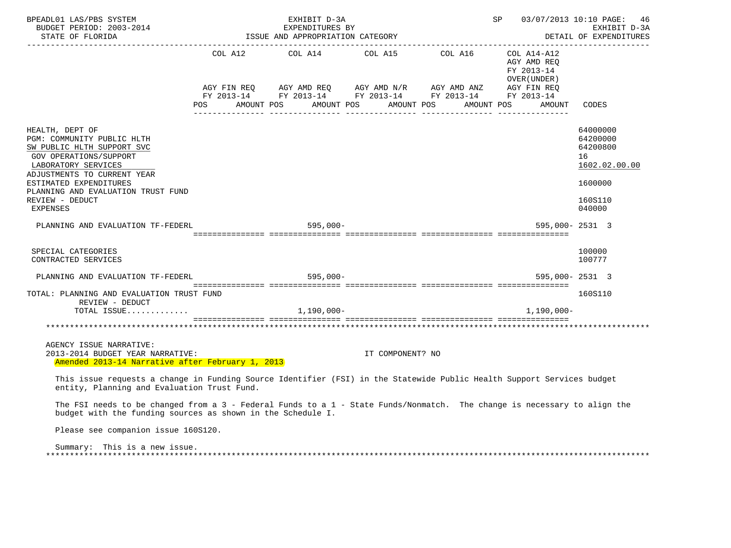BPEADL01 LAS/PBS SYSTEM — EXHIBIT D-3A — SP 03/07/2013 10:10 PAGE: 46
BUDGET PERIOD: 2003-2014 — EXPENDITURES BY — EXHIBIT D-3A
STATE OF FLORIDA — ISSUE AND APPROPRIATION CATEGORY — DETAIL OF EXPENDITURES

| | COL A12 AGY FIN REQ FY 2013-14 POS AMOUNT | COL A14 AGY AMD REQ FY 2013-14 POS AMOUNT | COL A15 AGY AMD N/R FY 2013-14 POS AMOUNT | COL A16 AGY AMD ANZ FY 2013-14 POS AMOUNT | COL A14-A12 AGY AMD REQ FY 2013-14 OVER(UNDER) AGY FIN REQ FY 2013-14 POS AMOUNT | CODES |
|---|---|---|---|---|---|---|
| HEALTH, DEPT OF | | | | | | 64000000 |
| PGM: COMMUNITY PUBLIC HLTH | | | | | | 64200000 |
| SW PUBLIC HLTH SUPPORT SVC | | | | | | 64200800 |
| GOV OPERATIONS/SUPPORT | | | | | | 16 |
| LABORATORY SERVICES | | | | | | 1602.02.00.00 |
| ADJUSTMENTS TO CURRENT YEAR ESTIMATED EXPENDITURES | | | | | | 1600000 |
| PLANNING AND EVALUATION TRUST FUND REVIEW - DEDUCT | | | | | | 160S110 |
| EXPENSES | | | | | | 040000 |
| PLANNING AND EVALUATION TF-FEDERL | | 595,000- | | | 595,000- | 2531 3 |
| SPECIAL CATEGORIES | | | | | | 100000 |
| CONTRACTED SERVICES | | | | | | 100777 |
| PLANNING AND EVALUATION TF-FEDERL | | 595,000- | | | 595,000- | 2531 3 |
| TOTAL: PLANNING AND EVALUATION TRUST FUND REVIEW - DEDUCT | | | | | | 160S110 |
| TOTAL ISSUE............ | | 1,190,000- | | | 1,190,000- | |

AGENCY ISSUE NARRATIVE:
2013-2014 BUDGET YEAR NARRATIVE: IT COMPONENT? NO
Amended 2013-14 Narrative after February 1, 2013

This issue requests a change in Funding Source Identifier (FSI) in the Statewide Public Health Support Services budget entity, Planning and Evaluation Trust Fund.

The FSI needs to be changed from a 3 - Federal Funds to a 1 - State Funds/Nonmatch. The change is necessary to align the budget with the funding sources as shown in the Schedule I.

Please see companion issue 160S120.

Summary: This is a new issue.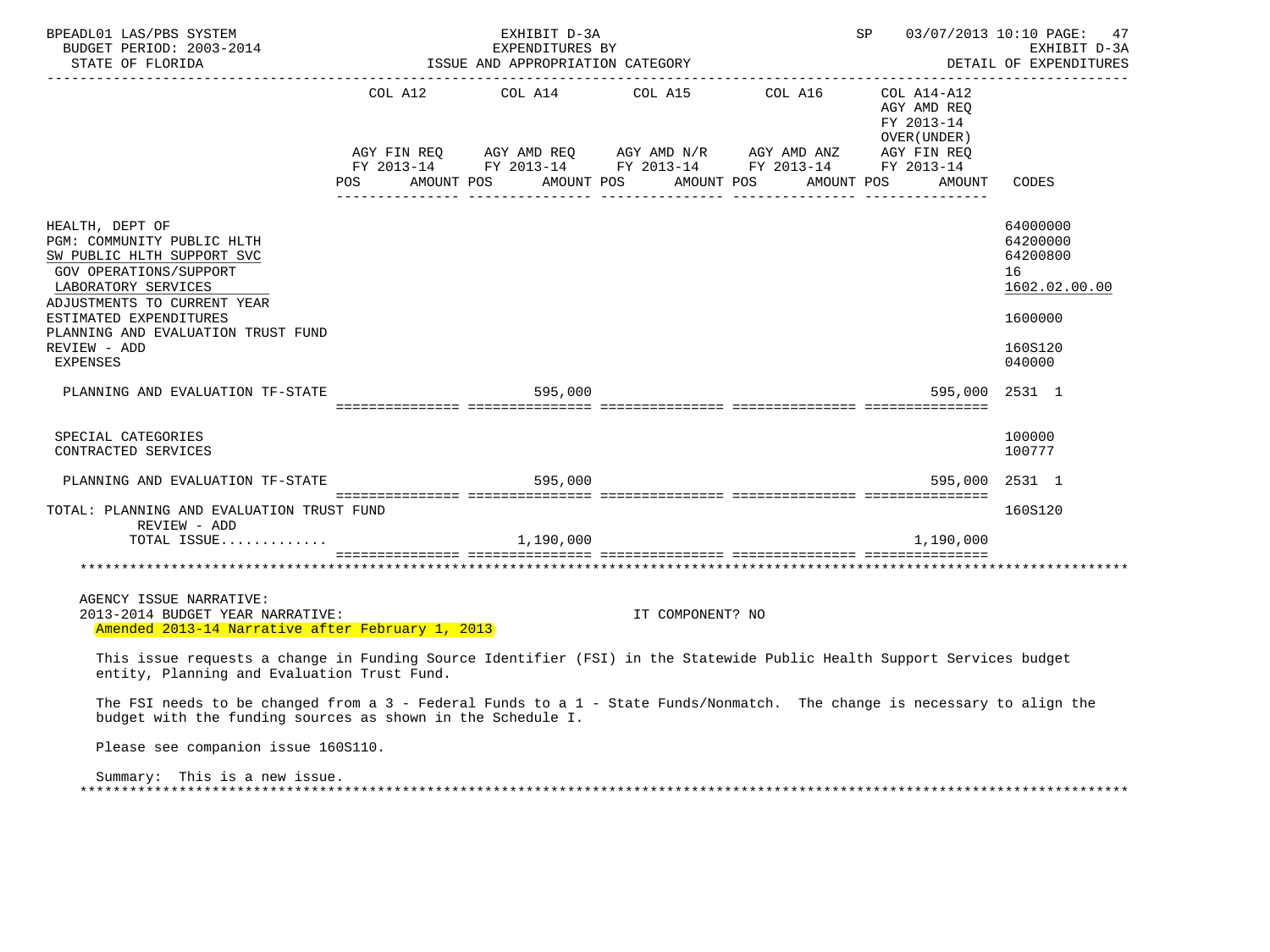BPEADL01 LAS/PBS SYSTEM — EXHIBIT D-3A — EXPENDITURES BY ISSUE AND APPROPRIATION CATEGORY
BUDGET PERIOD: 2003-2014 — STATE OF FLORIDA — SP 03/07/2013 10:10 — EXHIBIT D-3A DETAIL OF EXPENDITURES

| | COL A12 AGY FIN REQ FY 2013-14 POS AMOUNT | COL A14 AGY AMD REQ FY 2013-14 POS AMOUNT | COL A15 AGY AMD N/R FY 2013-14 POS AMOUNT | COL A16 AGY AMD ANZ FY 2013-14 POS AMOUNT | COL A14-A12 AGY AMD REQ FY 2013-14 OVER(UNDER) AGY FIN REQ FY 2013-14 POS AMOUNT | CODES |
|---|---|---|---|---|---|---|
| HEALTH, DEPT OF | | | | | | 64000000 |
| PGM: COMMUNITY PUBLIC HLTH | | | | | | 64200000 |
| SW PUBLIC HLTH SUPPORT SVC | | | | | | 64200800 |
| GOV OPERATIONS/SUPPORT | | | | | | 16 |
| LABORATORY SERVICES | | | | | | 1602.02.00.00 |
| ADJUSTMENTS TO CURRENT YEAR ESTIMATED EXPENDITURES | | | | | | 1600000 |
| PLANNING AND EVALUATION TRUST FUND REVIEW - ADD | | | | | | 160S120 |
| EXPENSES | | | | | | 040000 |
| PLANNING AND EVALUATION TF-STATE | | 595,000 | | | 595,000 | 2531 1 |
| SPECIAL CATEGORIES | | | | | | 100000 |
| CONTRACTED SERVICES | | | | | | 100777 |
| PLANNING AND EVALUATION TF-STATE | | 595,000 | | | 595,000 | 2531 1 |
| TOTAL: PLANNING AND EVALUATION TRUST FUND REVIEW - ADD | | | | | | 160S120 |
| TOTAL ISSUE............ | | 1,190,000 | | | 1,190,000 | |

AGENCY ISSUE NARRATIVE:
2013-2014 BUDGET YEAR NARRATIVE: IT COMPONENT? NO
Amended 2013-14 Narrative after February 1, 2013

This issue requests a change in Funding Source Identifier (FSI) in the Statewide Public Health Support Services budget entity, Planning and Evaluation Trust Fund.

The FSI needs to be changed from a 3 - Federal Funds to a 1 - State Funds/Nonmatch. The change is necessary to align the budget with the funding sources as shown in the Schedule I.

Please see companion issue 160S110.

Summary: This is a new issue.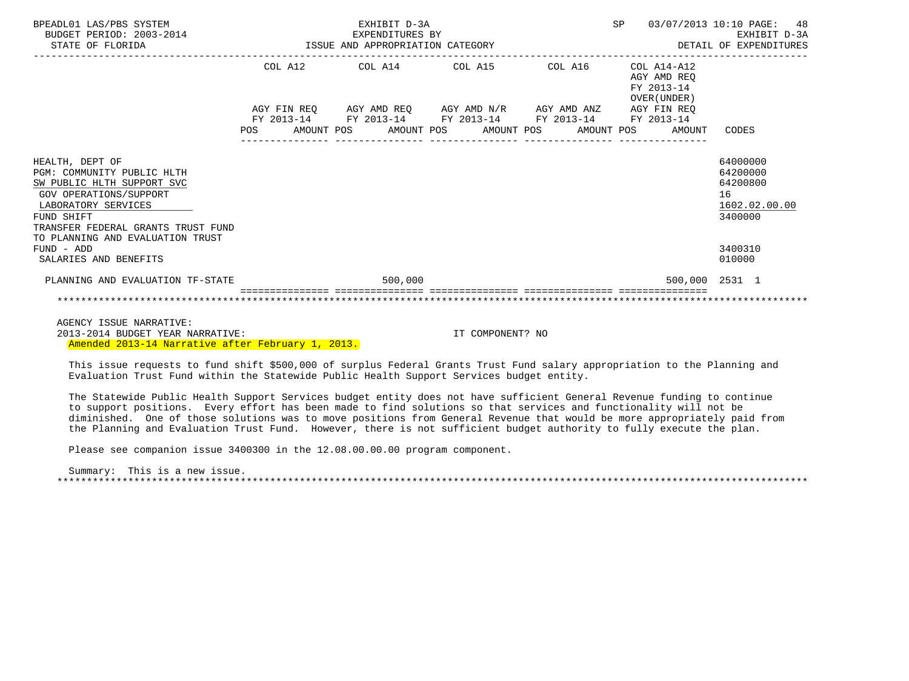| | COL A12 AGY FIN REQ FY 2013-14 POS AMOUNT | COL A14 AGY AMD REQ FY 2013-14 POS AMOUNT | COL A15 AGY AMD N/R FY 2013-14 POS AMOUNT | COL A16 AGY AMD ANZ FY 2013-14 POS AMOUNT | COL A14-A12 AGY AMD REQ FY 2013-14 OVER(UNDER) AGY FIN REQ FY 2013-14 POS AMOUNT | CODES |
|---|---|---|---|---|---|---|
| HEALTH, DEPT OF | | | | | | 64000000 |
| PGM: COMMUNITY PUBLIC HLTH | | | | | | 64200000 |
| SW PUBLIC HLTH SUPPORT SVC | | | | | | 64200800 |
| GOV OPERATIONS/SUPPORT | | | | | | 16 |
| LABORATORY SERVICES | | | | | | 1602.02.00.00 |
| FUND SHIFT | | | | | | 3400000 |
| TRANSFER FEDERAL GRANTS TRUST FUND TO PLANNING AND EVALUATION TRUST FUND - ADD | | | | | | 3400310 |
| SALARIES AND BENEFITS | | | | | | 010000 |
| PLANNING AND EVALUATION TF-STATE | | 500,000 | | | 500,000 | 2531 1 |

AGENCY ISSUE NARRATIVE:
2013-2014 BUDGET YEAR NARRATIVE: IT COMPONENT? NO
Amended 2013-14 Narrative after February 1, 2013.

This issue requests to fund shift $500,000 of surplus Federal Grants Trust Fund salary appropriation to the Planning and Evaluation Trust Fund within the Statewide Public Health Support Services budget entity.

The Statewide Public Health Support Services budget entity does not have sufficient General Revenue funding to continue to support positions. Every effort has been made to find solutions so that services and functionality will not be diminished. One of those solutions was to move positions from General Revenue that would be more appropriately paid from the Planning and Evaluation Trust Fund. However, there is not sufficient budget authority to fully execute the plan.

Please see companion issue 3400300 in the 12.08.00.00.00 program component.

Summary: This is a new issue.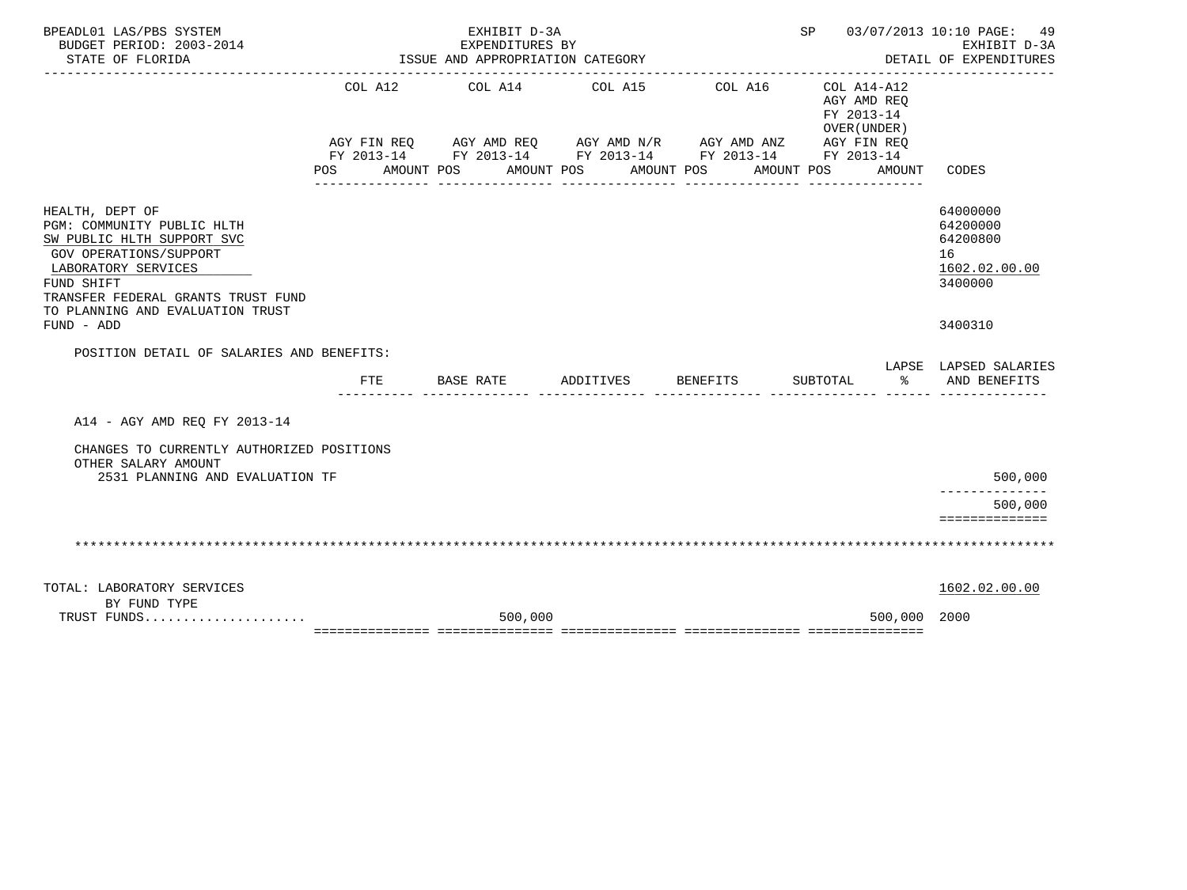BPEADL01 LAS/PBS SYSTEM — EXHIBIT D-3A — EXPENDITURES BY ISSUE AND APPROPRIATION CATEGORY
BUDGET PERIOD: 2003-2014
STATE OF FLORIDA
SP 03/07/2013 10:10 — EXHIBIT D-3A — DETAIL OF EXPENDITURES

| | COL A12 AGY FIN REQ FY 2013-14 POS AMOUNT | COL A14 AGY AMD REQ FY 2013-14 POS AMOUNT | COL A15 AGY AMD N/R FY 2013-14 POS AMOUNT | COL A16 AGY AMD ANZ FY 2013-14 POS AMOUNT | COL A14-A12 AGY AMD REQ FY 2013-14 OVER(UNDER) AGY FIN REQ FY 2013-14 POS AMOUNT | CODES |
|---|---|---|---|---|---|---|
| HEALTH, DEPT OF | | | | | | 64000000 |
| PGM: COMMUNITY PUBLIC HLTH | | | | | | 64200000 |
| SW PUBLIC HLTH SUPPORT SVC | | | | | | 64200800 |
| GOV OPERATIONS/SUPPORT | | | | | | 16 |
| LABORATORY SERVICES | | | | | | 1602.02.00.00 |
| FUND SHIFT | | | | | | 3400000 |
| TRANSFER FEDERAL GRANTS TRUST FUND TO PLANNING AND EVALUATION TRUST FUND - ADD | | | | | | 3400310 |

POSITION DETAIL OF SALARIES AND BENEFITS:

| | FTE | BASE RATE | ADDITIVES | BENEFITS | SUBTOTAL | LAPSE % | LAPSED SALARIES AND BENEFITS |
|---|---|---|---|---|---|---|---|
| A14 - AGY AMD REQ FY 2013-14 | | | | | | | |
| CHANGES TO CURRENTLY AUTHORIZED POSITIONS | | | | | | | |
| OTHER SALARY AMOUNT | | | | | | | |
| 2531 PLANNING AND EVALUATION TF | | | | | | | 500,000 |
| | | | | | | | 500,000 |

| | COL A12 | COL A14 | COL A15 | COL A16 | COL A14-A12 | CODES |
|---|---|---|---|---|---|---|
| TOTAL: LABORATORY SERVICES | | | | | | 1602.02.00.00 |
| BY FUND TYPE | | | | | | |
| TRUST FUNDS..................... | | 500,000 | | | 500,000 | 2000 |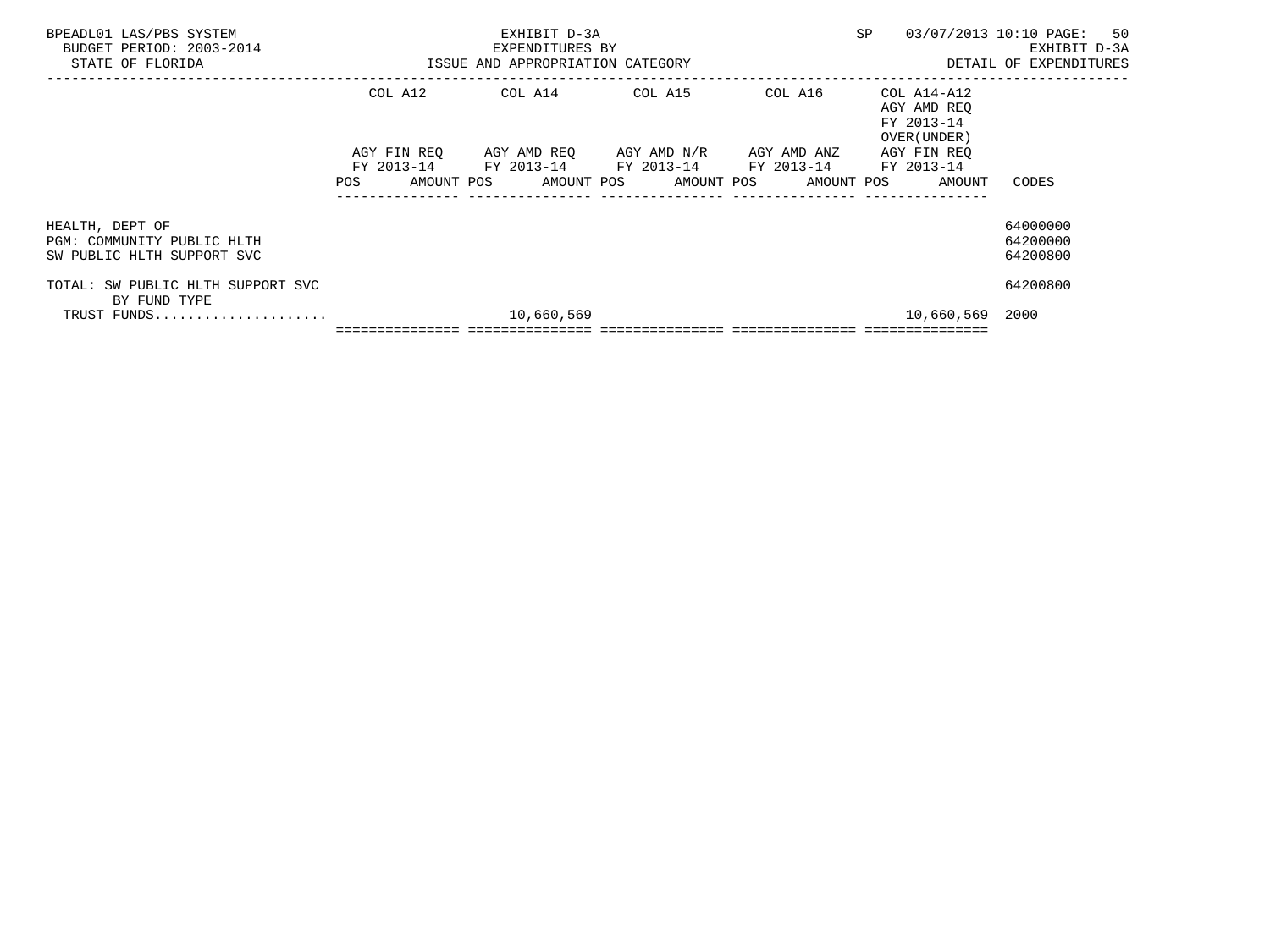BPEADL01 LAS/PBS SYSTEM
BUDGET PERIOD: 2003-2014
STATE OF FLORIDA

EXHIBIT D-3A
EXPENDITURES BY
ISSUE AND APPROPRIATION CATEGORY

SP 03/07/2013 10:10
EXHIBIT D-3A
DETAIL OF EXPENDITURES

| | COL A12 AGY FIN REQ FY 2013-14 POS AMOUNT | COL A14 AGY AMD REQ FY 2013-14 POS AMOUNT | COL A15 AGY AMD N/R FY 2013-14 POS AMOUNT | COL A16 AGY AMD ANZ FY 2013-14 POS AMOUNT | COL A14-A12 AGY AMD REQ FY 2013-14 OVER(UNDER) AGY FIN REQ FY 2013-14 POS AMOUNT | CODES |
|---|---|---|---|---|---|---|
| HEALTH, DEPT OF | | | | | | 64000000 |
| PGM: COMMUNITY PUBLIC HLTH | | | | | | 64200000 |
| SW PUBLIC HLTH SUPPORT SVC | | | | | | 64200800 |
| TOTAL: SW PUBLIC HLTH SUPPORT SVC | | | | | | 64200800 |
| BY FUND TYPE | | | | | | |
| TRUST FUNDS..................... | | 10,660,569 | | | 10,660,569 | 2000 |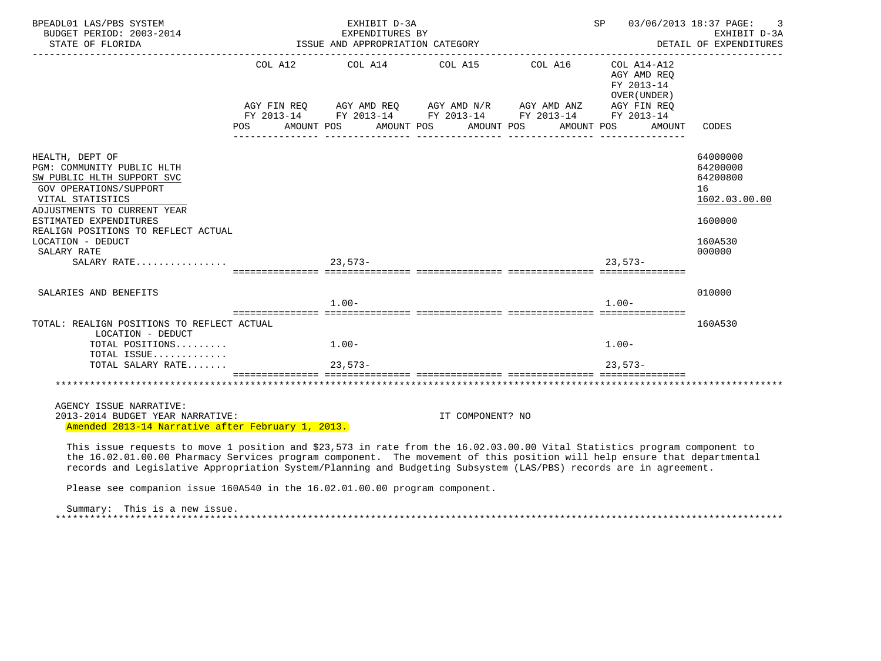BPEADL01 LAS/PBS SYSTEM — EXHIBIT D-3A — EXPENDITURES BY ISSUE AND APPROPRIATION CATEGORY
BUDGET PERIOD: 2003-2014 — STATE OF FLORIDA — SP 03/06/2013 18:37 — DETAIL OF EXPENDITURES

| | COL A12 AGY FIN REQ FY 2013-14 POS AMOUNT | COL A14 AGY AMD REQ FY 2013-14 POS AMOUNT | COL A15 AGY AMD N/R FY 2013-14 POS AMOUNT | COL A16 AGY AMD ANZ FY 2013-14 POS AMOUNT | COL A14-A12 AGY AMD REQ FY 2013-14 OVER(UNDER) AGY FIN REQ FY 2013-14 POS AMOUNT | CODES |
|---|---|---|---|---|---|---|
| HEALTH, DEPT OF | | | | | | 64000000 |
| PGM: COMMUNITY PUBLIC HLTH | | | | | | 64200000 |
| SW PUBLIC HLTH SUPPORT SVC | | | | | | 64200800 |
| GOV OPERATIONS/SUPPORT | | | | | | 16 |
| VITAL STATISTICS | | | | | | 1602.03.00.00 |
| ADJUSTMENTS TO CURRENT YEAR ESTIMATED EXPENDITURES | | | | | | 1600000 |
| REALIGN POSITIONS TO REFLECT ACTUAL LOCATION - DEDUCT | | | | | | 160A530 |
| SALARY RATE | | | | | | 000000 |
| SALARY RATE................ | | 23,573- | | | 23,573- | |
| SALARIES AND BENEFITS | | 1.00- | | | 1.00- | 010000 |
| TOTAL: REALIGN POSITIONS TO REFLECT ACTUAL LOCATION - DEDUCT | | | | | | 160A530 |
| TOTAL POSITIONS......... | | 1.00- | | | 1.00- | |
| TOTAL ISSUE............ | | | | | | |
| TOTAL SALARY RATE....... | | 23,573- | | | 23,573- | |

AGENCY ISSUE NARRATIVE:
2013-2014 BUDGET YEAR NARRATIVE: IT COMPONENT? NO
Amended 2013-14 Narrative after February 1, 2013.

This issue requests to move 1 position and $23,573 in rate from the 16.02.03.00.00 Vital Statistics program component to the 16.02.01.00.00 Pharmacy Services program component. The movement of this position will help ensure that departmental records and Legislative Appropriation System/Planning and Budgeting Subsystem (LAS/PBS) records are in agreement.

Please see companion issue 160A540 in the 16.02.01.00.00 program component.

Summary: This is a new issue.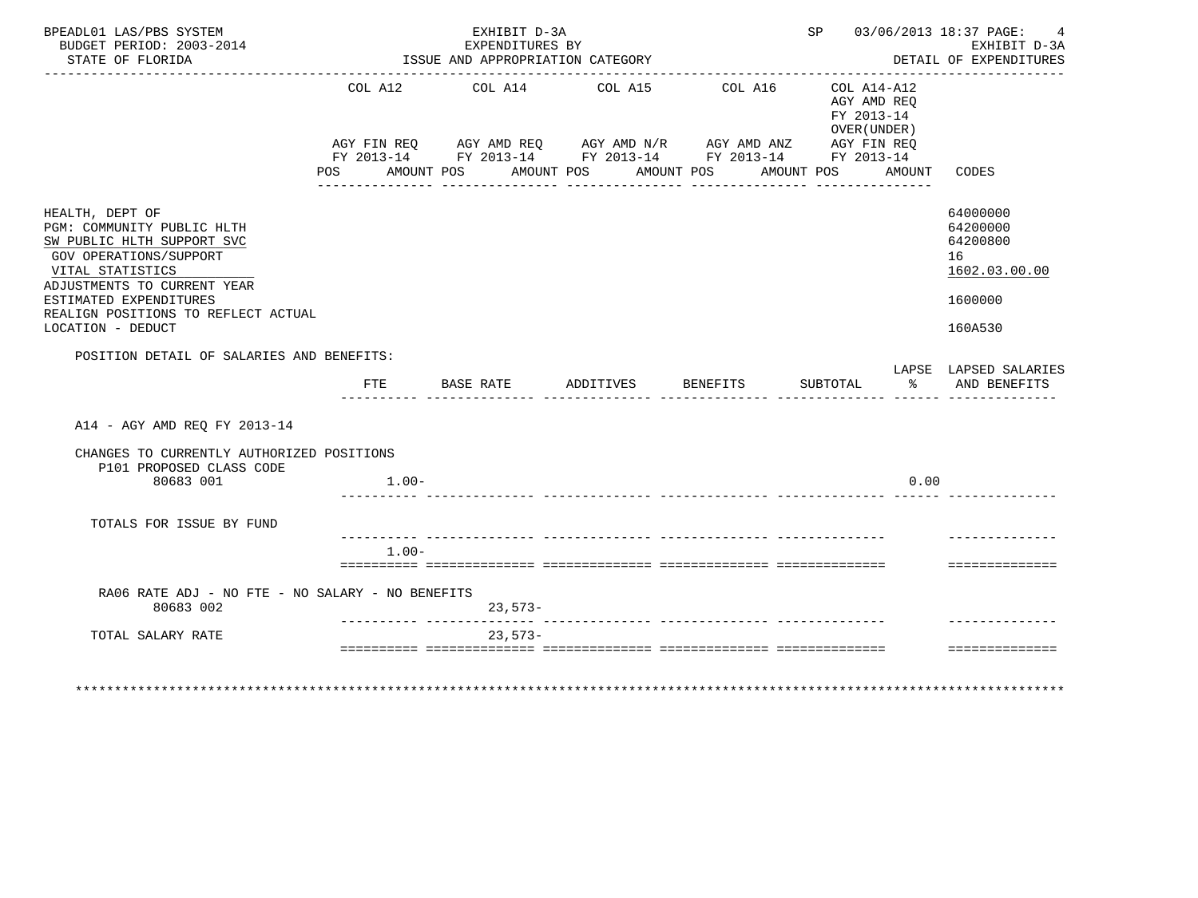BPEADL01 LAS/PBS SYSTEM
BUDGET PERIOD: 2003-2014
STATE OF FLORIDA

EXHIBIT D-3A
EXPENDITURES BY
ISSUE AND APPROPRIATION CATEGORY

SP 03/06/2013 18:37
EXHIBIT D-3A
DETAIL OF EXPENDITURES

| | COL A12 AGY FIN REQ FY 2013-14 POS AMOUNT | COL A14 AGY AMD REQ FY 2013-14 POS AMOUNT | COL A15 AGY AMD N/R FY 2013-14 POS AMOUNT | COL A16 AGY AMD ANZ FY 2013-14 POS AMOUNT | COL A14-A12 AGY AMD REQ FY 2013-14 OVER(UNDER) AGY FIN REQ FY 2013-14 POS AMOUNT | CODES |
|---|---|---|---|---|---|---|
| HEALTH, DEPT OF | | | | | | 64000000 |
| PGM: COMMUNITY PUBLIC HLTH | | | | | | 64200000 |
| SW PUBLIC HLTH SUPPORT SVC | | | | | | 64200800 |
| GOV OPERATIONS/SUPPORT | | | | | | 16 |
| VITAL STATISTICS | | | | | | 1602.03.00.00 |
| ADJUSTMENTS TO CURRENT YEAR ESTIMATED EXPENDITURES | | | | | | 1600000 |
| REALIGN POSITIONS TO REFLECT ACTUAL LOCATION - DEDUCT | | | | | | 160A530 |

POSITION DETAIL OF SALARIES AND BENEFITS:

| | FTE | BASE RATE | ADDITIVES | BENEFITS | SUBTOTAL | LAPSE % | LAPSED SALARIES AND BENEFITS |
|---|---|---|---|---|---|---|---|
| A14 - AGY AMD REQ FY 2013-14 | | | | | | | |
| CHANGES TO CURRENTLY AUTHORIZED POSITIONS | | | | | | | |
| P101 PROPOSED CLASS CODE | | | | | | | |
| 80683 001 | 1.00- | | | | | 0.00 | |
| TOTALS FOR ISSUE BY FUND | 1.00- | | | | | | |
| RA06 RATE ADJ - NO FTE - NO SALARY - NO BENEFITS | | | | | | | |
| 80683 002 | | 23,573- | | | | | |
| TOTAL SALARY RATE | | 23,573- | | | | | |

*******************************************************************************************************************************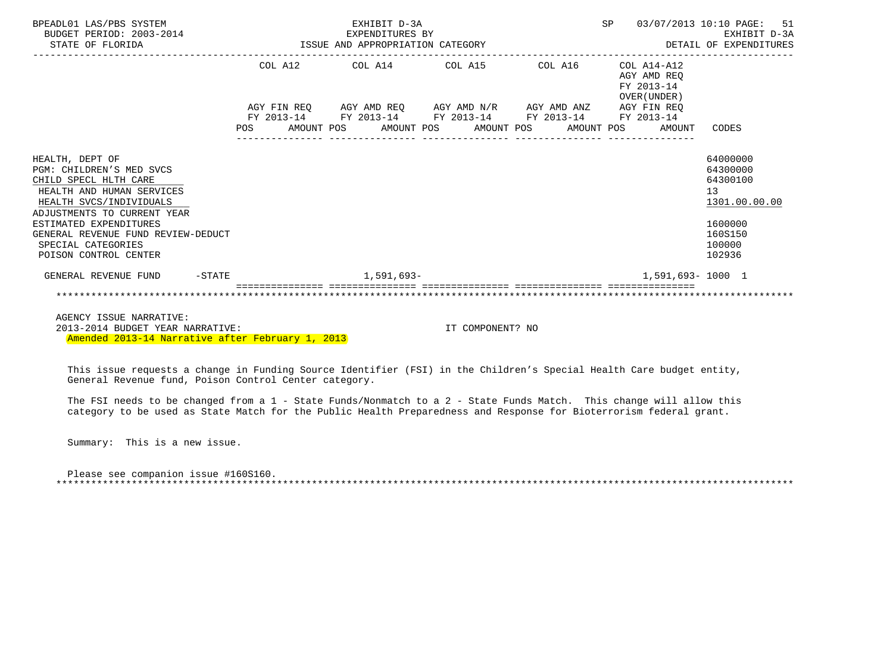BPEADL01 LAS/PBS SYSTEM — EXHIBIT D-3A — EXPENDITURES BY ISSUE AND APPROPRIATION CATEGORY — SP 03/07/2013 10:10 PAGE: 51
BUDGET PERIOD: 2003-2014 — EXHIBIT D-3A
STATE OF FLORIDA — DETAIL OF EXPENDITURES

| | COL A12 AGY FIN REQ FY 2013-14 POS AMOUNT | COL A14 AGY AMD REQ FY 2013-14 POS AMOUNT | COL A15 AGY AMD N/R FY 2013-14 POS AMOUNT | COL A16 AGY AMD ANZ FY 2013-14 POS AMOUNT | COL A14-A12 AGY AMD REQ FY 2013-14 OVER(UNDER) AGY FIN REQ FY 2013-14 POS AMOUNT | CODES |
|---|---|---|---|---|---|---|
| HEALTH, DEPT OF | | | | | | 64000000 |
| PGM: CHILDREN'S MED SVCS | | | | | | 64300000 |
| CHILD SPECL HLTH CARE | | | | | | 64300100 |
| HEALTH AND HUMAN SERVICES | | | | | | 13 |
| HEALTH SVCS/INDIVIDUALS | | | | | | 1301.00.00.00 |
| ADJUSTMENTS TO CURRENT YEAR ESTIMATED EXPENDITURES | | | | | | 1600000 |
| GENERAL REVENUE FUND REVIEW-DEDUCT | | | | | | 160S150 |
| SPECIAL CATEGORIES | | | | | | 100000 |
| POISON CONTROL CENTER | | | | | | 102936 |
| GENERAL REVENUE FUND -STATE | | 1,591,693- | | | 1,591,693- | 1000 1 |

AGENCY ISSUE NARRATIVE:
2013-2014 BUDGET YEAR NARRATIVE: IT COMPONENT? NO
Amended 2013-14 Narrative after February 1, 2013

This issue requests a change in Funding Source Identifier (FSI) in the Children's Special Health Care budget entity, General Revenue fund, Poison Control Center category.

The FSI needs to be changed from a 1 - State Funds/Nonmatch to a 2 - State Funds Match. This change will allow this category to be used as State Match for the Public Health Preparedness and Response for Bioterrorism federal grant.

Summary: This is a new issue.

Please see companion issue #160S160.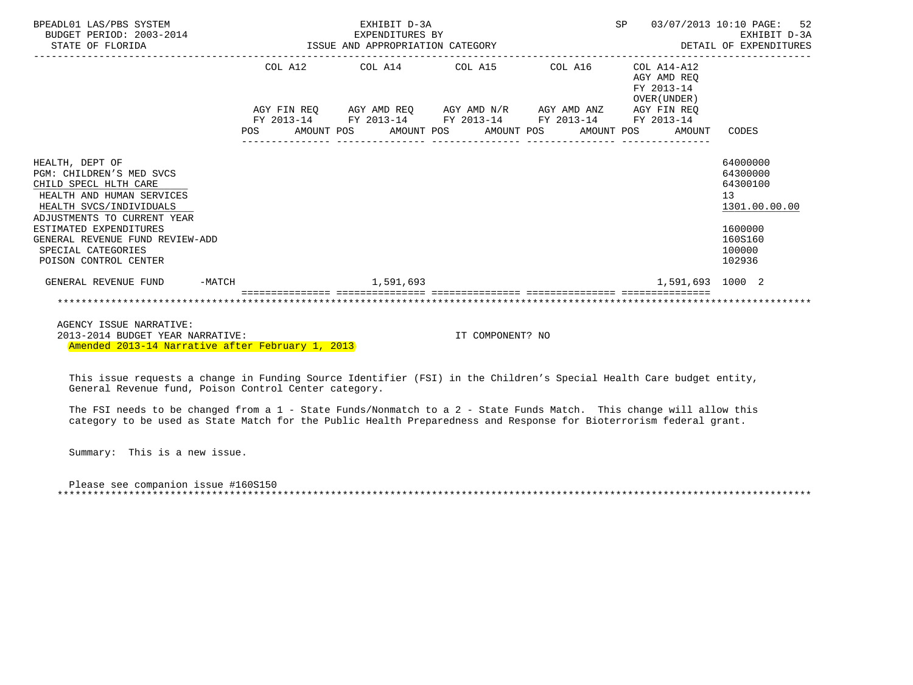BPEADL01 LAS/PBS SYSTEM | EXHIBIT D-3A | SP 03/07/2013 10:10 PAGE: 52
BUDGET PERIOD: 2003-2014 | EXPENDITURES BY | EXHIBIT D-3A
STATE OF FLORIDA | ISSUE AND APPROPRIATION CATEGORY | DETAIL OF EXPENDITURES

| | COL A12 AGY FIN REQ FY 2013-14 POS AMOUNT | COL A14 AGY AMD REQ FY 2013-14 POS AMOUNT | COL A15 AGY AMD N/R FY 2013-14 POS AMOUNT | COL A16 AGY AMD ANZ FY 2013-14 POS AMOUNT | COL A14-A12 AGY AMD REQ FY 2013-14 OVER(UNDER) AGY FIN REQ FY 2013-14 POS AMOUNT | CODES |
|---|---|---|---|---|---|---|
| HEALTH, DEPT OF | | | | | | 64000000 |
| PGM: CHILDREN'S MED SVCS | | | | | | 64300000 |
| CHILD SPECL HLTH CARE | | | | | | 64300100 |
| HEALTH AND HUMAN SERVICES | | | | | | 13 |
| HEALTH SVCS/INDIVIDUALS | | | | | | 1301.00.00.00 |
| ADJUSTMENTS TO CURRENT YEAR ESTIMATED EXPENDITURES | | | | | | 1600000 |
| GENERAL REVENUE FUND REVIEW-ADD | | | | | | 160S160 |
| SPECIAL CATEGORIES | | | | | | 100000 |
| POISON CONTROL CENTER | | | | | | 102936 |
| GENERAL REVENUE FUND -MATCH | | 1,591,693 | | | 1,591,693 | 1000 2 |

AGENCY ISSUE NARRATIVE:
2013-2014 BUDGET YEAR NARRATIVE: IT COMPONENT? NO
Amended 2013-14 Narrative after February 1, 2013

This issue requests a change in Funding Source Identifier (FSI) in the Children's Special Health Care budget entity, General Revenue fund, Poison Control Center category.

The FSI needs to be changed from a 1 - State Funds/Nonmatch to a 2 - State Funds Match. This change will allow this category to be used as State Match for the Public Health Preparedness and Response for Bioterrorism federal grant.

Summary: This is a new issue.

Please see companion issue #160S150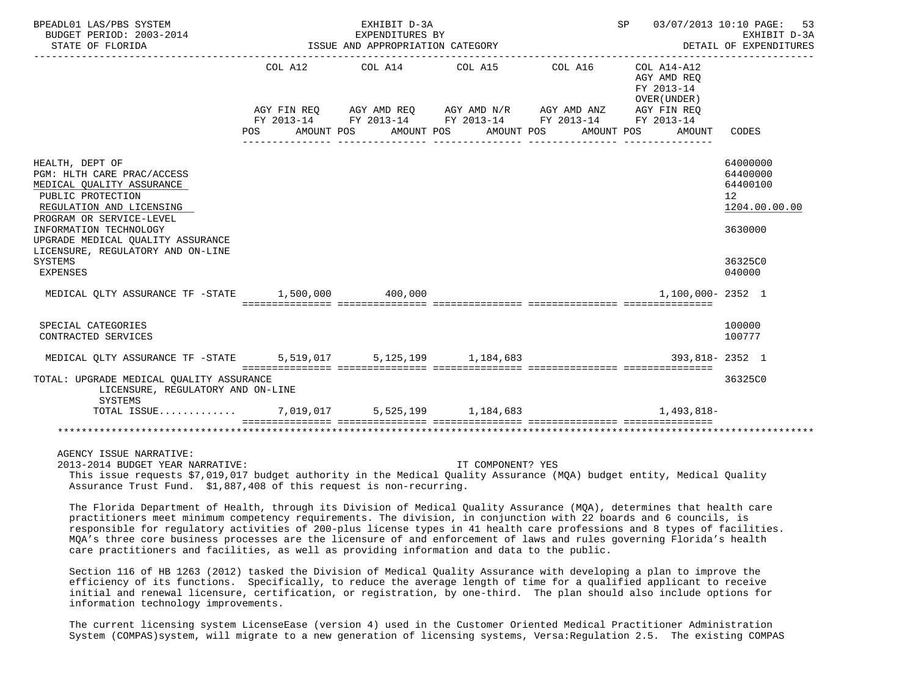BPEADL01 LAS/PBS SYSTEM — EXHIBIT D-3A — EXPENDITURES BY ISSUE AND APPROPRIATION CATEGORY — BUDGET PERIOD: 2003-2014 — STATE OF FLORIDA — SP 03/07/2013 10:10 — EXHIBIT D-3A DETAIL OF EXPENDITURES

| | COL A12 AGY FIN REQ FY 2013-14 POS AMOUNT | COL A14 AGY AMD REQ FY 2013-14 POS AMOUNT | COL A15 AGY AMD N/R FY 2013-14 POS AMOUNT | COL A16 AGY AMD ANZ FY 2013-14 POS AMOUNT | COL A14-A12 AGY AMD REQ FY 2013-14 OVER(UNDER) AGY FIN REQ FY 2013-14 POS AMOUNT | CODES |
|---|---|---|---|---|---|---|
| HEALTH, DEPT OF | | | | | | 64000000 |
| PGM: HLTH CARE PRAC/ACCESS | | | | | | 64400000 |
| MEDICAL QUALITY ASSURANCE | | | | | | 64400100 |
| PUBLIC PROTECTION | | | | | | 12 |
| REGULATION AND LICENSING | | | | | | 1204.00.00.00 |
| PROGRAM OR SERVICE-LEVEL INFORMATION TECHNOLOGY | | | | | | 3630000 |
| UPGRADE MEDICAL QUALITY ASSURANCE LICENSURE, REGULATORY AND ON-LINE SYSTEMS | | | | | | 36325C0 |
| EXPENSES | | | | | | 040000 |
| MEDICAL QLTY ASSURANCE TF -STATE | 1,500,000 | 400,000 | | | 1,100,000- | 2352 1 |
| SPECIAL CATEGORIES | | | | | | 100000 |
| CONTRACTED SERVICES | | | | | | 100777 |
| MEDICAL QLTY ASSURANCE TF -STATE | 5,519,017 | 5,125,199 | 1,184,683 | | 393,818- | 2352 1 |
| TOTAL: UPGRADE MEDICAL QUALITY ASSURANCE LICENSURE, REGULATORY AND ON-LINE SYSTEMS | | | | | | 36325C0 |
| TOTAL ISSUE............ | 7,019,017 | 5,525,199 | 1,184,683 | | 1,493,818- | |

AGENCY ISSUE NARRATIVE:

2013-2014 BUDGET YEAR NARRATIVE: IT COMPONENT? YES

This issue requests $7,019,017 budget authority in the Medical Quality Assurance (MQA) budget entity, Medical Quality Assurance Trust Fund. $1,887,408 of this request is non-recurring.

The Florida Department of Health, through its Division of Medical Quality Assurance (MQA), determines that health care practitioners meet minimum competency requirements. The division, in conjunction with 22 boards and 6 councils, is responsible for regulatory activities of 200-plus license types in 41 health care professions and 8 types of facilities. MQA's three core business processes are the licensure of and enforcement of laws and rules governing Florida's health care practitioners and facilities, as well as providing information and data to the public.

Section 116 of HB 1263 (2012) tasked the Division of Medical Quality Assurance with developing a plan to improve the efficiency of its functions. Specifically, to reduce the average length of time for a qualified applicant to receive initial and renewal licensure, certification, or registration, by one-third. The plan should also include options for information technology improvements.

The current licensing system LicenseEase (version 4) used in the Customer Oriented Medical Practitioner Administration System (COMPAS)system, will migrate to a new generation of licensing systems, Versa:Regulation 2.5. The existing COMPAS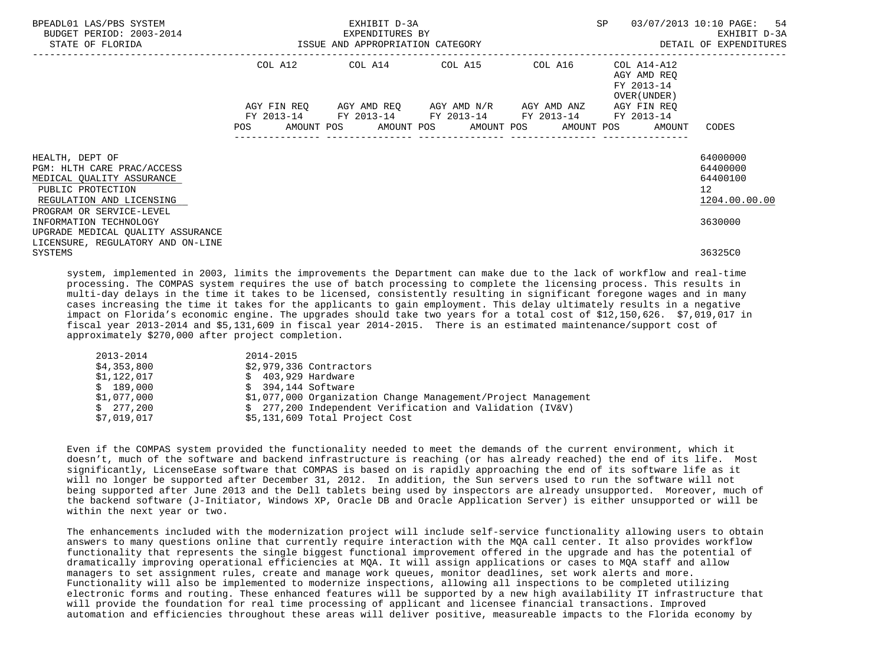BPEADL01 LAS/PBS SYSTEM — EXHIBIT D-3A — EXPENDITURES BY ISSUE AND APPROPRIATION CATEGORY — DETAIL OF EXPENDITURES
BUDGET PERIOD: 2003-2014
STATE OF FLORIDA

| | COL A12 AGY FIN REQ FY 2013-14 POS AMOUNT | COL A14 AGY AMD REQ FY 2013-14 POS AMOUNT | COL A15 AGY AMD N/R FY 2013-14 POS AMOUNT | COL A16 AGY AMD ANZ FY 2013-14 POS AMOUNT | COL A14-A12 AGY AMD REQ FY 2013-14 OVER(UNDER) AGY FIN REQ FY 2013-14 POS AMOUNT | CODES |
|---|---|---|---|---|---|---|
| HEALTH, DEPT OF | | | | | | 64000000 |
| PGM: HLTH CARE PRAC/ACCESS | | | | | | 64400000 |
| MEDICAL QUALITY ASSURANCE | | | | | | 64400100 |
| PUBLIC PROTECTION | | | | | | 12 |
| REGULATION AND LICENSING | | | | | | 1204.00.00.00 |
| PROGRAM OR SERVICE-LEVEL | | | | | | |
| INFORMATION TECHNOLOGY | | | | | | 3630000 |
| UPGRADE MEDICAL QUALITY ASSURANCE LICENSURE, REGULATORY AND ON-LINE SYSTEMS | | | | | | 36325C0 |

system, implemented in 2003, limits the improvements the Department can make due to the lack of workflow and real-time processing. The COMPAS system requires the use of batch processing to complete the licensing process. This results in multi-day delays in the time it takes to be licensed, consistently resulting in significant foregone wages and in many cases increasing the time it takes for the applicants to gain employment. This delay ultimately results in a negative impact on Florida's economic engine. The upgrades should take two years for a total cost of $12,150,626. $7,019,017 in fiscal year 2013-2014 and $5,131,609 in fiscal year 2014-2015. There is an estimated maintenance/support cost of approximately $270,000 after project completion.

| 2013-2014 | 2014-2015 | |
|---|---|---|
| $4,353,800 | $2,979,336 | Contractors |
| $1,122,017 | $ 403,929 | Hardware |
| $ 189,000 | $ 394,144 | Software |
| $1,077,000 | $1,077,000 | Organization Change Management/Project Management |
| $ 277,200 | $ 277,200 | Independent Verification and Validation (IV&V) |
| $7,019,017 | $5,131,609 | Total Project Cost |

Even if the COMPAS system provided the functionality needed to meet the demands of the current environment, which it doesn't, much of the software and backend infrastructure is reaching (or has already reached) the end of its life. Most significantly, LicenseEase software that COMPAS is based on is rapidly approaching the end of its software life as it will no longer be supported after December 31, 2012. In addition, the Sun servers used to run the software will not being supported after June 2013 and the Dell tablets being used by inspectors are already unsupported. Moreover, much of the backend software (J-Initiator, Windows XP, Oracle DB and Oracle Application Server) is either unsupported or will be within the next year or two.

The enhancements included with the modernization project will include self-service functionality allowing users to obtain answers to many questions online that currently require interaction with the MQA call center. It also provides workflow functionality that represents the single biggest functional improvement offered in the upgrade and has the potential of dramatically improving operational efficiencies at MQA. It will assign applications or cases to MQA staff and allow managers to set assignment rules, create and manage work queues, monitor deadlines, set work alerts and more. Functionality will also be implemented to modernize inspections, allowing all inspections to be completed utilizing electronic forms and routing. These enhanced features will be supported by a new high availability IT infrastructure that will provide the foundation for real time processing of applicant and licensee financial transactions. Improved automation and efficiencies throughout these areas will deliver positive, measureable impacts to the Florida economy by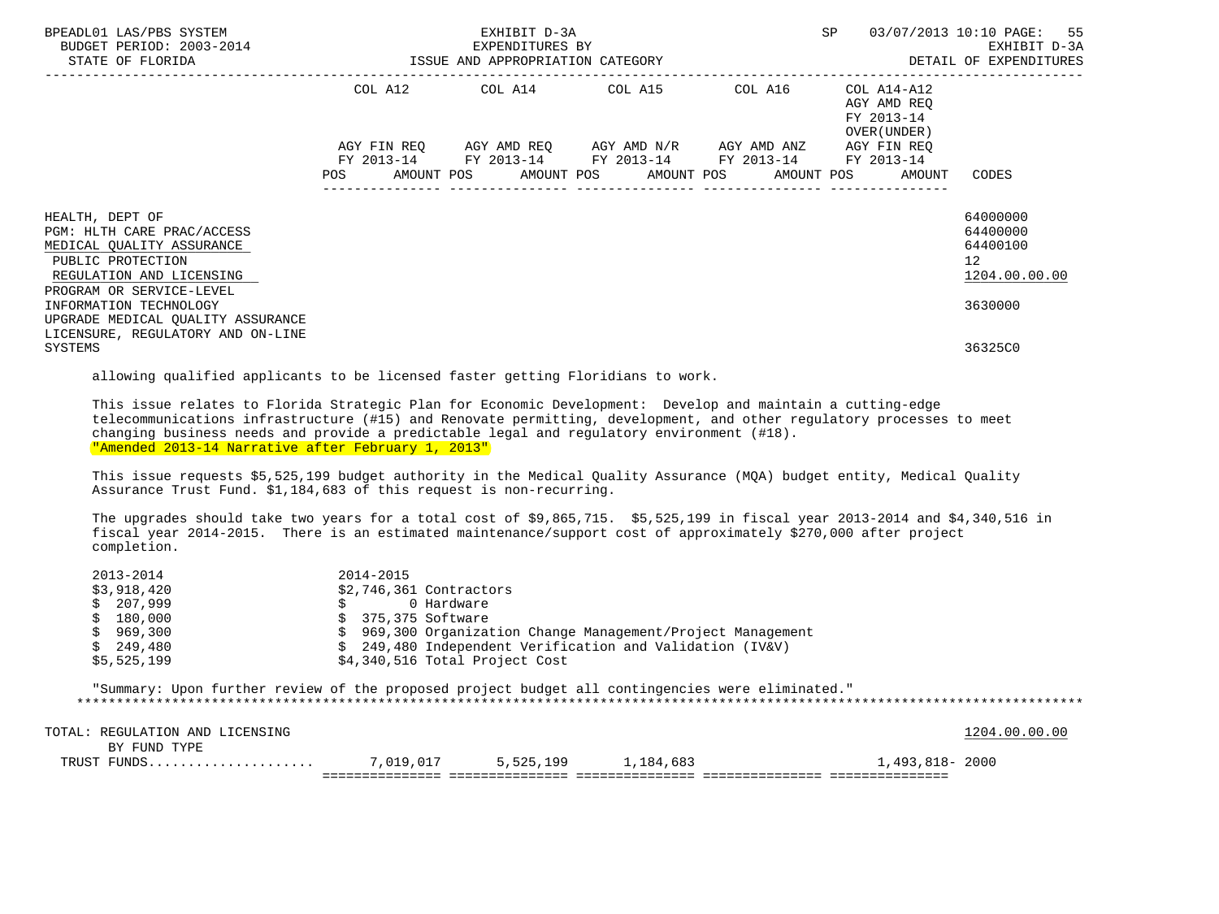| | COL A12 | COL A14 | COL A15 | COL A16 | COL A14-A12 AGY AMD REQ FY 2013-14 OVER(UNDER) | |
|---|---|---|---|---|---|---|
| | AGY FIN REQ FY 2013-14 | AGY AMD REQ FY 2013-14 | AGY AMD N/R FY 2013-14 | AGY AMD ANZ FY 2013-14 | AGY FIN REQ FY 2013-14 | |
| | POS AMOUNT | POS AMOUNT | POS AMOUNT | POS AMOUNT | POS AMOUNT | CODES |

HEALTH, DEPT OF — 64000000
PGM: HLTH CARE PRAC/ACCESS — 64400000
MEDICAL QUALITY ASSURANCE — 64400100
PUBLIC PROTECTION — 12
REGULATION AND LICENSING — 1204.00.00.00
PROGRAM OR SERVICE-LEVEL
INFORMATION TECHNOLOGY — 3630000
UPGRADE MEDICAL QUALITY ASSURANCE LICENSURE, REGULATORY AND ON-LINE SYSTEMS — 36325C0

allowing qualified applicants to be licensed faster getting Floridians to work.

This issue relates to Florida Strategic Plan for Economic Development: Develop and maintain a cutting-edge telecommunications infrastructure (#15) and Renovate permitting, development, and other regulatory processes to meet changing business needs and provide a predictable legal and regulatory environment (#18).
"Amended 2013-14 Narrative after February 1, 2013"

This issue requests $5,525,199 budget authority in the Medical Quality Assurance (MQA) budget entity, Medical Quality Assurance Trust Fund. $1,184,683 of this request is non-recurring.

The upgrades should take two years for a total cost of $9,865,715. $5,525,199 in fiscal year 2013-2014 and $4,340,516 in fiscal year 2014-2015. There is an estimated maintenance/support cost of approximately $270,000 after project completion.

| 2013-2014 | 2014-2015 | |
|---|---|---|
| $3,918,420 | $2,746,361 | Contractors |
| $ 207,999 | $ 0 | Hardware |
| $ 180,000 | $ 375,375 | Software |
| $ 969,300 | $ 969,300 | Organization Change Management/Project Management |
| $ 249,480 | $ 249,480 | Independent Verification and Validation (IV&V) |
| $5,525,199 | $4,340,516 | Total Project Cost |

"Summary: Upon further review of the proposed project budget all contingencies were eliminated."

***

| TOTAL: REGULATION AND LICENSING BY FUND TYPE | COL A12 | COL A14 | COL A15 | COL A16 | COL A14-A12 | CODES |
|---|---|---|---|---|---|---|
| | | | | | | 1204.00.00.00 |
| TRUST FUNDS.................... | 7,019,017 | 5,525,199 | 1,184,683 | | 1,493,818- | 2000 |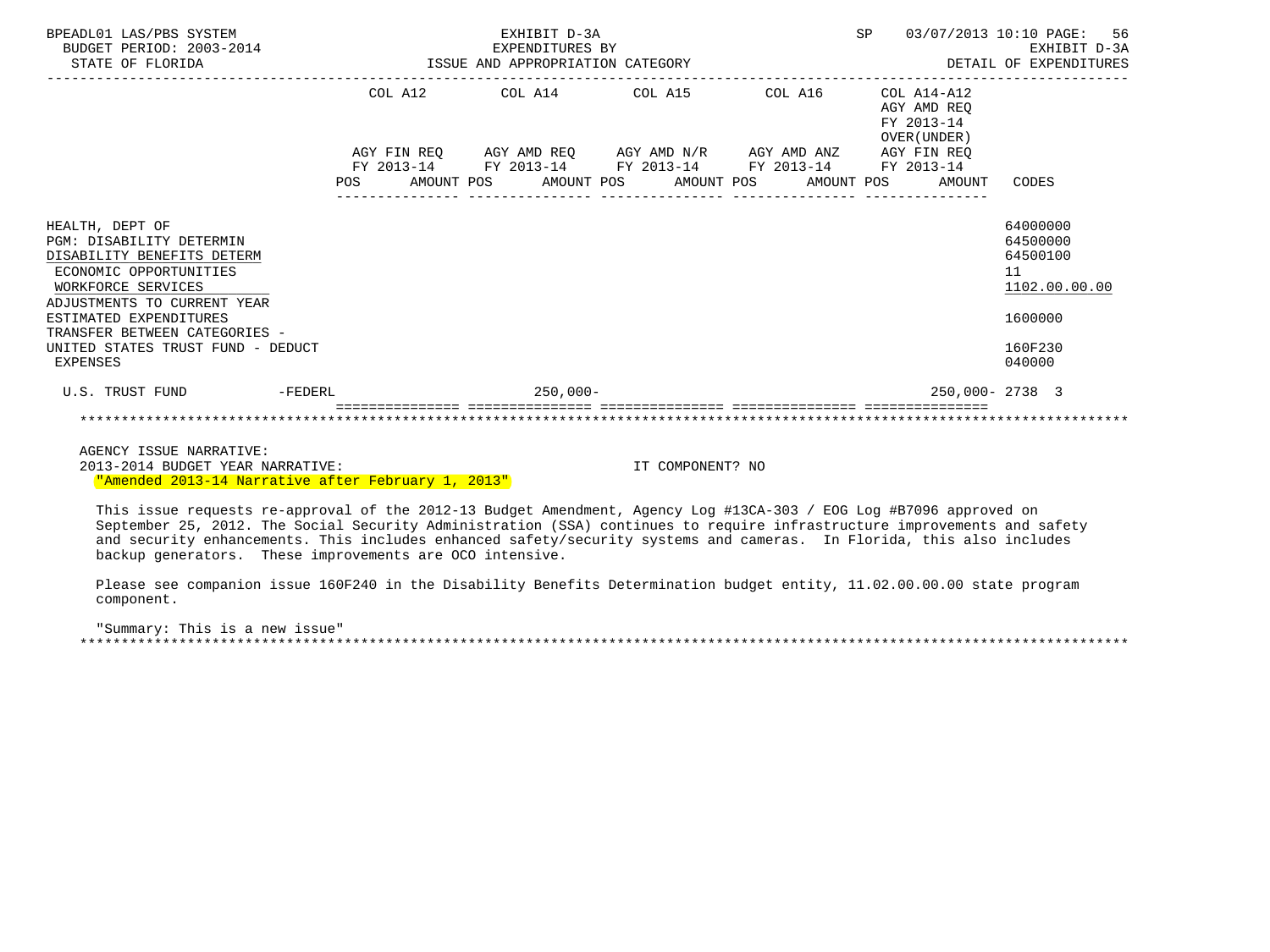BPEADL01 LAS/PBS SYSTEM — EXHIBIT D-3A — EXPENDITURES BY ISSUE AND APPROPRIATION CATEGORY
BUDGET PERIOD: 2003-2014 — STATE OF FLORIDA — SP 03/07/2013 10:10 — EXHIBIT D-3A DETAIL OF EXPENDITURES

| | COL A12 AGY FIN REQ FY 2013-14 POS AMOUNT | COL A14 AGY AMD REQ FY 2013-14 POS AMOUNT | COL A15 AGY AMD N/R FY 2013-14 POS AMOUNT | COL A16 AGY AMD ANZ FY 2013-14 POS AMOUNT | COL A14-A12 AGY AMD REQ FY 2013-14 OVER(UNDER) AGY FIN REQ FY 2013-14 POS AMOUNT | CODES |
|---|---|---|---|---|---|---|
| HEALTH, DEPT OF | | | | | | 64000000 |
| PGM: DISABILITY DETERMIN | | | | | | 64500000 |
| DISABILITY BENEFITS DETERM | | | | | | 64500100 |
| ECONOMIC OPPORTUNITIES | | | | | | 11 |
| WORKFORCE SERVICES | | | | | | 1102.00.00.00 |
| ADJUSTMENTS TO CURRENT YEAR ESTIMATED EXPENDITURES | | | | | | 1600000 |
| TRANSFER BETWEEN CATEGORIES - UNITED STATES TRUST FUND - DEDUCT | | | | | | 160F230 |
| EXPENSES | | | | | | 040000 |
| U.S. TRUST FUND -FEDERL | | 250,000- | | | 250,000- | 2738 3 |

AGENCY ISSUE NARRATIVE:
2013-2014 BUDGET YEAR NARRATIVE: IT COMPONENT? NO

"Amended 2013-14 Narrative after February 1, 2013"

This issue requests re-approval of the 2012-13 Budget Amendment, Agency Log #13CA-303 / EOG Log #B7096 approved on September 25, 2012. The Social Security Administration (SSA) continues to require infrastructure improvements and safety and security enhancements. This includes enhanced safety/security systems and cameras. In Florida, this also includes backup generators. These improvements are OCO intensive.

Please see companion issue 160F240 in the Disability Benefits Determination budget entity, 11.02.00.00.00 state program component.

"Summary: This is a new issue"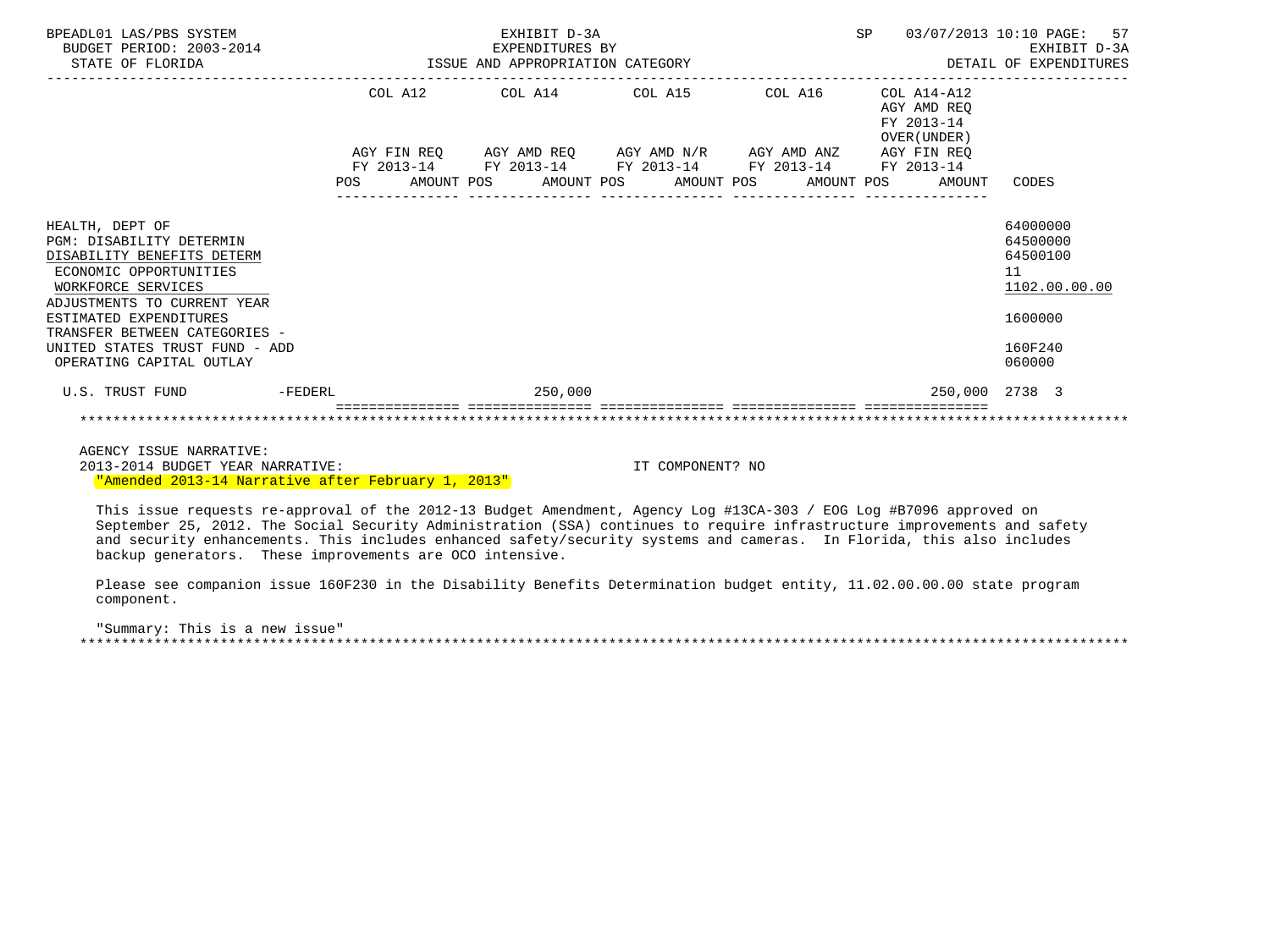| | COL A12 AGY FIN REQ FY 2013-14 POS AMOUNT | COL A14 AGY AMD REQ FY 2013-14 POS AMOUNT | COL A15 AGY AMD N/R FY 2013-14 POS AMOUNT | COL A16 AGY AMD ANZ FY 2013-14 POS AMOUNT | COL A14-A12 AGY AMD REQ FY 2013-14 OVER(UNDER) AGY FIN REQ FY 2013-14 POS AMOUNT | CODES |
|---|---|---|---|---|---|---|
| HEALTH, DEPT OF | | | | | | 64000000 |
| PGM: DISABILITY DETERMIN | | | | | | 64500000 |
| DISABILITY BENEFITS DETERM | | | | | | 64500100 |
| ECONOMIC OPPORTUNITIES | | | | | | 11 |
| WORKFORCE SERVICES | | | | | | 1102.00.00.00 |
| ADJUSTMENTS TO CURRENT YEAR ESTIMATED EXPENDITURES | | | | | | 1600000 |
| TRANSFER BETWEEN CATEGORIES - UNITED STATES TRUST FUND - ADD | | | | | | 160F240 |
| OPERATING CAPITAL OUTLAY | | | | | | 060000 |
| U.S. TRUST FUND -FEDERL | | 250,000 | | | 250,000 | 2738 3 |

AGENCY ISSUE NARRATIVE:

2013-2014 BUDGET YEAR NARRATIVE: IT COMPONENT? NO

"Amended 2013-14 Narrative after February 1, 2013"

This issue requests re-approval of the 2012-13 Budget Amendment, Agency Log #13CA-303 / EOG Log #B7096 approved on September 25, 2012. The Social Security Administration (SSA) continues to require infrastructure improvements and safety and security enhancements. This includes enhanced safety/security systems and cameras. In Florida, this also includes backup generators. These improvements are OCO intensive.

Please see companion issue 160F230 in the Disability Benefits Determination budget entity, 11.02.00.00.00 state program component.

"Summary: This is a new issue"